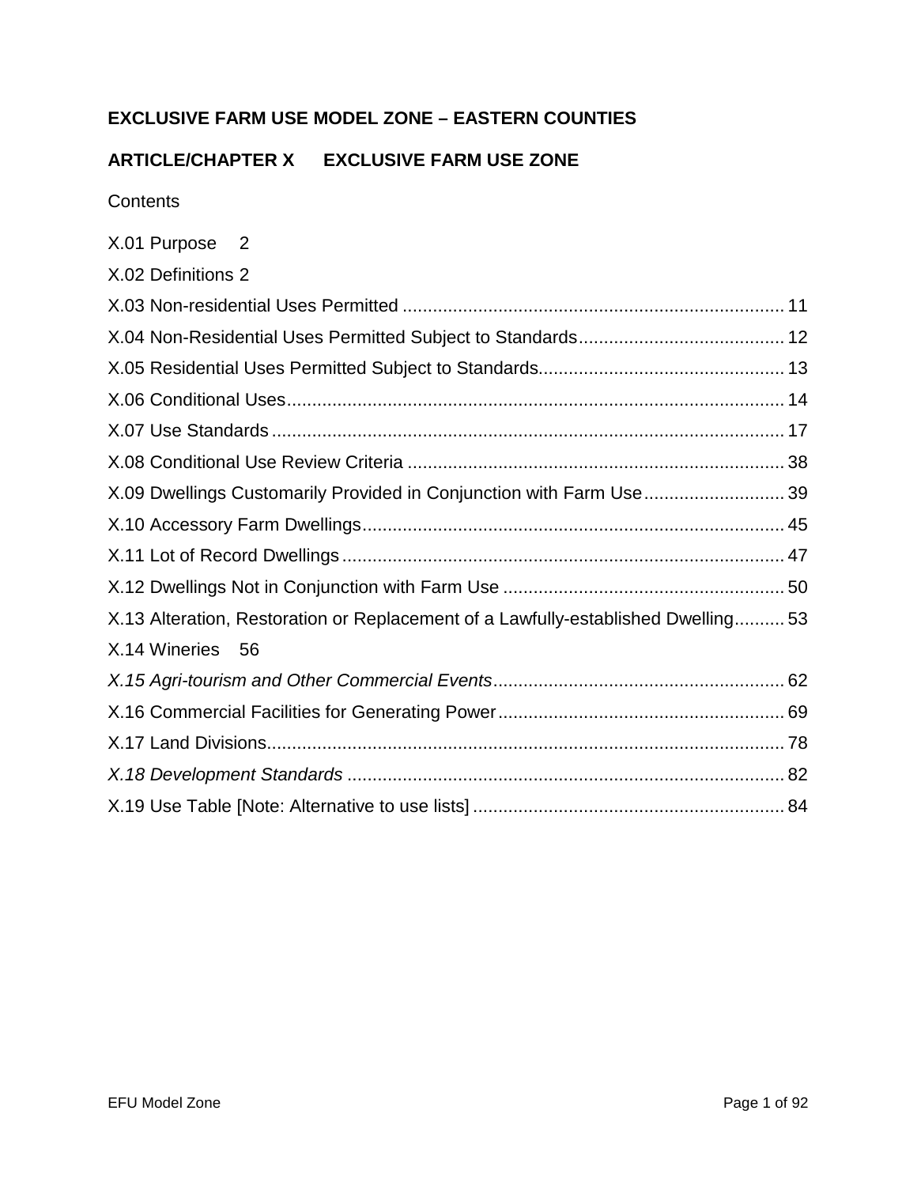**EXCLUSIVE FARM USE MODEL ZONE – EASTERN COUNTIES**

**ARTICLE/CHAPTER X EXCLUSIVE FARM USE ZONE**

Contents

X.01 Purpose 2

X.02 Definitions 2

X.03 Non-residential Uses Permitted .......... 11

X.04 Non-Residential Uses Permitted Subject to Standards .......... 12

X.05 Residential Uses Permitted Subject to Standards .......... 13

X.06 Conditional Uses .......... 14

X.07 Use Standards .......... 17

X.08 Conditional Use Review Criteria .......... 38

X.09 Dwellings Customarily Provided in Conjunction with Farm Use .......... 39

X.10 Accessory Farm Dwellings .......... 45

X.11 Lot of Record Dwellings .......... 47

X.12 Dwellings Not in Conjunction with Farm Use .......... 50

X.13 Alteration, Restoration or Replacement of a Lawfully-established Dwelling .......... 53

X.14 Wineries 56

*X.15 Agri-tourism and Other Commercial Events* .......... 62

X.16 Commercial Facilities for Generating Power .......... 69

X.17 Land Divisions .......... 78

*X.18 Development Standards* .......... 82

X.19 Use Table [Note: Alternative to use lists] .......... 84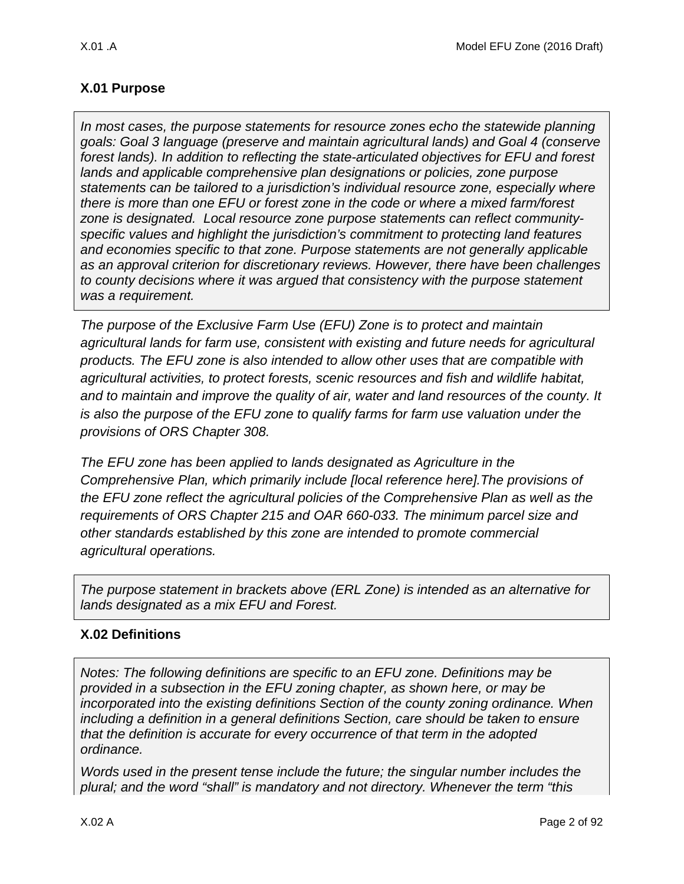## X.01 Purpose

> *In most cases, the purpose statements for resource zones echo the statewide planning goals: Goal 3 language (preserve and maintain agricultural lands) and Goal 4 (conserve forest lands). In addition to reflecting the state-articulated objectives for EFU and forest lands and applicable comprehensive plan designations or policies, zone purpose statements can be tailored to a jurisdiction's individual resource zone, especially where there is more than one EFU or forest zone in the code or where a mixed farm/forest zone is designated. Local resource zone purpose statements can reflect community-specific values and highlight the jurisdiction's commitment to protecting land features and economies specific to that zone. Purpose statements are not generally applicable as an approval criterion for discretionary reviews. However, there have been challenges to county decisions where it was argued that consistency with the purpose statement was a requirement.*

*The purpose of the Exclusive Farm Use (EFU) Zone is to protect and maintain agricultural lands for farm use, consistent with existing and future needs for agricultural products. The EFU zone is also intended to allow other uses that are compatible with agricultural activities, to protect forests, scenic resources and fish and wildlife habitat, and to maintain and improve the quality of air, water and land resources of the county. It is also the purpose of the EFU zone to qualify farms for farm use valuation under the provisions of ORS Chapter 308.*

*The EFU zone has been applied to lands designated as Agriculture in the Comprehensive Plan, which primarily include [local reference here].The provisions of the EFU zone reflect the agricultural policies of the Comprehensive Plan as well as the requirements of ORS Chapter 215 and OAR 660-033. The minimum parcel size and other standards established by this zone are intended to promote commercial agricultural operations.*

> *The purpose statement in brackets above (ERL Zone) is intended as an alternative for lands designated as a mix EFU and Forest.*

## X.02 Definitions

> *Notes: The following definitions are specific to an EFU zone. Definitions may be provided in a subsection in the EFU zoning chapter, as shown here, or may be incorporated into the existing definitions Section of the county zoning ordinance. When including a definition in a general definitions Section, care should be taken to ensure that the definition is accurate for every occurrence of that term in the adopted ordinance.*
>
> *Words used in the present tense include the future; the singular number includes the plural; and the word "shall" is mandatory and not directory. Whenever the term "this*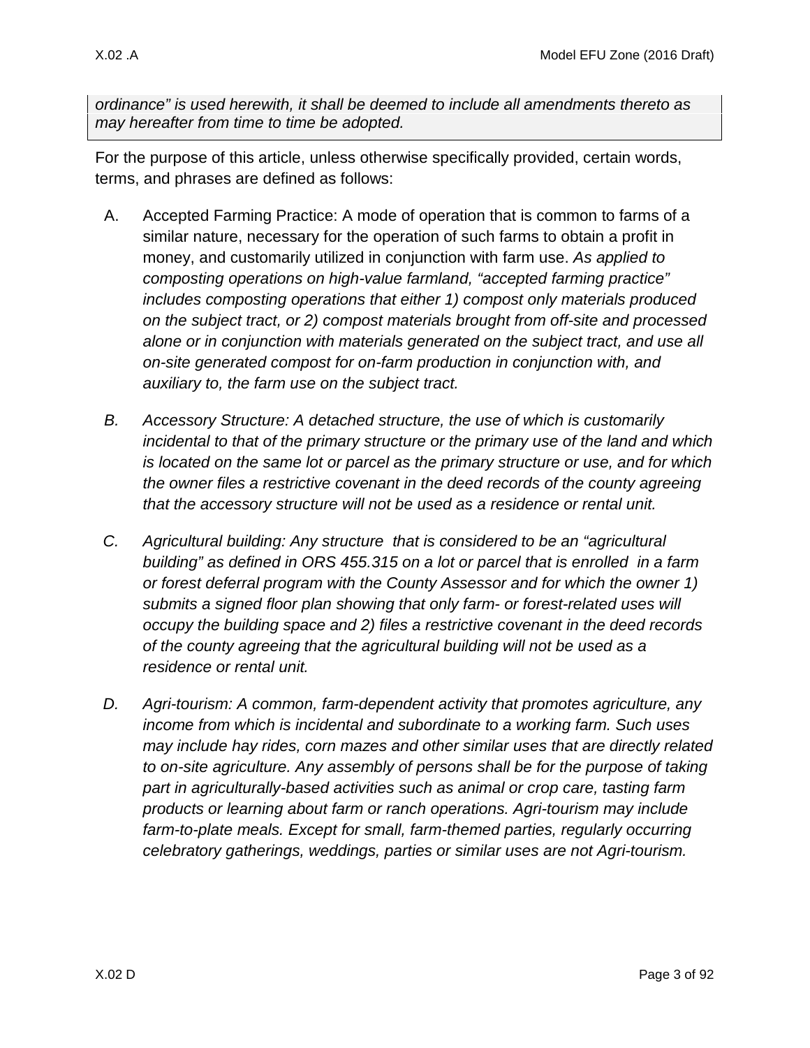*ordinance" is used herewith, it shall be deemed to include all amendments thereto as may hereafter from time to time be adopted.*

For the purpose of this article, unless otherwise specifically provided, certain words, terms, and phrases are defined as follows:

A. Accepted Farming Practice: A mode of operation that is common to farms of a similar nature, necessary for the operation of such farms to obtain a profit in money, and customarily utilized in conjunction with farm use. *As applied to composting operations on high-value farmland, "accepted farming practice" includes composting operations that either 1) compost only materials produced on the subject tract, or 2) compost materials brought from off-site and processed alone or in conjunction with materials generated on the subject tract, and use all on-site generated compost for on-farm production in conjunction with, and auxiliary to, the farm use on the subject tract.*

*B. Accessory Structure: A detached structure, the use of which is customarily incidental to that of the primary structure or the primary use of the land and which is located on the same lot or parcel as the primary structure or use, and for which the owner files a restrictive covenant in the deed records of the county agreeing that the accessory structure will not be used as a residence or rental unit.*

*C. Agricultural building: Any structure that is considered to be an "agricultural building" as defined in ORS 455.315 on a lot or parcel that is enrolled in a farm or forest deferral program with the County Assessor and for which the owner 1) submits a signed floor plan showing that only farm- or forest-related uses will occupy the building space and 2) files a restrictive covenant in the deed records of the county agreeing that the agricultural building will not be used as a residence or rental unit.*

*D. Agri-tourism: A common, farm-dependent activity that promotes agriculture, any income from which is incidental and subordinate to a working farm. Such uses may include hay rides, corn mazes and other similar uses that are directly related to on-site agriculture. Any assembly of persons shall be for the purpose of taking part in agriculturally-based activities such as animal or crop care, tasting farm products or learning about farm or ranch operations. Agri-tourism may include farm-to-plate meals. Except for small, farm-themed parties, regularly occurring celebratory gatherings, weddings, parties or similar uses are not Agri-tourism.*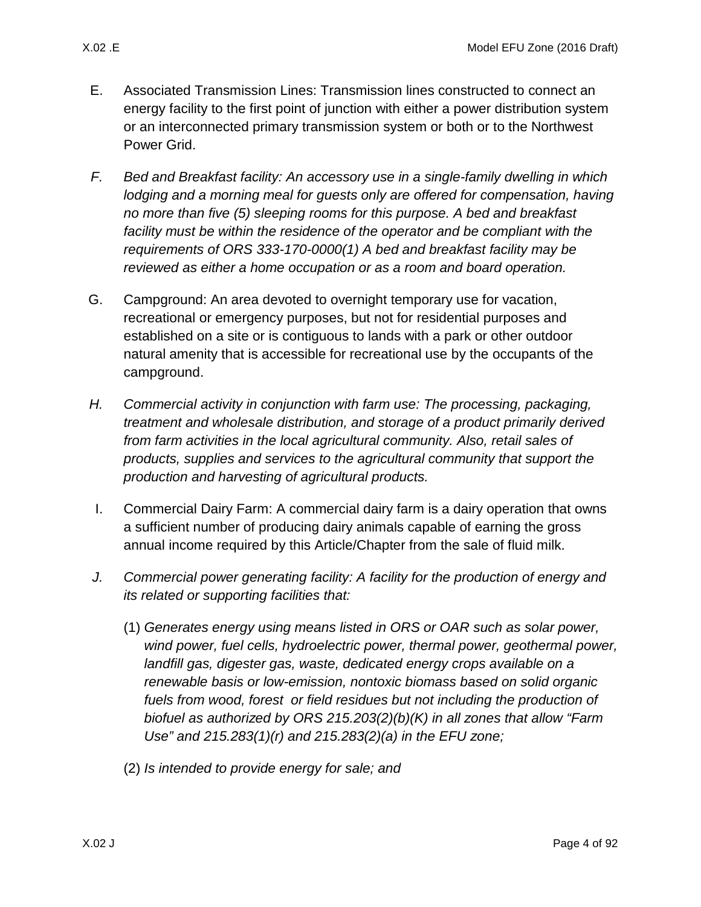E. Associated Transmission Lines: Transmission lines constructed to connect an energy facility to the first point of junction with either a power distribution system or an interconnected primary transmission system or both or to the Northwest Power Grid.

*F. Bed and Breakfast facility: An accessory use in a single-family dwelling in which lodging and a morning meal for guests only are offered for compensation, having no more than five (5) sleeping rooms for this purpose. A bed and breakfast facility must be within the residence of the operator and be compliant with the requirements of ORS 333-170-0000(1) A bed and breakfast facility may be reviewed as either a home occupation or as a room and board operation.*

G. Campground: An area devoted to overnight temporary use for vacation, recreational or emergency purposes, but not for residential purposes and established on a site or is contiguous to lands with a park or other outdoor natural amenity that is accessible for recreational use by the occupants of the campground.

*H. Commercial activity in conjunction with farm use: The processing, packaging, treatment and wholesale distribution, and storage of a product primarily derived from farm activities in the local agricultural community. Also, retail sales of products, supplies and services to the agricultural community that support the production and harvesting of agricultural products.*

I. Commercial Dairy Farm: A commercial dairy farm is a dairy operation that owns a sufficient number of producing dairy animals capable of earning the gross annual income required by this Article/Chapter from the sale of fluid milk.

*J. Commercial power generating facility: A facility for the production of energy and its related or supporting facilities that:*

(1) *Generates energy using means listed in ORS or OAR such as solar power, wind power, fuel cells, hydroelectric power, thermal power, geothermal power, landfill gas, digester gas, waste, dedicated energy crops available on a renewable basis or low-emission, nontoxic biomass based on solid organic fuels from wood, forest or field residues but not including the production of biofuel as authorized by ORS 215.203(2)(b)(K) in all zones that allow "Farm Use" and 215.283(1)(r) and 215.283(2)(a) in the EFU zone;*

(2) *Is intended to provide energy for sale; and*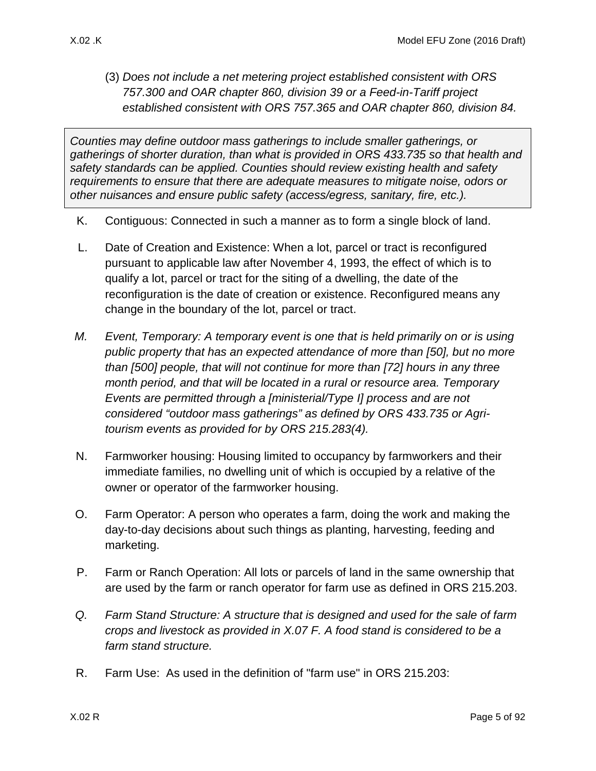(3) *Does not include a net metering project established consistent with ORS 757.300 and OAR chapter 860, division 39 or a Feed-in-Tariff project established consistent with ORS 757.365 and OAR chapter 860, division 84.*

> *Counties may define outdoor mass gatherings to include smaller gatherings, or gatherings of shorter duration, than what is provided in ORS 433.735 so that health and safety standards can be applied. Counties should review existing health and safety requirements to ensure that there are adequate measures to mitigate noise, odors or other nuisances and ensure public safety (access/egress, sanitary, fire, etc.).*

K. Contiguous: Connected in such a manner as to form a single block of land.

L. Date of Creation and Existence: When a lot, parcel or tract is reconfigured pursuant to applicable law after November 4, 1993, the effect of which is to qualify a lot, parcel or tract for the siting of a dwelling, the date of the reconfiguration is the date of creation or existence. Reconfigured means any change in the boundary of the lot, parcel or tract.

*M. Event, Temporary: A temporary event is one that is held primarily on or is using public property that has an expected attendance of more than [50], but no more than [500] people, that will not continue for more than [72] hours in any three month period, and that will be located in a rural or resource area. Temporary Events are permitted through a [ministerial/Type I] process and are not considered "outdoor mass gatherings" as defined by ORS 433.735 or Agri-tourism events as provided for by ORS 215.283(4).*

N. Farmworker housing: Housing limited to occupancy by farmworkers and their immediate families, no dwelling unit of which is occupied by a relative of the owner or operator of the farmworker housing.

O. Farm Operator: A person who operates a farm, doing the work and making the day-to-day decisions about such things as planting, harvesting, feeding and marketing.

P. Farm or Ranch Operation: All lots or parcels of land in the same ownership that are used by the farm or ranch operator for farm use as defined in ORS 215.203.

*Q. Farm Stand Structure: A structure that is designed and used for the sale of farm crops and livestock as provided in X.07 F. A food stand is considered to be a farm stand structure.*

R. Farm Use: As used in the definition of "farm use" in ORS 215.203: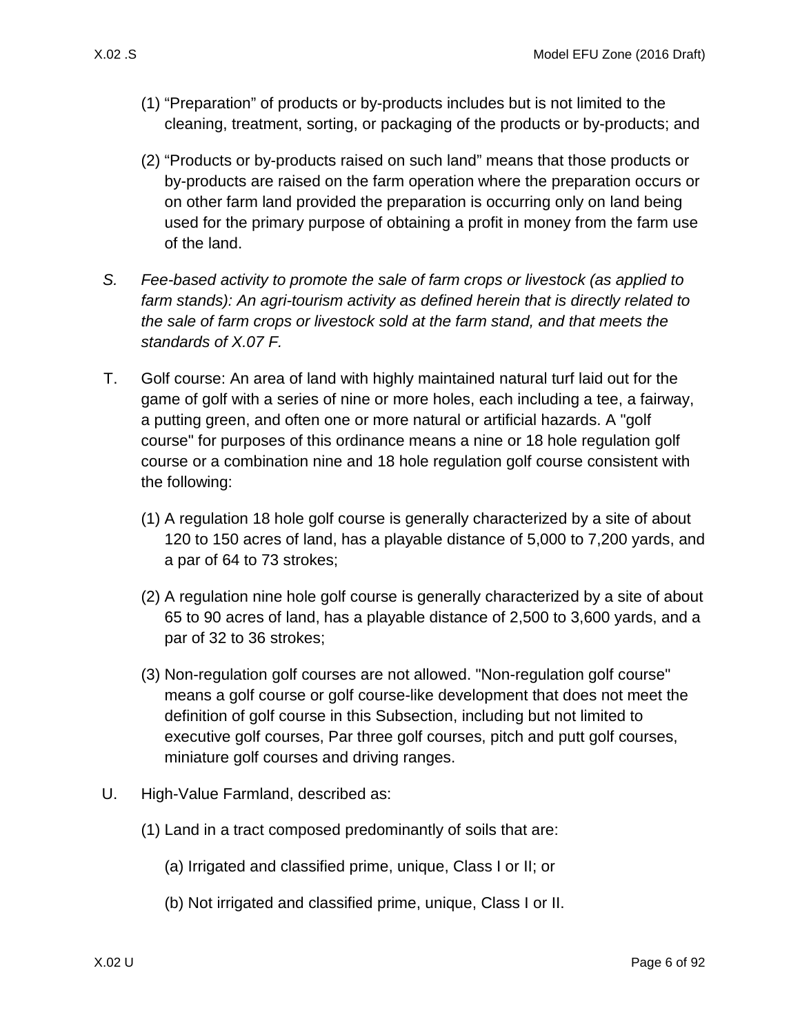(1) "Preparation" of products or by-products includes but is not limited to the cleaning, treatment, sorting, or packaging of the products or by-products; and

(2) "Products or by-products raised on such land" means that those products or by-products are raised on the farm operation where the preparation occurs or on other farm land provided the preparation is occurring only on land being used for the primary purpose of obtaining a profit in money from the farm use of the land.

*S. Fee-based activity to promote the sale of farm crops or livestock (as applied to farm stands): An agri-tourism activity as defined herein that is directly related to the sale of farm crops or livestock sold at the farm stand, and that meets the standards of X.07 F.*

T. Golf course: An area of land with highly maintained natural turf laid out for the game of golf with a series of nine or more holes, each including a tee, a fairway, a putting green, and often one or more natural or artificial hazards. A "golf course" for purposes of this ordinance means a nine or 18 hole regulation golf course or a combination nine and 18 hole regulation golf course consistent with the following:

(1) A regulation 18 hole golf course is generally characterized by a site of about 120 to 150 acres of land, has a playable distance of 5,000 to 7,200 yards, and a par of 64 to 73 strokes;

(2) A regulation nine hole golf course is generally characterized by a site of about 65 to 90 acres of land, has a playable distance of 2,500 to 3,600 yards, and a par of 32 to 36 strokes;

(3) Non-regulation golf courses are not allowed. "Non-regulation golf course" means a golf course or golf course-like development that does not meet the definition of golf course in this Subsection, including but not limited to executive golf courses, Par three golf courses, pitch and putt golf courses, miniature golf courses and driving ranges.

U. High-Value Farmland, described as:

(1) Land in a tract composed predominantly of soils that are:

(a) Irrigated and classified prime, unique, Class I or II; or

(b) Not irrigated and classified prime, unique, Class I or II.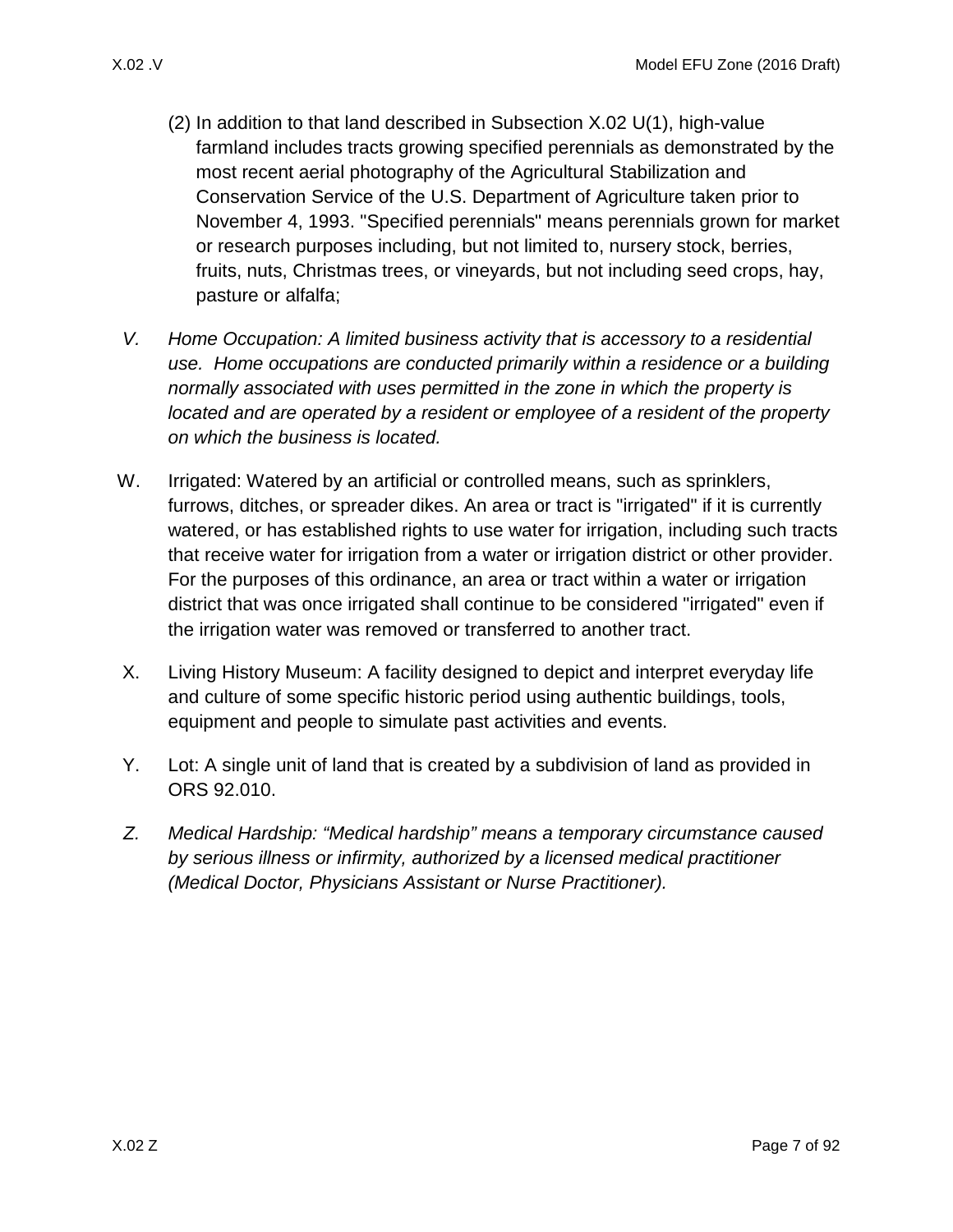(2) In addition to that land described in Subsection X.02 U(1), high-value farmland includes tracts growing specified perennials as demonstrated by the most recent aerial photography of the Agricultural Stabilization and Conservation Service of the U.S. Department of Agriculture taken prior to November 4, 1993. "Specified perennials" means perennials grown for market or research purposes including, but not limited to, nursery stock, berries, fruits, nuts, Christmas trees, or vineyards, but not including seed crops, hay, pasture or alfalfa;

*V. Home Occupation: A limited business activity that is accessory to a residential use. Home occupations are conducted primarily within a residence or a building normally associated with uses permitted in the zone in which the property is located and are operated by a resident or employee of a resident of the property on which the business is located.*

W. Irrigated: Watered by an artificial or controlled means, such as sprinklers, furrows, ditches, or spreader dikes. An area or tract is "irrigated" if it is currently watered, or has established rights to use water for irrigation, including such tracts that receive water for irrigation from a water or irrigation district or other provider. For the purposes of this ordinance, an area or tract within a water or irrigation district that was once irrigated shall continue to be considered "irrigated" even if the irrigation water was removed or transferred to another tract.

X. Living History Museum: A facility designed to depict and interpret everyday life and culture of some specific historic period using authentic buildings, tools, equipment and people to simulate past activities and events.

Y. Lot: A single unit of land that is created by a subdivision of land as provided in ORS 92.010.

*Z. Medical Hardship: “Medical hardship” means a temporary circumstance caused by serious illness or infirmity, authorized by a licensed medical practitioner (Medical Doctor, Physicians Assistant or Nurse Practitioner).*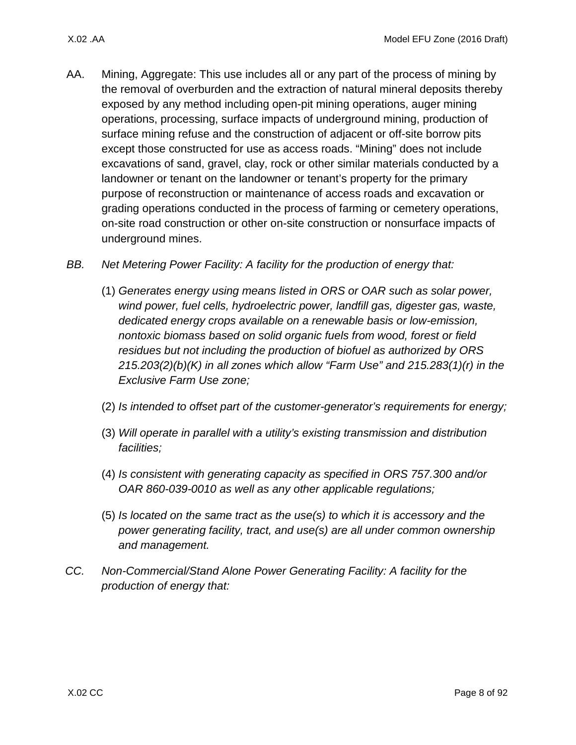AA. Mining, Aggregate: This use includes all or any part of the process of mining by the removal of overburden and the extraction of natural mineral deposits thereby exposed by any method including open-pit mining operations, auger mining operations, processing, surface impacts of underground mining, production of surface mining refuse and the construction of adjacent or off-site borrow pits except those constructed for use as access roads. "Mining" does not include excavations of sand, gravel, clay, rock or other similar materials conducted by a landowner or tenant on the landowner or tenant's property for the primary purpose of reconstruction or maintenance of access roads and excavation or grading operations conducted in the process of farming or cemetery operations, on-site road construction or other on-site construction or nonsurface impacts of underground mines.

*BB. Net Metering Power Facility: A facility for the production of energy that:*

(1) *Generates energy using means listed in ORS or OAR such as solar power, wind power, fuel cells, hydroelectric power, landfill gas, digester gas, waste, dedicated energy crops available on a renewable basis or low-emission, nontoxic biomass based on solid organic fuels from wood, forest or field residues but not including the production of biofuel as authorized by ORS 215.203(2)(b)(K) in all zones which allow "Farm Use" and 215.283(1)(r) in the Exclusive Farm Use zone;*

(2) *Is intended to offset part of the customer-generator's requirements for energy;*

(3) *Will operate in parallel with a utility's existing transmission and distribution facilities;*

(4) *Is consistent with generating capacity as specified in ORS 757.300 and/or OAR 860-039-0010 as well as any other applicable regulations;*

(5) *Is located on the same tract as the use(s) to which it is accessory and the power generating facility, tract, and use(s) are all under common ownership and management.*

*CC. Non-Commercial/Stand Alone Power Generating Facility: A facility for the production of energy that:*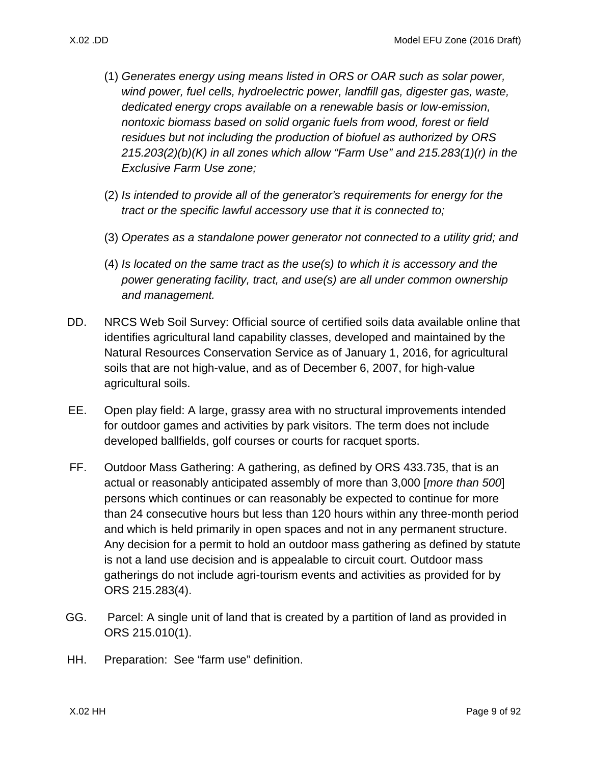(1) *Generates energy using means listed in ORS or OAR such as solar power, wind power, fuel cells, hydroelectric power, landfill gas, digester gas, waste, dedicated energy crops available on a renewable basis or low-emission, nontoxic biomass based on solid organic fuels from wood, forest or field residues but not including the production of biofuel as authorized by ORS 215.203(2)(b)(K) in all zones which allow "Farm Use" and 215.283(1)(r) in the Exclusive Farm Use zone;*

(2) *Is intended to provide all of the generator's requirements for energy for the tract or the specific lawful accessory use that it is connected to;*

(3) *Operates as a standalone power generator not connected to a utility grid; and*

(4) *Is located on the same tract as the use(s) to which it is accessory and the power generating facility, tract, and use(s) are all under common ownership and management.*

DD. NRCS Web Soil Survey: Official source of certified soils data available online that identifies agricultural land capability classes, developed and maintained by the Natural Resources Conservation Service as of January 1, 2016, for agricultural soils that are not high-value, and as of December 6, 2007, for high-value agricultural soils.

EE. Open play field: A large, grassy area with no structural improvements intended for outdoor games and activities by park visitors. The term does not include developed ballfields, golf courses or courts for racquet sports.

FF. Outdoor Mass Gathering: A gathering, as defined by ORS 433.735, that is an actual or reasonably anticipated assembly of more than 3,000 [*more than 500*] persons which continues or can reasonably be expected to continue for more than 24 consecutive hours but less than 120 hours within any three-month period and which is held primarily in open spaces and not in any permanent structure. Any decision for a permit to hold an outdoor mass gathering as defined by statute is not a land use decision and is appealable to circuit court. Outdoor mass gatherings do not include agri-tourism events and activities as provided for by ORS 215.283(4).

GG. Parcel: A single unit of land that is created by a partition of land as provided in ORS 215.010(1).

HH. Preparation: See "farm use" definition.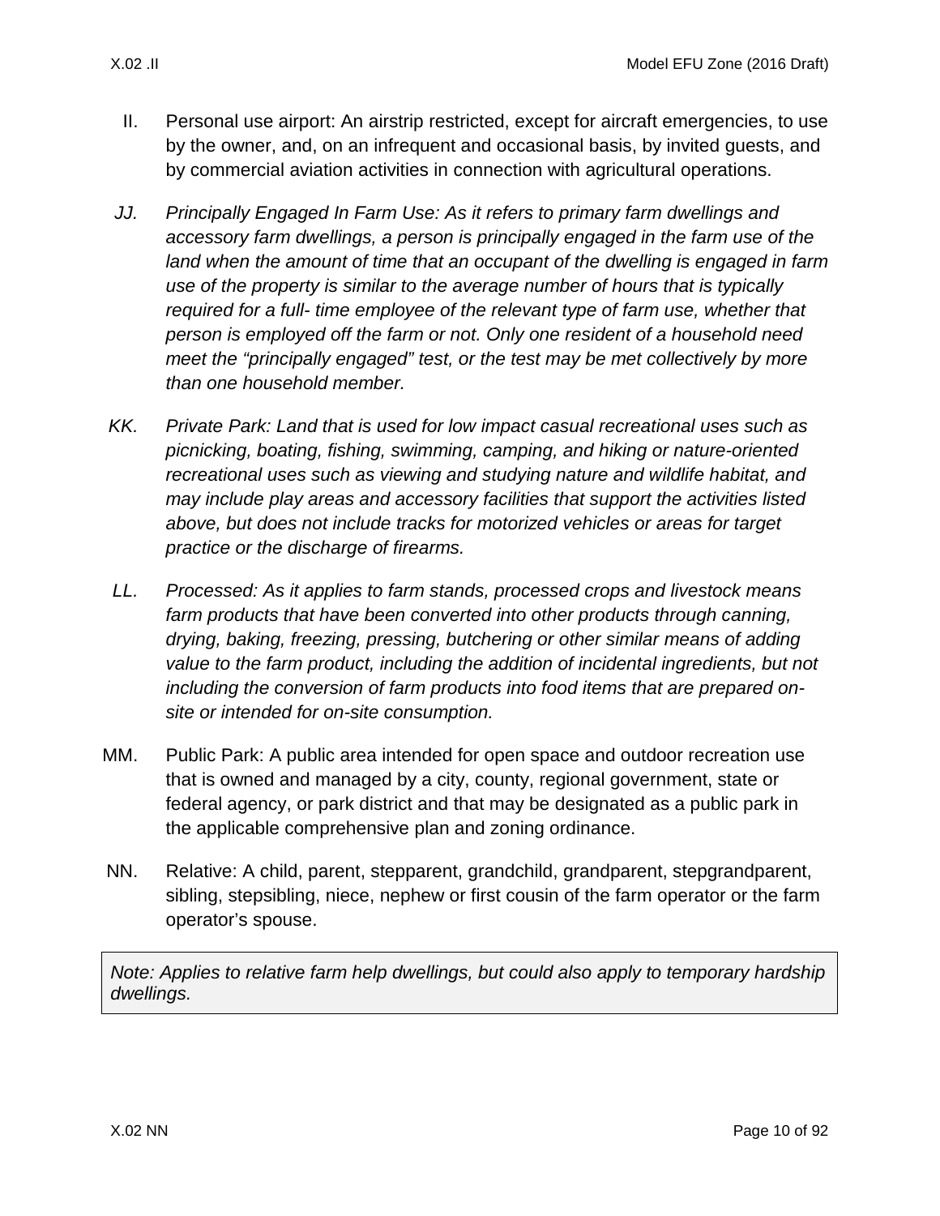II. Personal use airport: An airstrip restricted, except for aircraft emergencies, to use by the owner, and, on an infrequent and occasional basis, by invited guests, and by commercial aviation activities in connection with agricultural operations.

JJ. *Principally Engaged In Farm Use: As it refers to primary farm dwellings and accessory farm dwellings, a person is principally engaged in the farm use of the land when the amount of time that an occupant of the dwelling is engaged in farm use of the property is similar to the average number of hours that is typically required for a full- time employee of the relevant type of farm use, whether that person is employed off the farm or not. Only one resident of a household need meet the "principally engaged" test, or the test may be met collectively by more than one household member.*

KK. *Private Park: Land that is used for low impact casual recreational uses such as picnicking, boating, fishing, swimming, camping, and hiking or nature-oriented recreational uses such as viewing and studying nature and wildlife habitat, and may include play areas and accessory facilities that support the activities listed above, but does not include tracks for motorized vehicles or areas for target practice or the discharge of firearms.*

LL. *Processed: As it applies to farm stands, processed crops and livestock means farm products that have been converted into other products through canning, drying, baking, freezing, pressing, butchering or other similar means of adding value to the farm product, including the addition of incidental ingredients, but not including the conversion of farm products into food items that are prepared on-site or intended for on-site consumption.*

MM. Public Park: A public area intended for open space and outdoor recreation use that is owned and managed by a city, county, regional government, state or federal agency, or park district and that may be designated as a public park in the applicable comprehensive plan and zoning ordinance.

NN. Relative: A child, parent, stepparent, grandchild, grandparent, stepgrandparent, sibling, stepsibling, niece, nephew or first cousin of the farm operator or the farm operator's spouse.

*Note: Applies to relative farm help dwellings, but could also apply to temporary hardship dwellings.*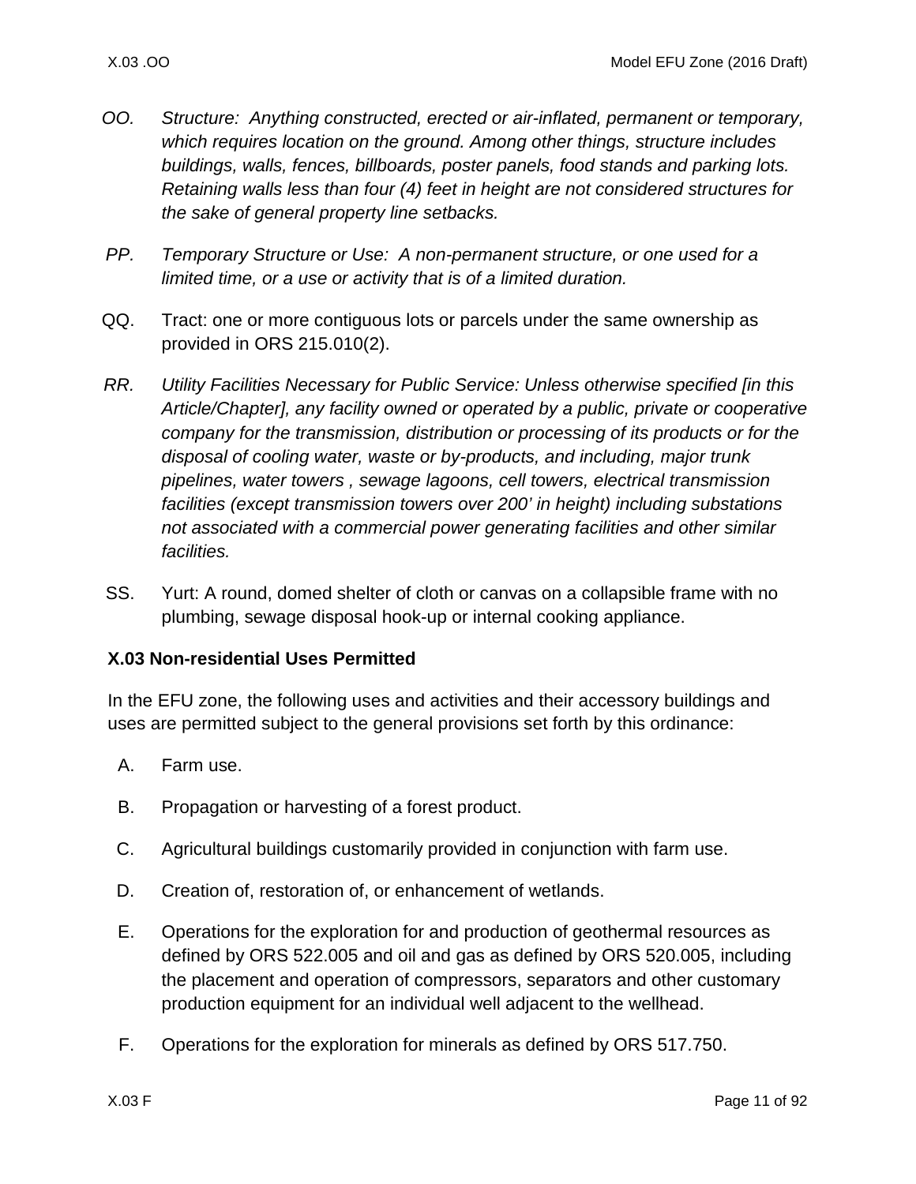OO. *Structure: Anything constructed, erected or air-inflated, permanent or temporary, which requires location on the ground. Among other things, structure includes buildings, walls, fences, billboards, poster panels, food stands and parking lots. Retaining walls less than four (4) feet in height are not considered structures for the sake of general property line setbacks.*

PP. *Temporary Structure or Use: A non-permanent structure, or one used for a limited time, or a use or activity that is of a limited duration.*

QQ. Tract: one or more contiguous lots or parcels under the same ownership as provided in ORS 215.010(2).

RR. *Utility Facilities Necessary for Public Service: Unless otherwise specified [in this Article/Chapter], any facility owned or operated by a public, private or cooperative company for the transmission, distribution or processing of its products or for the disposal of cooling water, waste or by-products, and including, major trunk pipelines, water towers , sewage lagoons, cell towers, electrical transmission facilities (except transmission towers over 200' in height) including substations not associated with a commercial power generating facilities and other similar facilities.*

SS. Yurt: A round, domed shelter of cloth or canvas on a collapsible frame with no plumbing, sewage disposal hook-up or internal cooking appliance.

**X.03 Non-residential Uses Permitted**

In the EFU zone, the following uses and activities and their accessory buildings and uses are permitted subject to the general provisions set forth by this ordinance:

A. Farm use.

B. Propagation or harvesting of a forest product.

C. Agricultural buildings customarily provided in conjunction with farm use.

D. Creation of, restoration of, or enhancement of wetlands.

E. Operations for the exploration for and production of geothermal resources as defined by ORS 522.005 and oil and gas as defined by ORS 520.005, including the placement and operation of compressors, separators and other customary production equipment for an individual well adjacent to the wellhead.

F. Operations for the exploration for minerals as defined by ORS 517.750.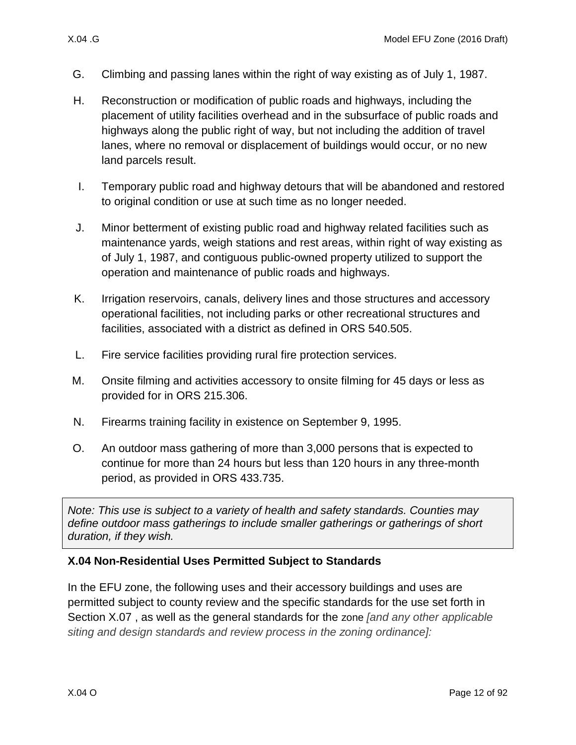G. Climbing and passing lanes within the right of way existing as of July 1, 1987.

H. Reconstruction or modification of public roads and highways, including the placement of utility facilities overhead and in the subsurface of public roads and highways along the public right of way, but not including the addition of travel lanes, where no removal or displacement of buildings would occur, or no new land parcels result.

I. Temporary public road and highway detours that will be abandoned and restored to original condition or use at such time as no longer needed.

J. Minor betterment of existing public road and highway related facilities such as maintenance yards, weigh stations and rest areas, within right of way existing as of July 1, 1987, and contiguous public-owned property utilized to support the operation and maintenance of public roads and highways.

K. Irrigation reservoirs, canals, delivery lines and those structures and accessory operational facilities, not including parks or other recreational structures and facilities, associated with a district as defined in ORS 540.505.

L. Fire service facilities providing rural fire protection services.

M. Onsite filming and activities accessory to onsite filming for 45 days or less as provided for in ORS 215.306.

N. Firearms training facility in existence on September 9, 1995.

O. An outdoor mass gathering of more than 3,000 persons that is expected to continue for more than 24 hours but less than 120 hours in any three-month period, as provided in ORS 433.735.

> *Note: This use is subject to a variety of health and safety standards. Counties may define outdoor mass gatherings to include smaller gatherings or gatherings of short duration, if they wish.*

### X.04 Non-Residential Uses Permitted Subject to Standards

In the EFU zone, the following uses and their accessory buildings and uses are permitted subject to county review and the specific standards for the use set forth in Section X.07 , as well as the general standards for the zone *[and any other applicable siting and design standards and review process in the zoning ordinance]:*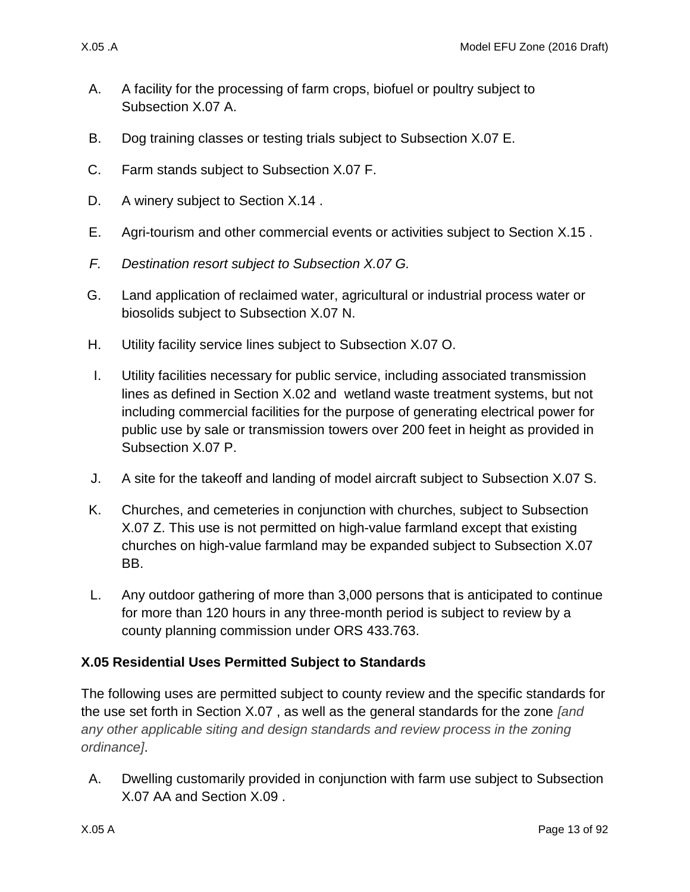A. A facility for the processing of farm crops, biofuel or poultry subject to Subsection X.07 A.

B. Dog training classes or testing trials subject to Subsection X.07 E.

C. Farm stands subject to Subsection X.07 F.

D. A winery subject to Section X.14 .

E. Agri-tourism and other commercial events or activities subject to Section X.15 .

*F. Destination resort subject to Subsection X.07 G.*

G. Land application of reclaimed water, agricultural or industrial process water or biosolids subject to Subsection X.07 N.

H. Utility facility service lines subject to Subsection X.07 O.

I. Utility facilities necessary for public service, including associated transmission lines as defined in Section X.02 and wetland waste treatment systems, but not including commercial facilities for the purpose of generating electrical power for public use by sale or transmission towers over 200 feet in height as provided in Subsection X.07 P.

J. A site for the takeoff and landing of model aircraft subject to Subsection X.07 S.

K. Churches, and cemeteries in conjunction with churches, subject to Subsection X.07 Z. This use is not permitted on high-value farmland except that existing churches on high-value farmland may be expanded subject to Subsection X.07 BB.

L. Any outdoor gathering of more than 3,000 persons that is anticipated to continue for more than 120 hours in any three-month period is subject to review by a county planning commission under ORS 433.763.

### X.05 Residential Uses Permitted Subject to Standards

The following uses are permitted subject to county review and the specific standards for the use set forth in Section X.07 , as well as the general standards for the zone *[and any other applicable siting and design standards and review process in the zoning ordinance]*.

A. Dwelling customarily provided in conjunction with farm use subject to Subsection X.07 AA and Section X.09 .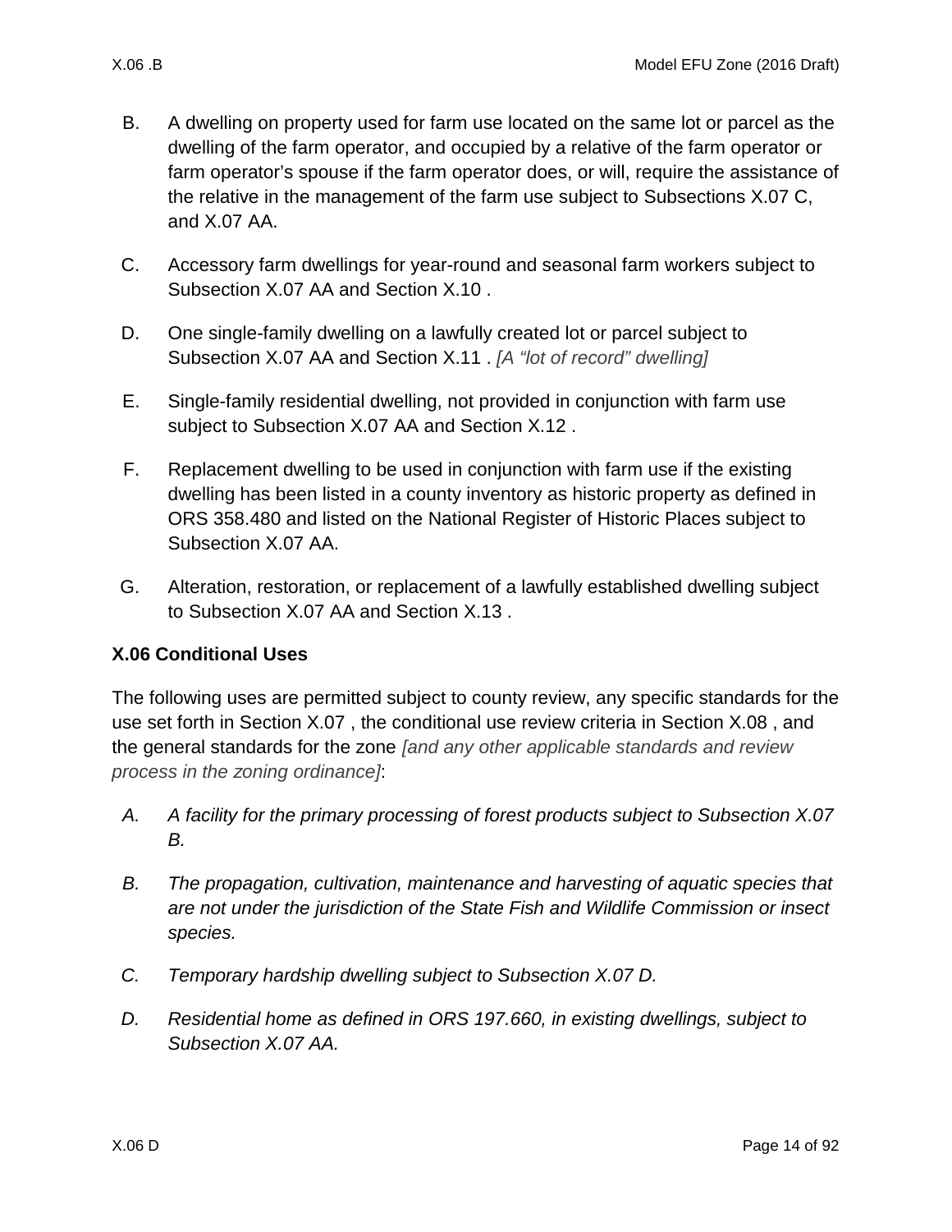B. A dwelling on property used for farm use located on the same lot or parcel as the dwelling of the farm operator, and occupied by a relative of the farm operator or farm operator's spouse if the farm operator does, or will, require the assistance of the relative in the management of the farm use subject to Subsections X.07 C, and X.07 AA.

C. Accessory farm dwellings for year-round and seasonal farm workers subject to Subsection X.07 AA and Section X.10 .

D. One single-family dwelling on a lawfully created lot or parcel subject to Subsection X.07 AA and Section X.11 . *[A "lot of record" dwelling]*

E. Single-family residential dwelling, not provided in conjunction with farm use subject to Subsection X.07 AA and Section X.12 .

F. Replacement dwelling to be used in conjunction with farm use if the existing dwelling has been listed in a county inventory as historic property as defined in ORS 358.480 and listed on the National Register of Historic Places subject to Subsection X.07 AA.

G. Alteration, restoration, or replacement of a lawfully established dwelling subject to Subsection X.07 AA and Section X.13 .

### X.06 Conditional Uses

The following uses are permitted subject to county review, any specific standards for the use set forth in Section X.07 , the conditional use review criteria in Section X.08 , and the general standards for the zone *[and any other applicable standards and review process in the zoning ordinance]*:

*A. A facility for the primary processing of forest products subject to Subsection X.07 B.*

*B. The propagation, cultivation, maintenance and harvesting of aquatic species that are not under the jurisdiction of the State Fish and Wildlife Commission or insect species.*

*C. Temporary hardship dwelling subject to Subsection X.07 D.*

*D. Residential home as defined in ORS 197.660, in existing dwellings, subject to Subsection X.07 AA.*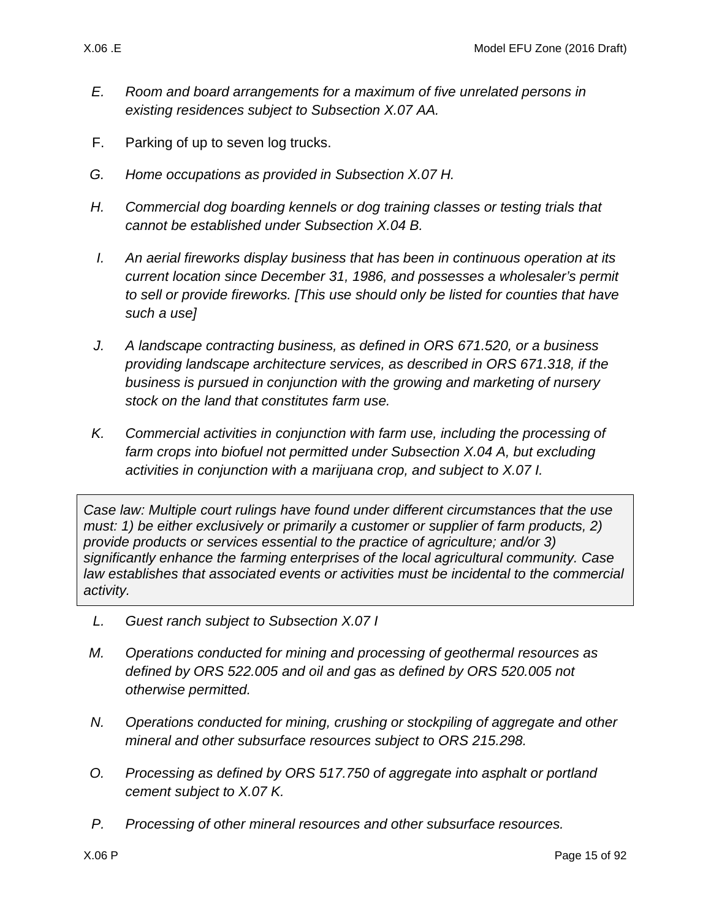E. *Room and board arrangements for a maximum of five unrelated persons in existing residences subject to Subsection X.07 AA.*

F. Parking of up to seven log trucks.

G. *Home occupations as provided in Subsection X.07 H.*

H. *Commercial dog boarding kennels or dog training classes or testing trials that cannot be established under Subsection X.04 B.*

I. *An aerial fireworks display business that has been in continuous operation at its current location since December 31, 1986, and possesses a wholesaler's permit to sell or provide fireworks. [This use should only be listed for counties that have such a use]*

J. *A landscape contracting business, as defined in ORS 671.520, or a business providing landscape architecture services, as described in ORS 671.318, if the business is pursued in conjunction with the growing and marketing of nursery stock on the land that constitutes farm use.*

K. *Commercial activities in conjunction with farm use, including the processing of farm crops into biofuel not permitted under Subsection X.04 A, but excluding activities in conjunction with a marijuana crop, and subject to X.07 I.*

> *Case law: Multiple court rulings have found under different circumstances that the use must: 1) be either exclusively or primarily a customer or supplier of farm products, 2) provide products or services essential to the practice of agriculture; and/or 3) significantly enhance the farming enterprises of the local agricultural community. Case law establishes that associated events or activities must be incidental to the commercial activity.*

L. *Guest ranch subject to Subsection X.07 I*

M. *Operations conducted for mining and processing of geothermal resources as defined by ORS 522.005 and oil and gas as defined by ORS 520.005 not otherwise permitted.*

N. *Operations conducted for mining, crushing or stockpiling of aggregate and other mineral and other subsurface resources subject to ORS 215.298.*

O. *Processing as defined by ORS 517.750 of aggregate into asphalt or portland cement subject to X.07 K.*

P. *Processing of other mineral resources and other subsurface resources.*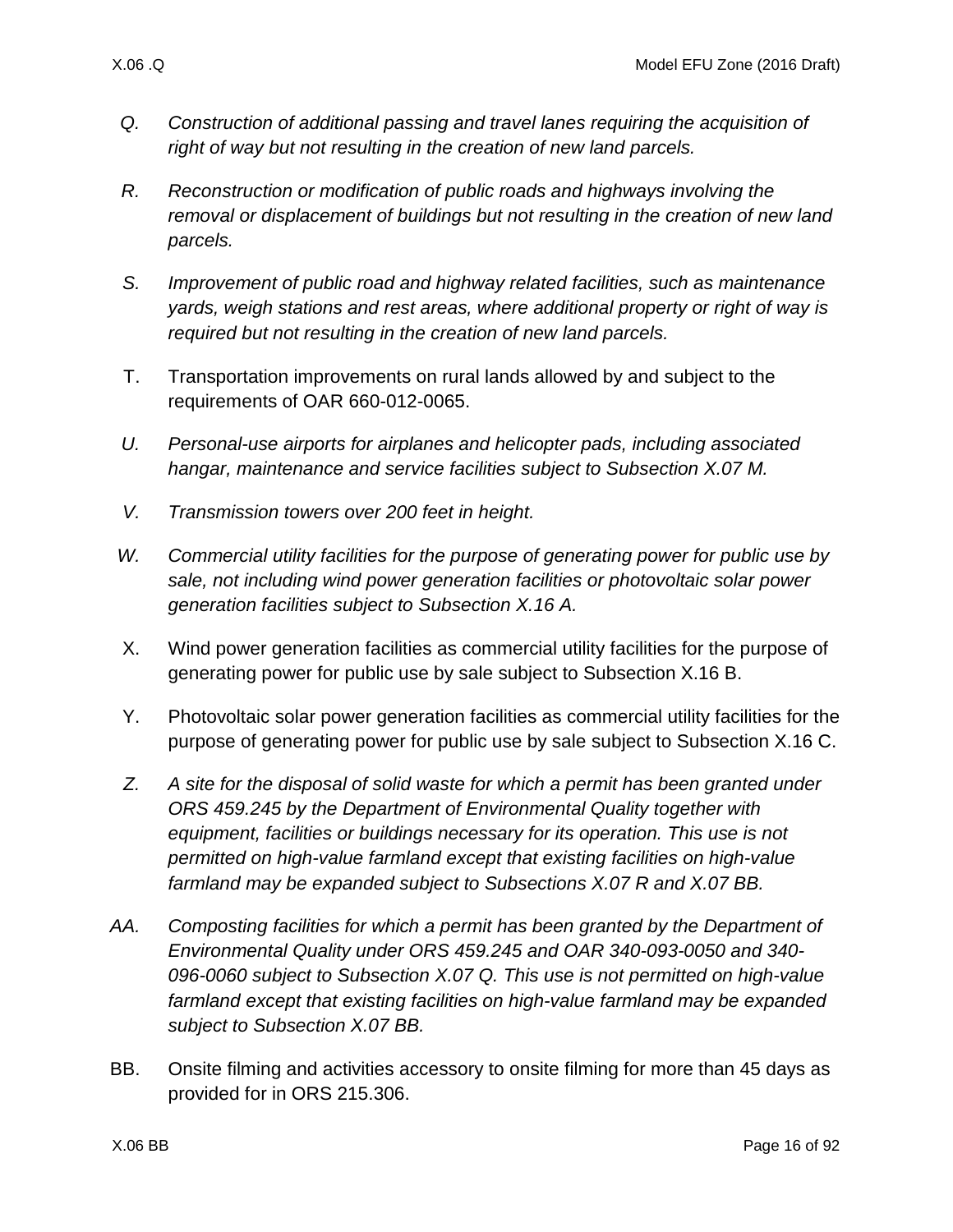Q. *Construction of additional passing and travel lanes requiring the acquisition of right of way but not resulting in the creation of new land parcels.*

R. *Reconstruction or modification of public roads and highways involving the removal or displacement of buildings but not resulting in the creation of new land parcels.*

S. *Improvement of public road and highway related facilities, such as maintenance yards, weigh stations and rest areas, where additional property or right of way is required but not resulting in the creation of new land parcels.*

T. Transportation improvements on rural lands allowed by and subject to the requirements of OAR 660-012-0065.

U. *Personal-use airports for airplanes and helicopter pads, including associated hangar, maintenance and service facilities subject to Subsection X.07 M.*

V. *Transmission towers over 200 feet in height.*

W. *Commercial utility facilities for the purpose of generating power for public use by sale, not including wind power generation facilities or photovoltaic solar power generation facilities subject to Subsection X.16 A.*

X. Wind power generation facilities as commercial utility facilities for the purpose of generating power for public use by sale subject to Subsection X.16 B.

Y. Photovoltaic solar power generation facilities as commercial utility facilities for the purpose of generating power for public use by sale subject to Subsection X.16 C.

Z. *A site for the disposal of solid waste for which a permit has been granted under ORS 459.245 by the Department of Environmental Quality together with equipment, facilities or buildings necessary for its operation. This use is not permitted on high-value farmland except that existing facilities on high-value farmland may be expanded subject to Subsections X.07 R and X.07 BB.*

AA. *Composting facilities for which a permit has been granted by the Department of Environmental Quality under ORS 459.245 and OAR 340-093-0050 and 340-096-0060 subject to Subsection X.07 Q. This use is not permitted on high-value farmland except that existing facilities on high-value farmland may be expanded subject to Subsection X.07 BB.*

BB. Onsite filming and activities accessory to onsite filming for more than 45 days as provided for in ORS 215.306.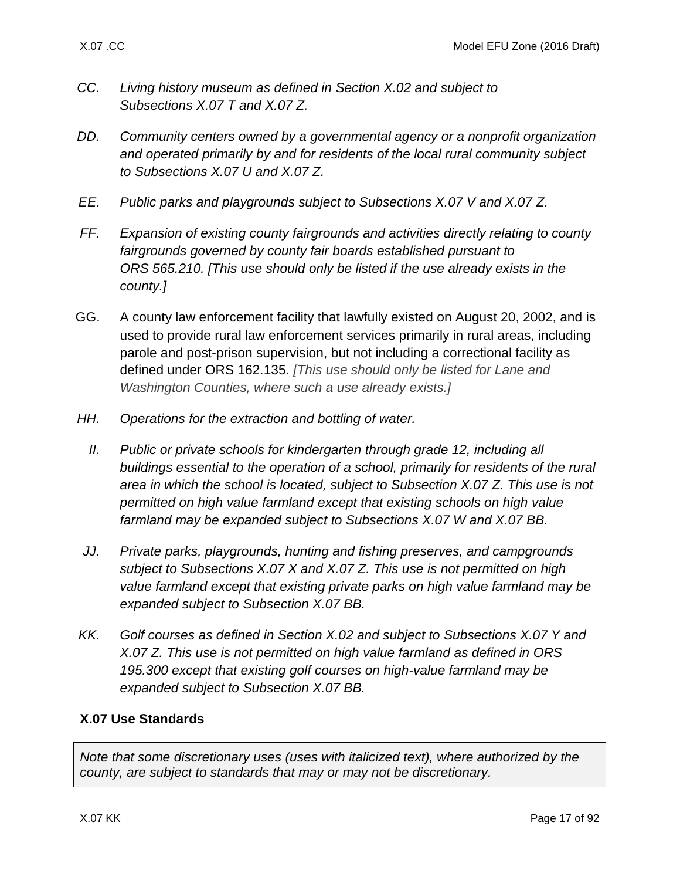*CC. Living history museum as defined in Section X.02 and subject to Subsections X.07 T and X.07 Z.*

*DD. Community centers owned by a governmental agency or a nonprofit organization and operated primarily by and for residents of the local rural community subject to Subsections X.07 U and X.07 Z.*

*EE. Public parks and playgrounds subject to Subsections X.07 V and X.07 Z.*

*FF. Expansion of existing county fairgrounds and activities directly relating to county fairgrounds governed by county fair boards established pursuant to ORS 565.210. [This use should only be listed if the use already exists in the county.]*

GG. A county law enforcement facility that lawfully existed on August 20, 2002, and is used to provide rural law enforcement services primarily in rural areas, including parole and post-prison supervision, but not including a correctional facility as defined under ORS 162.135. *[This use should only be listed for Lane and Washington Counties, where such a use already exists.]*

*HH. Operations for the extraction and bottling of water.*

*II. Public or private schools for kindergarten through grade 12, including all buildings essential to the operation of a school, primarily for residents of the rural area in which the school is located, subject to Subsection X.07 Z. This use is not permitted on high value farmland except that existing schools on high value farmland may be expanded subject to Subsections X.07 W and X.07 BB.*

*JJ. Private parks, playgrounds, hunting and fishing preserves, and campgrounds subject to Subsections X.07 X and X.07 Z. This use is not permitted on high value farmland except that existing private parks on high value farmland may be expanded subject to Subsection X.07 BB.*

*KK. Golf courses as defined in Section X.02 and subject to Subsections X.07 Y and X.07 Z. This use is not permitted on high value farmland as defined in ORS 195.300 except that existing golf courses on high-value farmland may be expanded subject to Subsection X.07 BB.*

## X.07 Use Standards

*Note that some discretionary uses (uses with italicized text), where authorized by the county, are subject to standards that may or may not be discretionary.*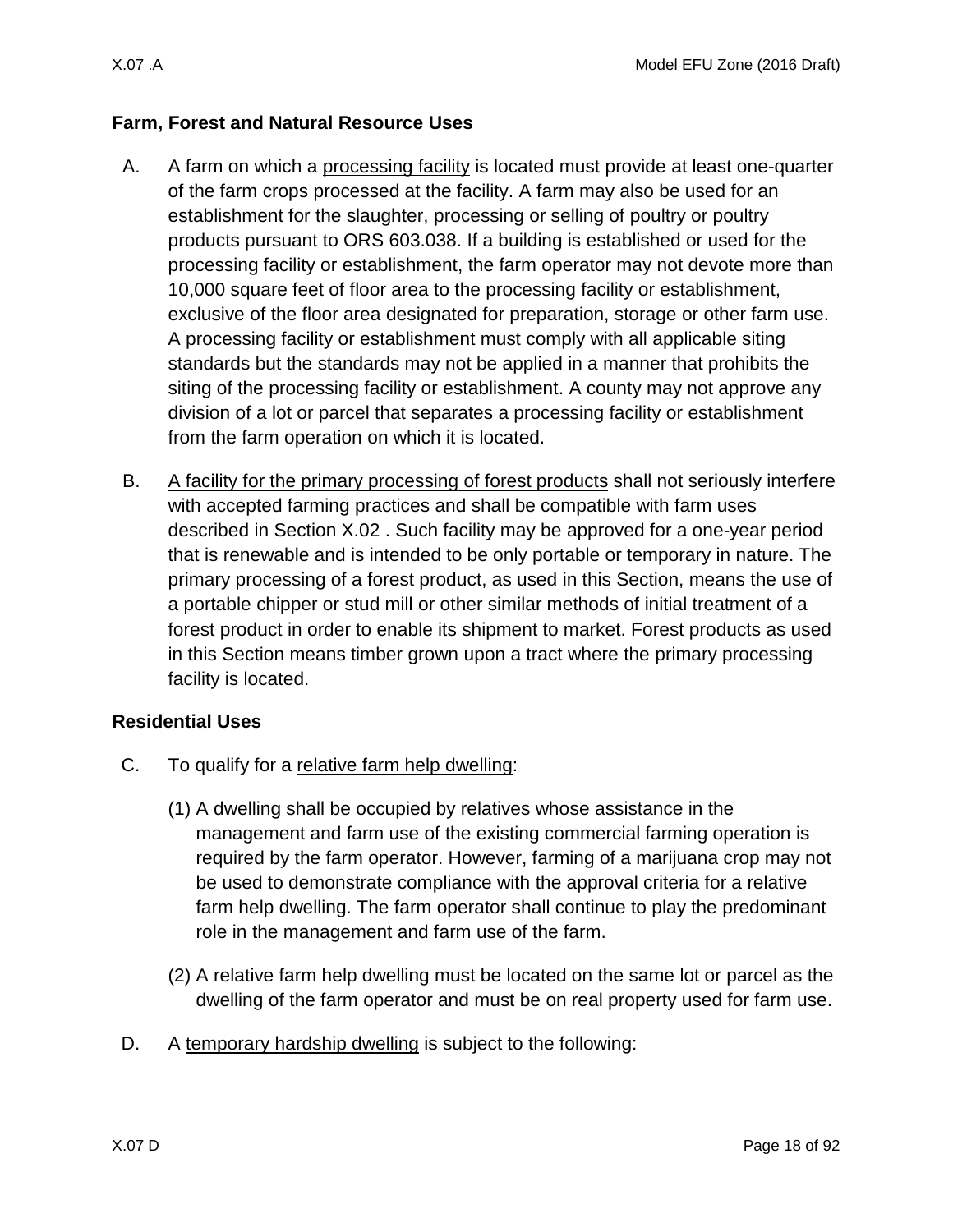**Farm, Forest and Natural Resource Uses**

A. A farm on which a processing facility is located must provide at least one-quarter of the farm crops processed at the facility. A farm may also be used for an establishment for the slaughter, processing or selling of poultry or poultry products pursuant to ORS 603.038. If a building is established or used for the processing facility or establishment, the farm operator may not devote more than 10,000 square feet of floor area to the processing facility or establishment, exclusive of the floor area designated for preparation, storage or other farm use. A processing facility or establishment must comply with all applicable siting standards but the standards may not be applied in a manner that prohibits the siting of the processing facility or establishment. A county may not approve any division of a lot or parcel that separates a processing facility or establishment from the farm operation on which it is located.

B. A facility for the primary processing of forest products shall not seriously interfere with accepted farming practices and shall be compatible with farm uses described in Section X.02 . Such facility may be approved for a one-year period that is renewable and is intended to be only portable or temporary in nature. The primary processing of a forest product, as used in this Section, means the use of a portable chipper or stud mill or other similar methods of initial treatment of a forest product in order to enable its shipment to market. Forest products as used in this Section means timber grown upon a tract where the primary processing facility is located.

**Residential Uses**

C. To qualify for a relative farm help dwelling:

(1) A dwelling shall be occupied by relatives whose assistance in the management and farm use of the existing commercial farming operation is required by the farm operator. However, farming of a marijuana crop may not be used to demonstrate compliance with the approval criteria for a relative farm help dwelling. The farm operator shall continue to play the predominant role in the management and farm use of the farm.

(2) A relative farm help dwelling must be located on the same lot or parcel as the dwelling of the farm operator and must be on real property used for farm use.

D. A temporary hardship dwelling is subject to the following: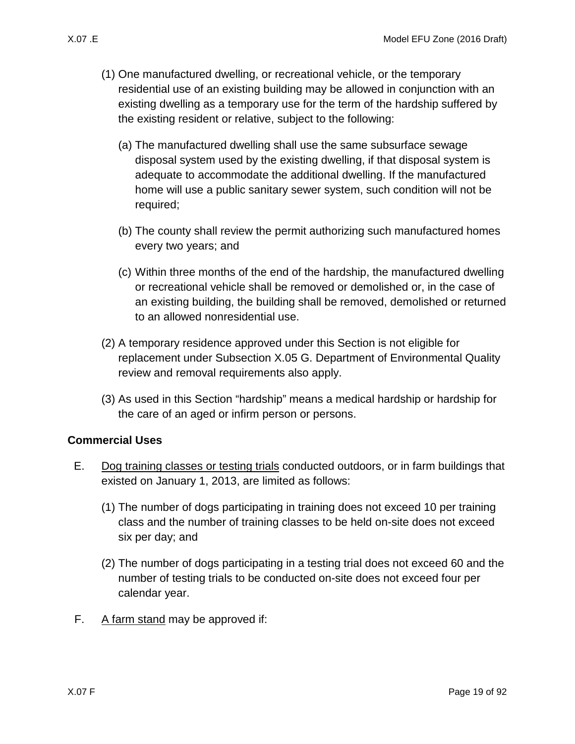(1) One manufactured dwelling, or recreational vehicle, or the temporary residential use of an existing building may be allowed in conjunction with an existing dwelling as a temporary use for the term of the hardship suffered by the existing resident or relative, subject to the following:

   (a) The manufactured dwelling shall use the same subsurface sewage disposal system used by the existing dwelling, if that disposal system is adequate to accommodate the additional dwelling. If the manufactured home will use a public sanitary sewer system, such condition will not be required;

   (b) The county shall review the permit authorizing such manufactured homes every two years; and

   (c) Within three months of the end of the hardship, the manufactured dwelling or recreational vehicle shall be removed or demolished or, in the case of an existing building, the building shall be removed, demolished or returned to an allowed nonresidential use.

(2) A temporary residence approved under this Section is not eligible for replacement under Subsection X.05 G. Department of Environmental Quality review and removal requirements also apply.

(3) As used in this Section "hardship" means a medical hardship or hardship for the care of an aged or infirm person or persons.

**Commercial Uses**

E. Dog training classes or testing trials conducted outdoors, or in farm buildings that existed on January 1, 2013, are limited as follows:

   (1) The number of dogs participating in training does not exceed 10 per training class and the number of training classes to be held on-site does not exceed six per day; and

   (2) The number of dogs participating in a testing trial does not exceed 60 and the number of testing trials to be conducted on-site does not exceed four per calendar year.

F. A farm stand may be approved if: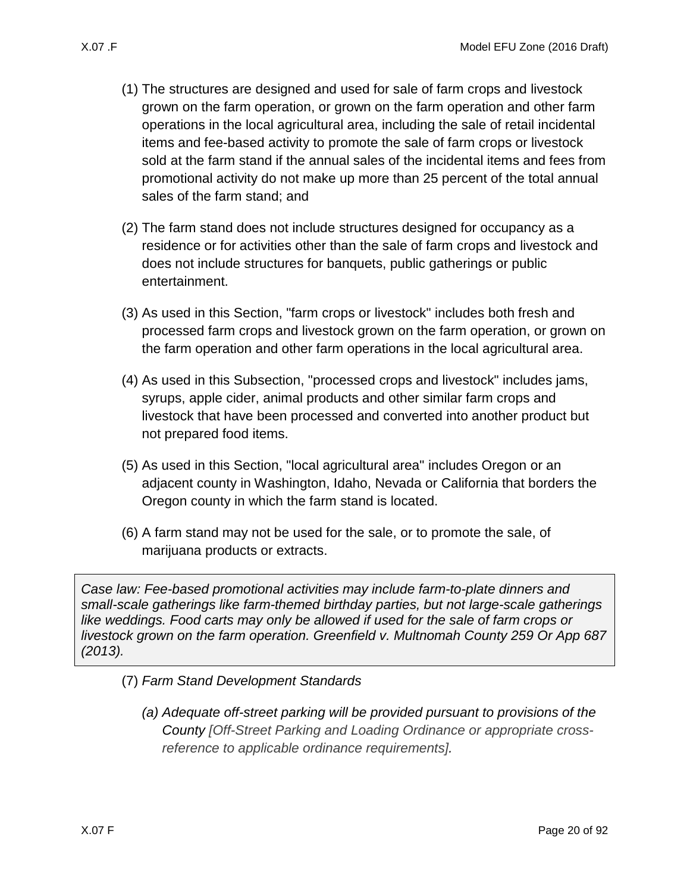(1) The structures are designed and used for sale of farm crops and livestock grown on the farm operation, or grown on the farm operation and other farm operations in the local agricultural area, including the sale of retail incidental items and fee-based activity to promote the sale of farm crops or livestock sold at the farm stand if the annual sales of the incidental items and fees from promotional activity do not make up more than 25 percent of the total annual sales of the farm stand; and

(2) The farm stand does not include structures designed for occupancy as a residence or for activities other than the sale of farm crops and livestock and does not include structures for banquets, public gatherings or public entertainment.

(3) As used in this Section, "farm crops or livestock" includes both fresh and processed farm crops and livestock grown on the farm operation, or grown on the farm operation and other farm operations in the local agricultural area.

(4) As used in this Subsection, "processed crops and livestock" includes jams, syrups, apple cider, animal products and other similar farm crops and livestock that have been processed and converted into another product but not prepared food items.

(5) As used in this Section, "local agricultural area" includes Oregon or an adjacent county in Washington, Idaho, Nevada or California that borders the Oregon county in which the farm stand is located.

(6) A farm stand may not be used for the sale, or to promote the sale, of marijuana products or extracts.

> *Case law: Fee-based promotional activities may include farm-to-plate dinners and small-scale gatherings like farm-themed birthday parties, but not large-scale gatherings like weddings. Food carts may only be allowed if used for the sale of farm crops or livestock grown on the farm operation. Greenfield v. Multnomah County 259 Or App 687 (2013).*

(7) *Farm Stand Development Standards*

*(a) Adequate off-street parking will be provided pursuant to provisions of the County [Off-Street Parking and Loading Ordinance or appropriate cross-reference to applicable ordinance requirements].*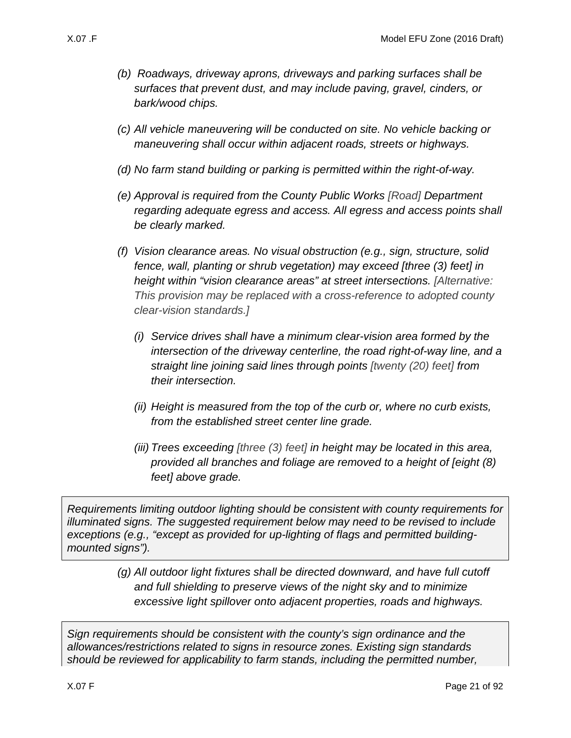*(b) Roadways, driveway aprons, driveways and parking surfaces shall be surfaces that prevent dust, and may include paving, gravel, cinders, or bark/wood chips.*

*(c) All vehicle maneuvering will be conducted on site. No vehicle backing or maneuvering shall occur within adjacent roads, streets or highways.*

*(d) No farm stand building or parking is permitted within the right-of-way.*

*(e) Approval is required from the County Public Works [Road] Department regarding adequate egress and access. All egress and access points shall be clearly marked.*

*(f) Vision clearance areas. No visual obstruction (e.g., sign, structure, solid fence, wall, planting or shrub vegetation) may exceed [three (3) feet] in height within "vision clearance areas" at street intersections. [Alternative: This provision may be replaced with a cross-reference to adopted county clear-vision standards.]*

*(i) Service drives shall have a minimum clear-vision area formed by the intersection of the driveway centerline, the road right-of-way line, and a straight line joining said lines through points [twenty (20) feet] from their intersection.*

*(ii) Height is measured from the top of the curb or, where no curb exists, from the established street center line grade.*

*(iii) Trees exceeding [three (3) feet] in height may be located in this area, provided all branches and foliage are removed to a height of [eight (8) feet] above grade.*

> *Requirements limiting outdoor lighting should be consistent with county requirements for illuminated signs. The suggested requirement below may need to be revised to include exceptions (e.g., "except as provided for up-lighting of flags and permitted building-mounted signs").*

*(g) All outdoor light fixtures shall be directed downward, and have full cutoff and full shielding to preserve views of the night sky and to minimize excessive light spillover onto adjacent properties, roads and highways.*

> *Sign requirements should be consistent with the county's sign ordinance and the allowances/restrictions related to signs in resource zones. Existing sign standards should be reviewed for applicability to farm stands, including the permitted number,*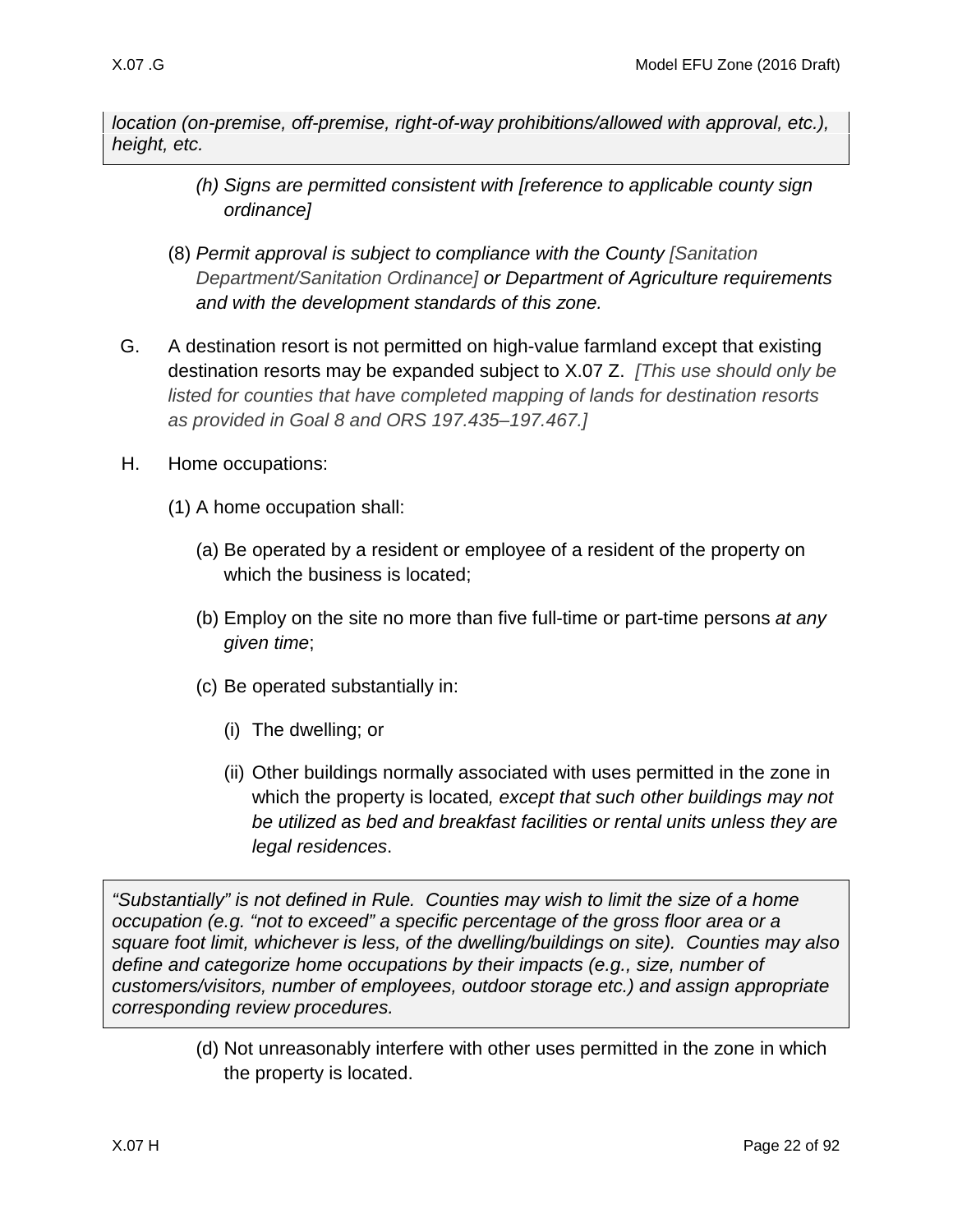*location (on-premise, off-premise, right-of-way prohibitions/allowed with approval, etc.), height, etc.*

(h) *Signs are permitted consistent with [reference to applicable county sign ordinance]*

(8) *Permit approval is subject to compliance with the County [Sanitation Department/Sanitation Ordinance] or Department of Agriculture requirements and with the development standards of this zone.*

G. A destination resort is not permitted on high-value farmland except that existing destination resorts may be expanded subject to X.07 Z. *[This use should only be listed for counties that have completed mapping of lands for destination resorts as provided in Goal 8 and ORS 197.435–197.467.]*

H. Home occupations:

(1) A home occupation shall:

(a) Be operated by a resident or employee of a resident of the property on which the business is located;

(b) Employ on the site no more than five full-time or part-time persons *at any given time*;

(c) Be operated substantially in:

(i) The dwelling; or

(ii) Other buildings normally associated with uses permitted in the zone in which the property is located*, except that such other buildings may not be utilized as bed and breakfast facilities or rental units unless they are legal residences*.

*"Substantially" is not defined in Rule. Counties may wish to limit the size of a home occupation (e.g. "not to exceed" a specific percentage of the gross floor area or a square foot limit, whichever is less, of the dwelling/buildings on site). Counties may also define and categorize home occupations by their impacts (e.g., size, number of customers/visitors, number of employees, outdoor storage etc.) and assign appropriate corresponding review procedures.*

(d) Not unreasonably interfere with other uses permitted in the zone in which the property is located.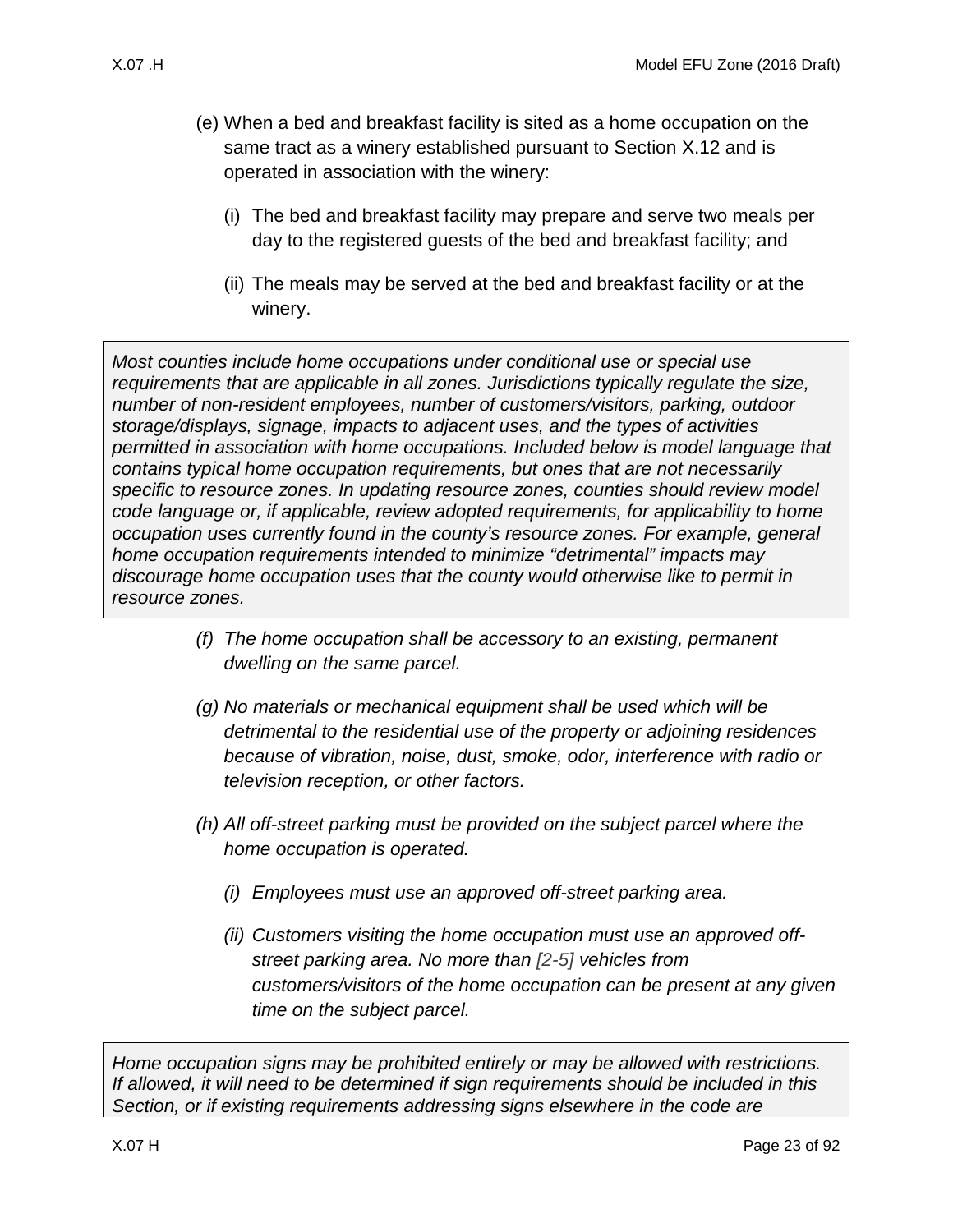(e) When a bed and breakfast facility is sited as a home occupation on the same tract as a winery established pursuant to Section X.12 and is operated in association with the winery:

   (i) The bed and breakfast facility may prepare and serve two meals per day to the registered guests of the bed and breakfast facility; and

   (ii) The meals may be served at the bed and breakfast facility or at the winery.

> *Most counties include home occupations under conditional use or special use requirements that are applicable in all zones. Jurisdictions typically regulate the size, number of non-resident employees, number of customers/visitors, parking, outdoor storage/displays, signage, impacts to adjacent uses, and the types of activities permitted in association with home occupations. Included below is model language that contains typical home occupation requirements, but ones that are not necessarily specific to resource zones. In updating resource zones, counties should review model code language or, if applicable, review adopted requirements, for applicability to home occupation uses currently found in the county's resource zones. For example, general home occupation requirements intended to minimize "detrimental" impacts may discourage home occupation uses that the county would otherwise like to permit in resource zones.*

*(f) The home occupation shall be accessory to an existing, permanent dwelling on the same parcel.*

*(g) No materials or mechanical equipment shall be used which will be detrimental to the residential use of the property or adjoining residences because of vibration, noise, dust, smoke, odor, interference with radio or television reception, or other factors.*

*(h) All off-street parking must be provided on the subject parcel where the home occupation is operated.*

   *(i) Employees must use an approved off-street parking area.*

   *(ii) Customers visiting the home occupation must use an approved off-street parking area. No more than [2-5] vehicles from customers/visitors of the home occupation can be present at any given time on the subject parcel.*

> *Home occupation signs may be prohibited entirely or may be allowed with restrictions. If allowed, it will need to be determined if sign requirements should be included in this Section, or if existing requirements addressing signs elsewhere in the code are*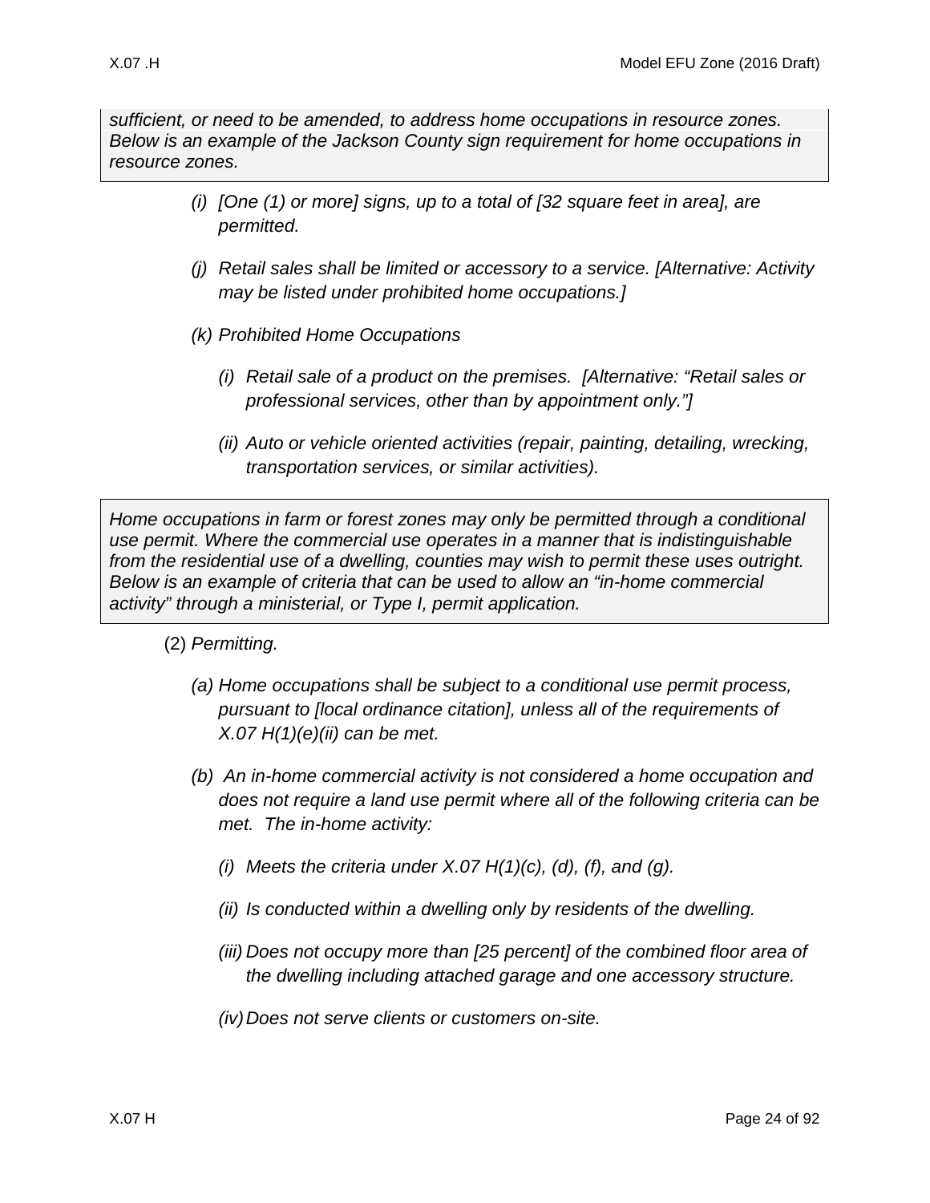*sufficient, or need to be amended, to address home occupations in resource zones. Below is an example of the Jackson County sign requirement for home occupations in resource zones.*

*(i) [One (1) or more] signs, up to a total of [32 square feet in area], are permitted.*

*(j) Retail sales shall be limited or accessory to a service. [Alternative: Activity may be listed under prohibited home occupations.]*

*(k) Prohibited Home Occupations*

*(i) Retail sale of a product on the premises. [Alternative: "Retail sales or professional services, other than by appointment only."]*

*(ii) Auto or vehicle oriented activities (repair, painting, detailing, wrecking, transportation services, or similar activities).*

*Home occupations in farm or forest zones may only be permitted through a conditional use permit. Where the commercial use operates in a manner that is indistinguishable from the residential use of a dwelling, counties may wish to permit these uses outright. Below is an example of criteria that can be used to allow an "in-home commercial activity" through a ministerial, or Type I, permit application.*

(2) *Permitting.*

*(a) Home occupations shall be subject to a conditional use permit process, pursuant to [local ordinance citation], unless all of the requirements of X.07 H(1)(e)(ii) can be met.*

*(b) An in-home commercial activity is not considered a home occupation and does not require a land use permit where all of the following criteria can be met. The in-home activity:*

*(i) Meets the criteria under X.07 H(1)(c), (d), (f), and (g).*

*(ii) Is conducted within a dwelling only by residents of the dwelling.*

*(iii) Does not occupy more than [25 percent] of the combined floor area of the dwelling including attached garage and one accessory structure.*

*(iv) Does not serve clients or customers on-site.*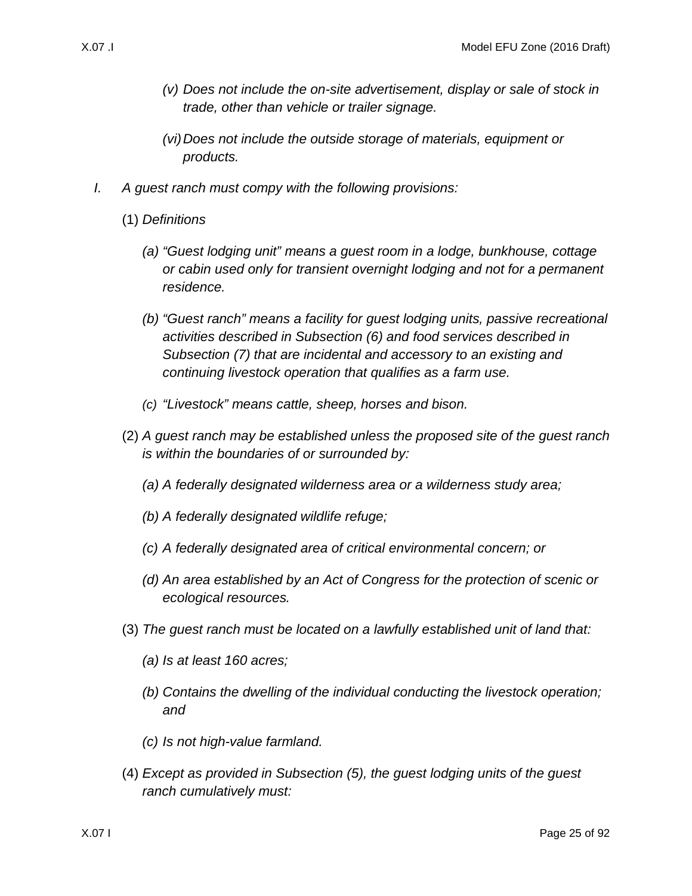(v) *Does not include the on-site advertisement, display or sale of stock in trade, other than vehicle or trailer signage.*

(vi) *Does not include the outside storage of materials, equipment or products.*

I. *A guest ranch must compy with the following provisions:*

(1) *Definitions*

(a) *"Guest lodging unit" means a guest room in a lodge, bunkhouse, cottage or cabin used only for transient overnight lodging and not for a permanent residence.*

(b) *"Guest ranch" means a facility for guest lodging units, passive recreational activities described in Subsection (6) and food services described in Subsection (7) that are incidental and accessory to an existing and continuing livestock operation that qualifies as a farm use.*

(c) *"Livestock" means cattle, sheep, horses and bison.*

(2) *A guest ranch may be established unless the proposed site of the guest ranch is within the boundaries of or surrounded by:*

(a) *A federally designated wilderness area or a wilderness study area;*

(b) *A federally designated wildlife refuge;*

(c) *A federally designated area of critical environmental concern; or*

(d) *An area established by an Act of Congress for the protection of scenic or ecological resources.*

(3) *The guest ranch must be located on a lawfully established unit of land that:*

(a) *Is at least 160 acres;*

(b) *Contains the dwelling of the individual conducting the livestock operation; and*

(c) *Is not high-value farmland.*

(4) *Except as provided in Subsection (5), the guest lodging units of the guest ranch cumulatively must:*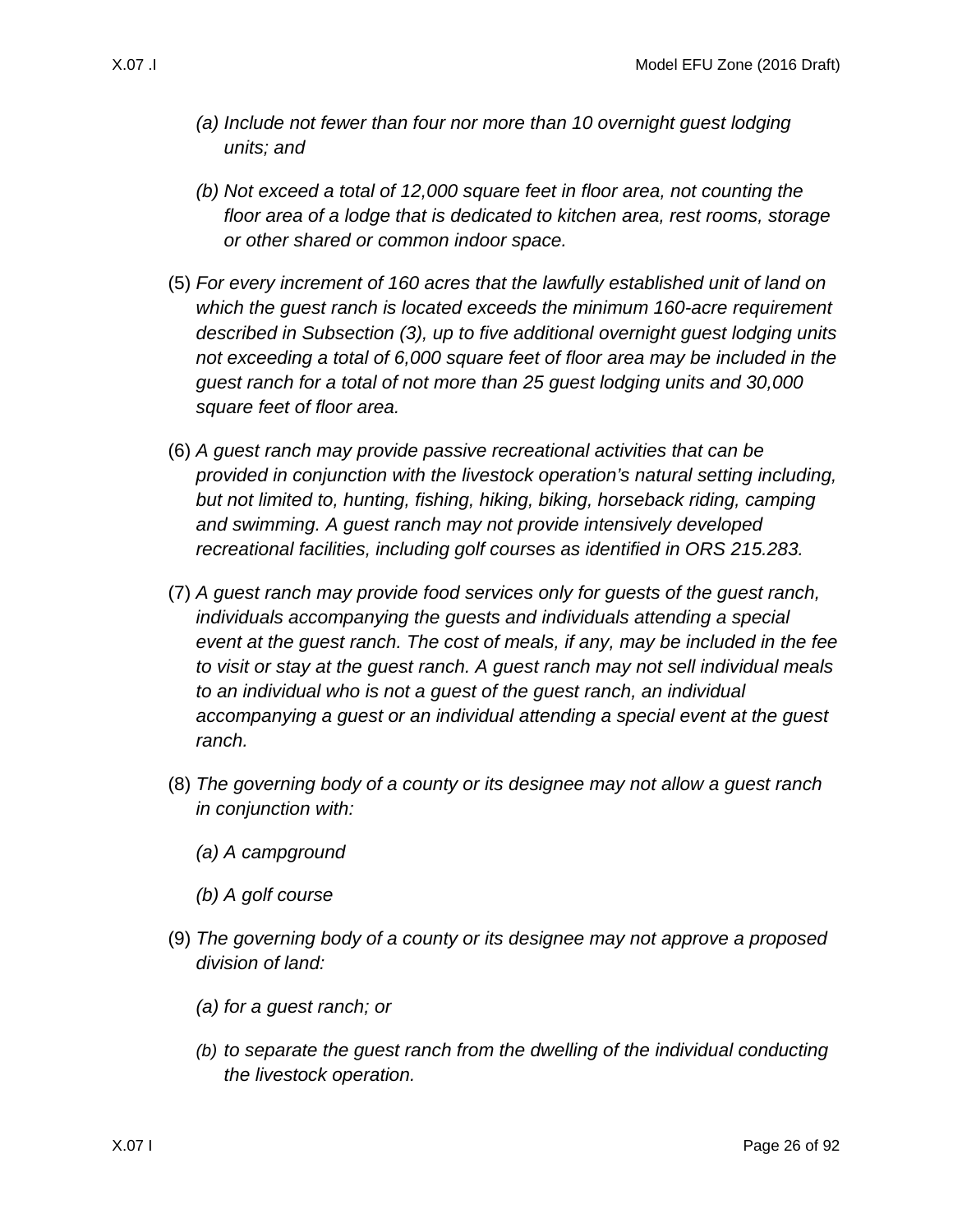*(a) Include not fewer than four nor more than 10 overnight guest lodging units; and*

*(b) Not exceed a total of 12,000 square feet in floor area, not counting the floor area of a lodge that is dedicated to kitchen area, rest rooms, storage or other shared or common indoor space.*

(5) *For every increment of 160 acres that the lawfully established unit of land on which the guest ranch is located exceeds the minimum 160-acre requirement described in Subsection (3), up to five additional overnight guest lodging units not exceeding a total of 6,000 square feet of floor area may be included in the guest ranch for a total of not more than 25 guest lodging units and 30,000 square feet of floor area.*

(6) *A guest ranch may provide passive recreational activities that can be provided in conjunction with the livestock operation's natural setting including, but not limited to, hunting, fishing, hiking, biking, horseback riding, camping and swimming. A guest ranch may not provide intensively developed recreational facilities, including golf courses as identified in ORS 215.283.*

(7) *A guest ranch may provide food services only for guests of the guest ranch, individuals accompanying the guests and individuals attending a special event at the guest ranch. The cost of meals, if any, may be included in the fee to visit or stay at the guest ranch. A guest ranch may not sell individual meals to an individual who is not a guest of the guest ranch, an individual accompanying a guest or an individual attending a special event at the guest ranch.*

(8) *The governing body of a county or its designee may not allow a guest ranch in conjunction with:*

*(a) A campground*

*(b) A golf course*

(9) *The governing body of a county or its designee may not approve a proposed division of land:*

*(a) for a guest ranch; or*

*(b) to separate the guest ranch from the dwelling of the individual conducting the livestock operation.*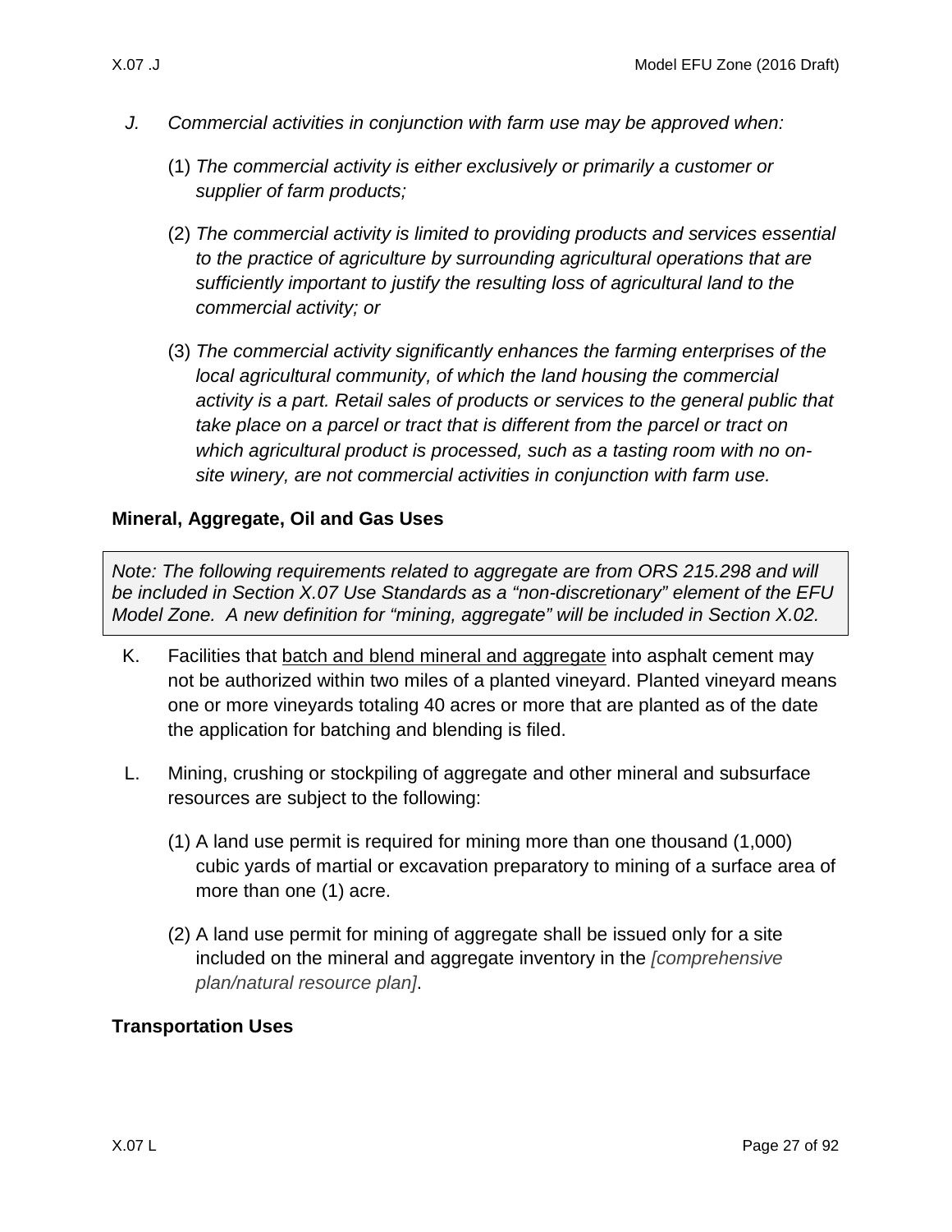J. *Commercial activities in conjunction with farm use may be approved when:*

(1) *The commercial activity is either exclusively or primarily a customer or supplier of farm products;*

(2) *The commercial activity is limited to providing products and services essential to the practice of agriculture by surrounding agricultural operations that are sufficiently important to justify the resulting loss of agricultural land to the commercial activity; or*

(3) *The commercial activity significantly enhances the farming enterprises of the local agricultural community, of which the land housing the commercial activity is a part. Retail sales of products or services to the general public that take place on a parcel or tract that is different from the parcel or tract on which agricultural product is processed, such as a tasting room with no on-site winery, are not commercial activities in conjunction with farm use.*

**Mineral, Aggregate, Oil and Gas Uses**

> *Note: The following requirements related to aggregate are from ORS 215.298 and will be included in Section X.07 Use Standards as a "non-discretionary" element of the EFU Model Zone. A new definition for "mining, aggregate" will be included in Section X.02.*

K. Facilities that <u>batch and blend mineral and aggregate</u> into asphalt cement may not be authorized within two miles of a planted vineyard. Planted vineyard means one or more vineyards totaling 40 acres or more that are planted as of the date the application for batching and blending is filed.

L. Mining, crushing or stockpiling of aggregate and other mineral and subsurface resources are subject to the following:

(1) A land use permit is required for mining more than one thousand (1,000) cubic yards of martial or excavation preparatory to mining of a surface area of more than one (1) acre.

(2) A land use permit for mining of aggregate shall be issued only for a site included on the mineral and aggregate inventory in the *[comprehensive plan/natural resource plan]*.

**Transportation Uses**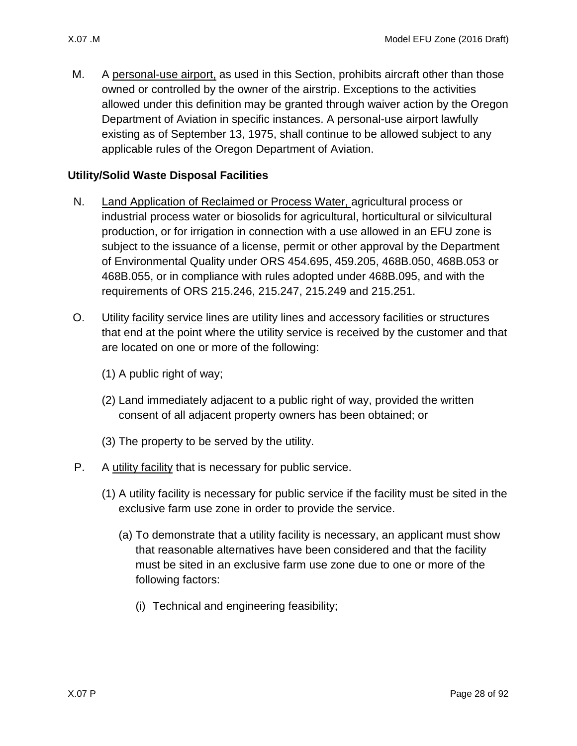M. A personal-use airport, as used in this Section, prohibits aircraft other than those owned or controlled by the owner of the airstrip. Exceptions to the activities allowed under this definition may be granted through waiver action by the Oregon Department of Aviation in specific instances. A personal-use airport lawfully existing as of September 13, 1975, shall continue to be allowed subject to any applicable rules of the Oregon Department of Aviation.

**Utility/Solid Waste Disposal Facilities**

N. Land Application of Reclaimed or Process Water, agricultural process or industrial process water or biosolids for agricultural, horticultural or silvicultural production, or for irrigation in connection with a use allowed in an EFU zone is subject to the issuance of a license, permit or other approval by the Department of Environmental Quality under ORS 454.695, 459.205, 468B.050, 468B.053 or 468B.055, or in compliance with rules adopted under 468B.095, and with the requirements of ORS 215.246, 215.247, 215.249 and 215.251.

O. Utility facility service lines are utility lines and accessory facilities or structures that end at the point where the utility service is received by the customer and that are located on one or more of the following:

(1) A public right of way;

(2) Land immediately adjacent to a public right of way, provided the written consent of all adjacent property owners has been obtained; or

(3) The property to be served by the utility.

P. A utility facility that is necessary for public service.

(1) A utility facility is necessary for public service if the facility must be sited in the exclusive farm use zone in order to provide the service.

(a) To demonstrate that a utility facility is necessary, an applicant must show that reasonable alternatives have been considered and that the facility must be sited in an exclusive farm use zone due to one or more of the following factors:

(i) Technical and engineering feasibility;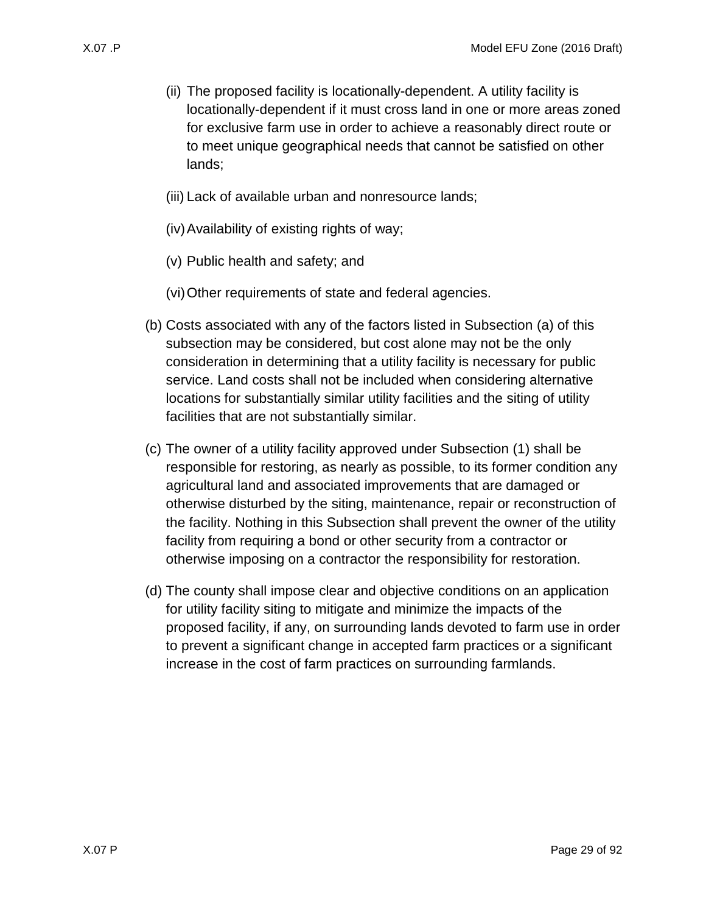(ii) The proposed facility is locationally-dependent. A utility facility is locationally-dependent if it must cross land in one or more areas zoned for exclusive farm use in order to achieve a reasonably direct route or to meet unique geographical needs that cannot be satisfied on other lands;

(iii) Lack of available urban and nonresource lands;

(iv) Availability of existing rights of way;

(v) Public health and safety; and

(vi) Other requirements of state and federal agencies.

(b) Costs associated with any of the factors listed in Subsection (a) of this subsection may be considered, but cost alone may not be the only consideration in determining that a utility facility is necessary for public service. Land costs shall not be included when considering alternative locations for substantially similar utility facilities and the siting of utility facilities that are not substantially similar.

(c) The owner of a utility facility approved under Subsection (1) shall be responsible for restoring, as nearly as possible, to its former condition any agricultural land and associated improvements that are damaged or otherwise disturbed by the siting, maintenance, repair or reconstruction of the facility. Nothing in this Subsection shall prevent the owner of the utility facility from requiring a bond or other security from a contractor or otherwise imposing on a contractor the responsibility for restoration.

(d) The county shall impose clear and objective conditions on an application for utility facility siting to mitigate and minimize the impacts of the proposed facility, if any, on surrounding lands devoted to farm use in order to prevent a significant change in accepted farm practices or a significant increase in the cost of farm practices on surrounding farmlands.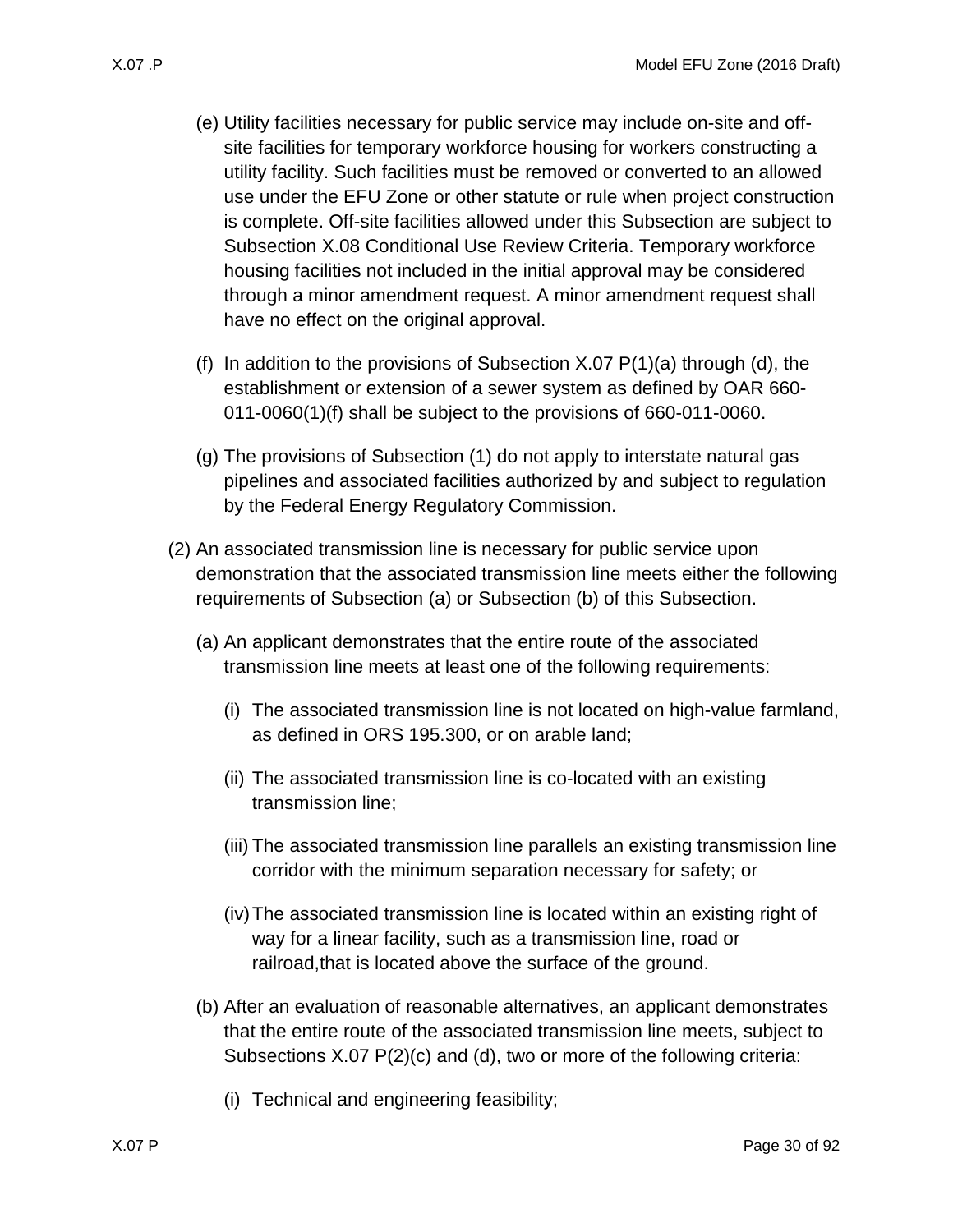(e) Utility facilities necessary for public service may include on-site and off-site facilities for temporary workforce housing for workers constructing a utility facility. Such facilities must be removed or converted to an allowed use under the EFU Zone or other statute or rule when project construction is complete. Off-site facilities allowed under this Subsection are subject to Subsection X.08 Conditional Use Review Criteria. Temporary workforce housing facilities not included in the initial approval may be considered through a minor amendment request. A minor amendment request shall have no effect on the original approval.

(f) In addition to the provisions of Subsection X.07 P(1)(a) through (d), the establishment or extension of a sewer system as defined by OAR 660-011-0060(1)(f) shall be subject to the provisions of 660-011-0060.

(g) The provisions of Subsection (1) do not apply to interstate natural gas pipelines and associated facilities authorized by and subject to regulation by the Federal Energy Regulatory Commission.

(2) An associated transmission line is necessary for public service upon demonstration that the associated transmission line meets either the following requirements of Subsection (a) or Subsection (b) of this Subsection.

(a) An applicant demonstrates that the entire route of the associated transmission line meets at least one of the following requirements:

(i) The associated transmission line is not located on high-value farmland, as defined in ORS 195.300, or on arable land;

(ii) The associated transmission line is co-located with an existing transmission line;

(iii) The associated transmission line parallels an existing transmission line corridor with the minimum separation necessary for safety; or

(iv) The associated transmission line is located within an existing right of way for a linear facility, such as a transmission line, road or railroad,that is located above the surface of the ground.

(b) After an evaluation of reasonable alternatives, an applicant demonstrates that the entire route of the associated transmission line meets, subject to Subsections X.07 P(2)(c) and (d), two or more of the following criteria:

(i) Technical and engineering feasibility;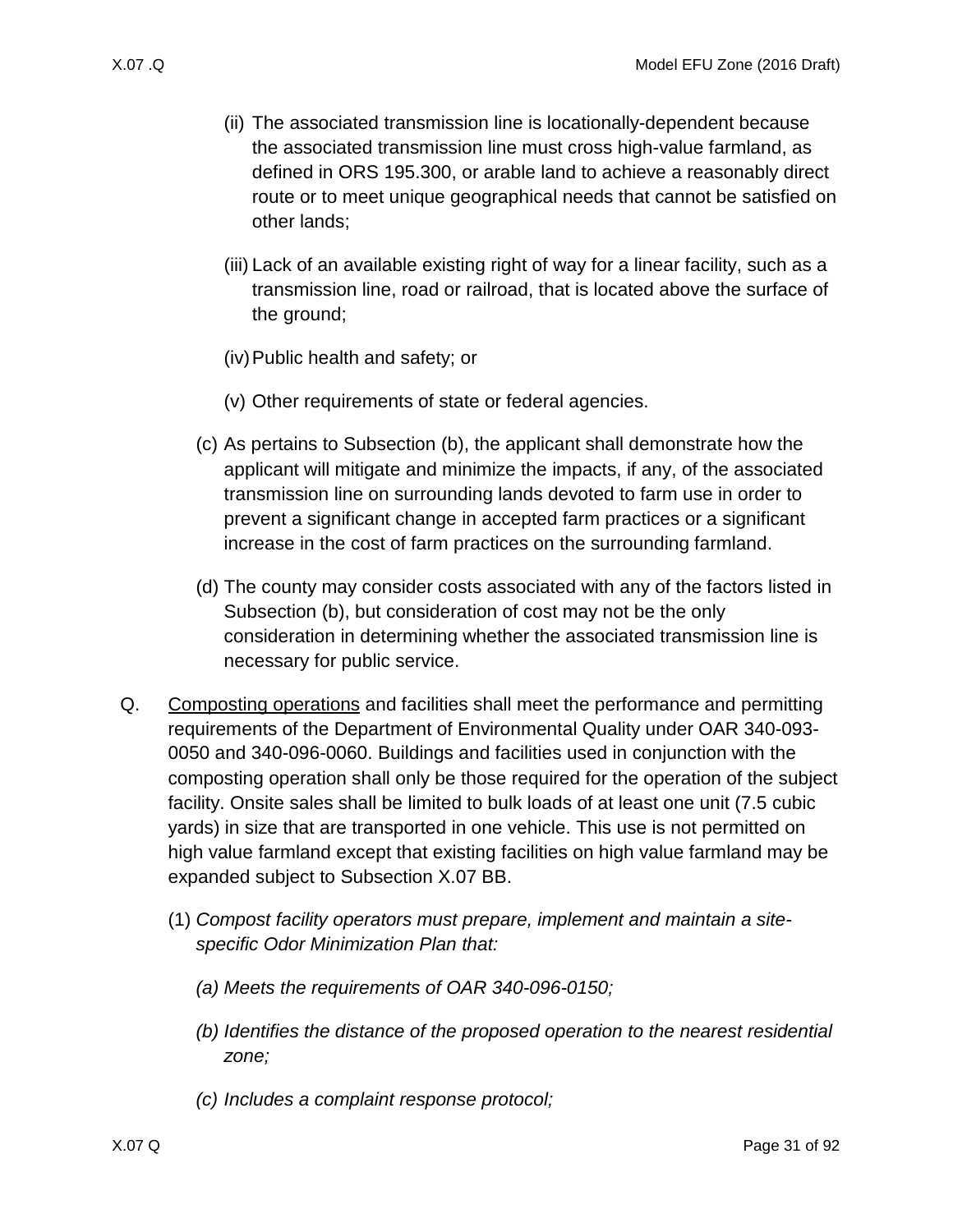(ii) The associated transmission line is locationally-dependent because the associated transmission line must cross high-value farmland, as defined in ORS 195.300, or arable land to achieve a reasonably direct route or to meet unique geographical needs that cannot be satisfied on other lands;

(iii) Lack of an available existing right of way for a linear facility, such as a transmission line, road or railroad, that is located above the surface of the ground;

(iv) Public health and safety; or

(v) Other requirements of state or federal agencies.

(c) As pertains to Subsection (b), the applicant shall demonstrate how the applicant will mitigate and minimize the impacts, if any, of the associated transmission line on surrounding lands devoted to farm use in order to prevent a significant change in accepted farm practices or a significant increase in the cost of farm practices on the surrounding farmland.

(d) The county may consider costs associated with any of the factors listed in Subsection (b), but consideration of cost may not be the only consideration in determining whether the associated transmission line is necessary for public service.

Q. Composting operations and facilities shall meet the performance and permitting requirements of the Department of Environmental Quality under OAR 340-093-0050 and 340-096-0060. Buildings and facilities used in conjunction with the composting operation shall only be those required for the operation of the subject facility. Onsite sales shall be limited to bulk loads of at least one unit (7.5 cubic yards) in size that are transported in one vehicle. This use is not permitted on high value farmland except that existing facilities on high value farmland may be expanded subject to Subsection X.07 BB.

(1) *Compost facility operators must prepare, implement and maintain a site-specific Odor Minimization Plan that:*

*(a) Meets the requirements of OAR 340-096-0150;*

*(b) Identifies the distance of the proposed operation to the nearest residential zone;*

*(c) Includes a complaint response protocol;*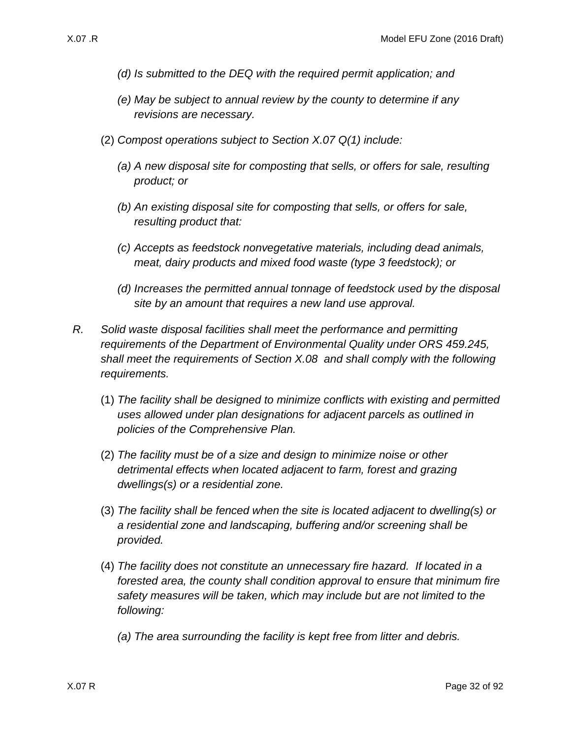*(d) Is submitted to the DEQ with the required permit application; and*

*(e) May be subject to annual review by the county to determine if any revisions are necessary.*

(2) *Compost operations subject to Section X.07 Q(1) include:*

*(a) A new disposal site for composting that sells, or offers for sale, resulting product; or*

*(b) An existing disposal site for composting that sells, or offers for sale, resulting product that:*

*(c) Accepts as feedstock nonvegetative materials, including dead animals, meat, dairy products and mixed food waste (type 3 feedstock); or*

*(d) Increases the permitted annual tonnage of feedstock used by the disposal site by an amount that requires a new land use approval.*

*R. Solid waste disposal facilities shall meet the performance and permitting requirements of the Department of Environmental Quality under ORS 459.245, shall meet the requirements of Section X.08 and shall comply with the following requirements.*

(1) *The facility shall be designed to minimize conflicts with existing and permitted uses allowed under plan designations for adjacent parcels as outlined in policies of the Comprehensive Plan.*

(2) *The facility must be of a size and design to minimize noise or other detrimental effects when located adjacent to farm, forest and grazing dwellings(s) or a residential zone.*

(3) *The facility shall be fenced when the site is located adjacent to dwelling(s) or a residential zone and landscaping, buffering and/or screening shall be provided.*

(4) *The facility does not constitute an unnecessary fire hazard. If located in a forested area, the county shall condition approval to ensure that minimum fire safety measures will be taken, which may include but are not limited to the following:*

*(a) The area surrounding the facility is kept free from litter and debris.*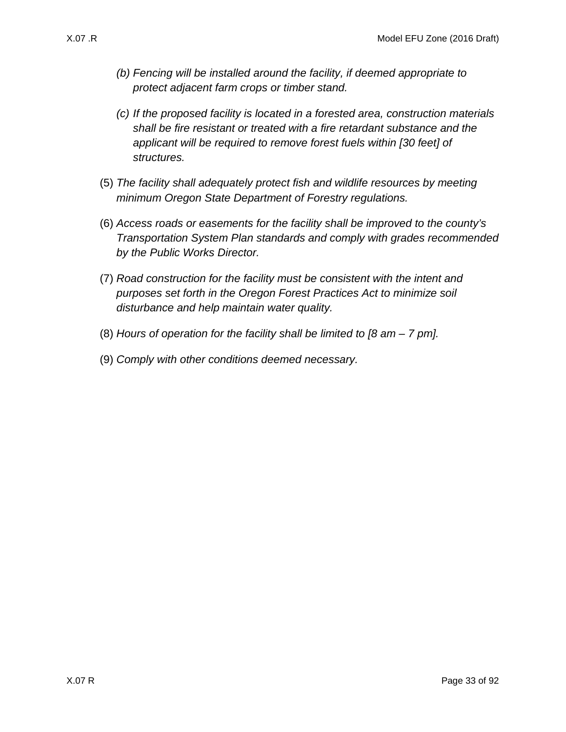*(b) Fencing will be installed around the facility, if deemed appropriate to protect adjacent farm crops or timber stand.*

*(c) If the proposed facility is located in a forested area, construction materials shall be fire resistant or treated with a fire retardant substance and the applicant will be required to remove forest fuels within [30 feet] of structures.*

(5) *The facility shall adequately protect fish and wildlife resources by meeting minimum Oregon State Department of Forestry regulations.*

(6) *Access roads or easements for the facility shall be improved to the county's Transportation System Plan standards and comply with grades recommended by the Public Works Director.*

(7) *Road construction for the facility must be consistent with the intent and purposes set forth in the Oregon Forest Practices Act to minimize soil disturbance and help maintain water quality.*

(8) *Hours of operation for the facility shall be limited to [8 am – 7 pm].*

(9) *Comply with other conditions deemed necessary.*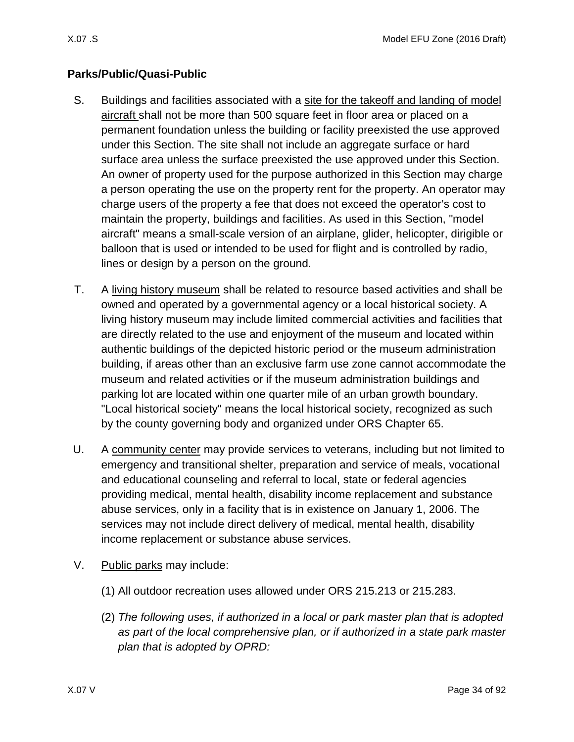## Parks/Public/Quasi-Public

S. Buildings and facilities associated with a site for the takeoff and landing of model aircraft shall not be more than 500 square feet in floor area or placed on a permanent foundation unless the building or facility preexisted the use approved under this Section. The site shall not include an aggregate surface or hard surface area unless the surface preexisted the use approved under this Section. An owner of property used for the purpose authorized in this Section may charge a person operating the use on the property rent for the property. An operator may charge users of the property a fee that does not exceed the operator's cost to maintain the property, buildings and facilities. As used in this Section, "model aircraft" means a small-scale version of an airplane, glider, helicopter, dirigible or balloon that is used or intended to be used for flight and is controlled by radio, lines or design by a person on the ground.

T. A living history museum shall be related to resource based activities and shall be owned and operated by a governmental agency or a local historical society. A living history museum may include limited commercial activities and facilities that are directly related to the use and enjoyment of the museum and located within authentic buildings of the depicted historic period or the museum administration building, if areas other than an exclusive farm use zone cannot accommodate the museum and related activities or if the museum administration buildings and parking lot are located within one quarter mile of an urban growth boundary. "Local historical society" means the local historical society, recognized as such by the county governing body and organized under ORS Chapter 65.

U. A community center may provide services to veterans, including but not limited to emergency and transitional shelter, preparation and service of meals, vocational and educational counseling and referral to local, state or federal agencies providing medical, mental health, disability income replacement and substance abuse services, only in a facility that is in existence on January 1, 2006. The services may not include direct delivery of medical, mental health, disability income replacement or substance abuse services.

V. Public parks may include:

(1) All outdoor recreation uses allowed under ORS 215.213 or 215.283.

(2) *The following uses, if authorized in a local or park master plan that is adopted as part of the local comprehensive plan, or if authorized in a state park master plan that is adopted by OPRD:*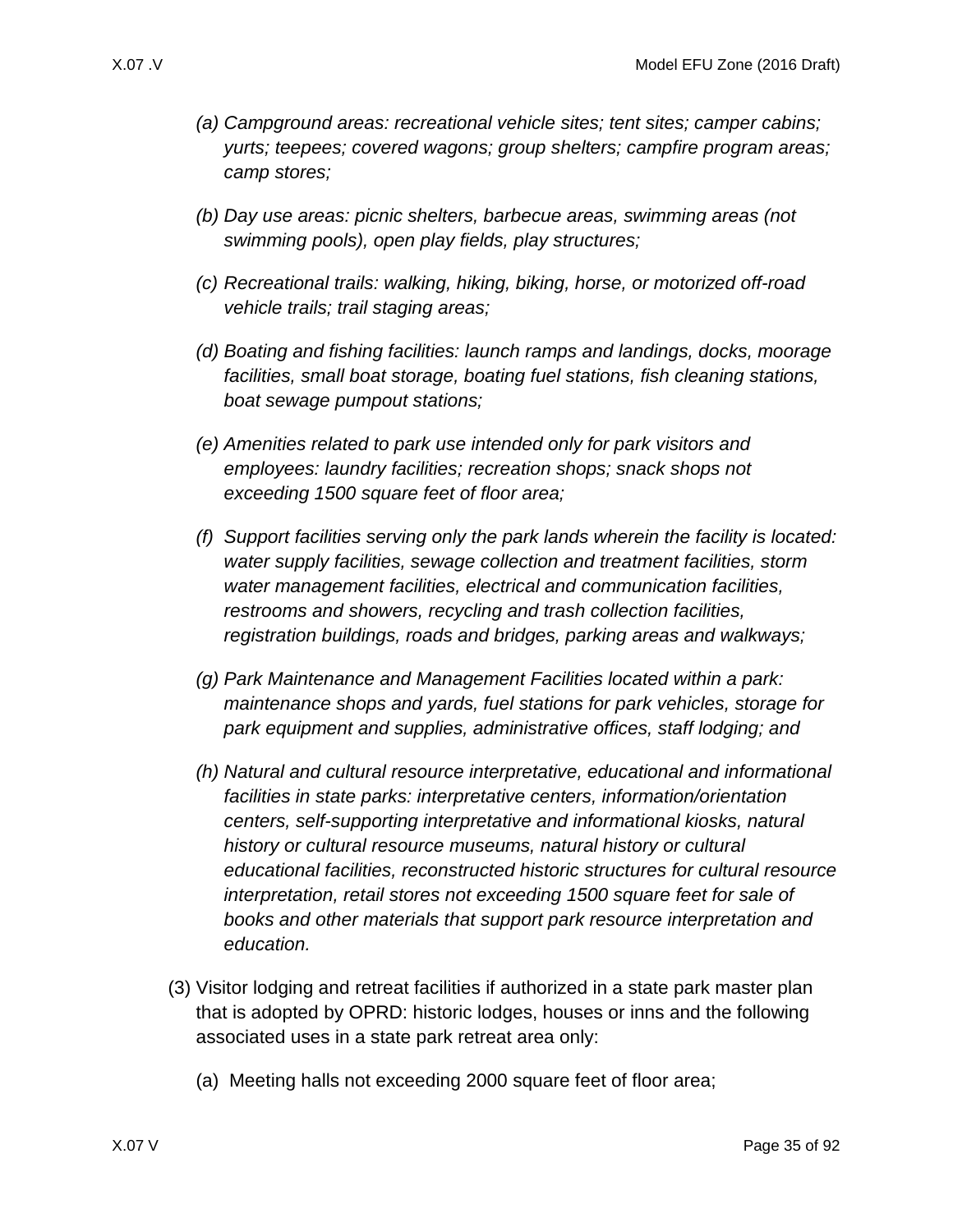*(a) Campground areas: recreational vehicle sites; tent sites; camper cabins; yurts; teepees; covered wagons; group shelters; campfire program areas; camp stores;*

*(b) Day use areas: picnic shelters, barbecue areas, swimming areas (not swimming pools), open play fields, play structures;*

*(c) Recreational trails: walking, hiking, biking, horse, or motorized off-road vehicle trails; trail staging areas;*

*(d) Boating and fishing facilities: launch ramps and landings, docks, moorage facilities, small boat storage, boating fuel stations, fish cleaning stations, boat sewage pumpout stations;*

*(e) Amenities related to park use intended only for park visitors and employees: laundry facilities; recreation shops; snack shops not exceeding 1500 square feet of floor area;*

*(f) Support facilities serving only the park lands wherein the facility is located: water supply facilities, sewage collection and treatment facilities, storm water management facilities, electrical and communication facilities, restrooms and showers, recycling and trash collection facilities, registration buildings, roads and bridges, parking areas and walkways;*

*(g) Park Maintenance and Management Facilities located within a park: maintenance shops and yards, fuel stations for park vehicles, storage for park equipment and supplies, administrative offices, staff lodging; and*

*(h) Natural and cultural resource interpretative, educational and informational facilities in state parks: interpretative centers, information/orientation centers, self-supporting interpretative and informational kiosks, natural history or cultural resource museums, natural history or cultural educational facilities, reconstructed historic structures for cultural resource interpretation, retail stores not exceeding 1500 square feet for sale of books and other materials that support park resource interpretation and education.*

(3) Visitor lodging and retreat facilities if authorized in a state park master plan that is adopted by OPRD: historic lodges, houses or inns and the following associated uses in a state park retreat area only:

(a) Meeting halls not exceeding 2000 square feet of floor area;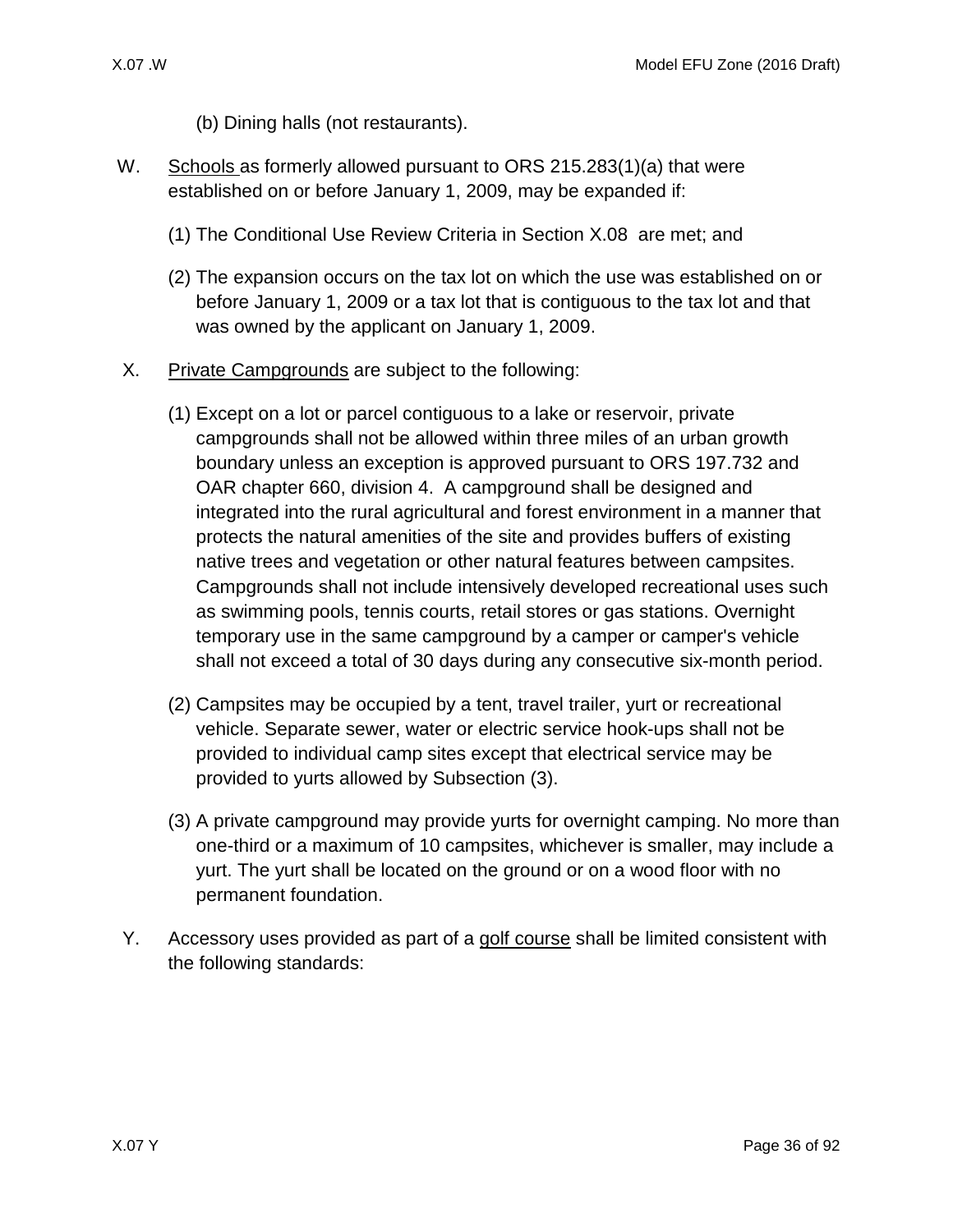(b) Dining halls (not restaurants).

W. Schools as formerly allowed pursuant to ORS 215.283(1)(a) that were established on or before January 1, 2009, may be expanded if:

(1) The Conditional Use Review Criteria in Section X.08 are met; and

(2) The expansion occurs on the tax lot on which the use was established on or before January 1, 2009 or a tax lot that is contiguous to the tax lot and that was owned by the applicant on January 1, 2009.

X. Private Campgrounds are subject to the following:

(1) Except on a lot or parcel contiguous to a lake or reservoir, private campgrounds shall not be allowed within three miles of an urban growth boundary unless an exception is approved pursuant to ORS 197.732 and OAR chapter 660, division 4. A campground shall be designed and integrated into the rural agricultural and forest environment in a manner that protects the natural amenities of the site and provides buffers of existing native trees and vegetation or other natural features between campsites. Campgrounds shall not include intensively developed recreational uses such as swimming pools, tennis courts, retail stores or gas stations. Overnight temporary use in the same campground by a camper or camper's vehicle shall not exceed a total of 30 days during any consecutive six-month period.

(2) Campsites may be occupied by a tent, travel trailer, yurt or recreational vehicle. Separate sewer, water or electric service hook-ups shall not be provided to individual camp sites except that electrical service may be provided to yurts allowed by Subsection (3).

(3) A private campground may provide yurts for overnight camping. No more than one-third or a maximum of 10 campsites, whichever is smaller, may include a yurt. The yurt shall be located on the ground or on a wood floor with no permanent foundation.

Y. Accessory uses provided as part of a golf course shall be limited consistent with the following standards: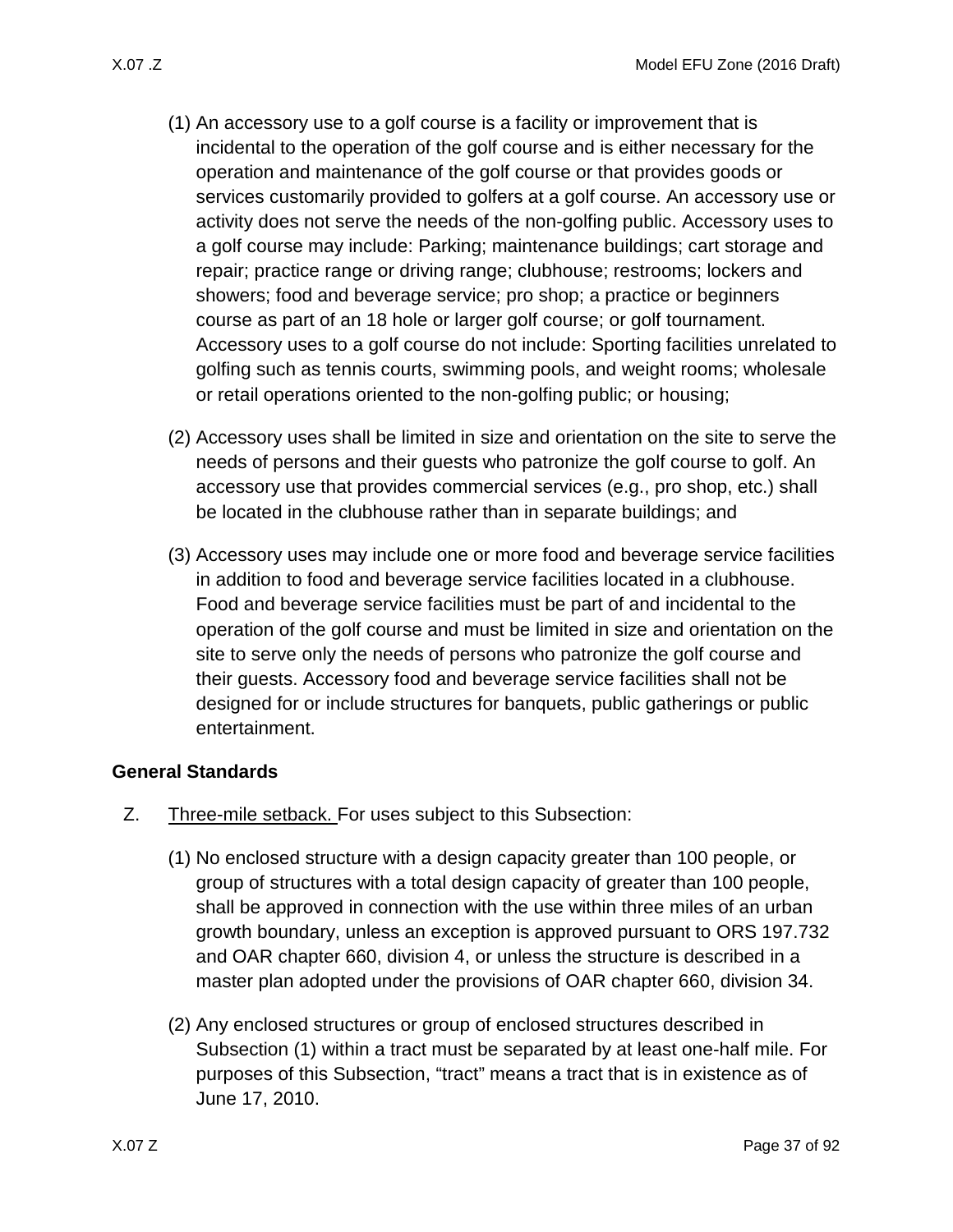(1) An accessory use to a golf course is a facility or improvement that is incidental to the operation of the golf course and is either necessary for the operation and maintenance of the golf course or that provides goods or services customarily provided to golfers at a golf course. An accessory use or activity does not serve the needs of the non-golfing public. Accessory uses to a golf course may include: Parking; maintenance buildings; cart storage and repair; practice range or driving range; clubhouse; restrooms; lockers and showers; food and beverage service; pro shop; a practice or beginners course as part of an 18 hole or larger golf course; or golf tournament. Accessory uses to a golf course do not include: Sporting facilities unrelated to golfing such as tennis courts, swimming pools, and weight rooms; wholesale or retail operations oriented to the non-golfing public; or housing;

(2) Accessory uses shall be limited in size and orientation on the site to serve the needs of persons and their guests who patronize the golf course to golf. An accessory use that provides commercial services (e.g., pro shop, etc.) shall be located in the clubhouse rather than in separate buildings; and

(3) Accessory uses may include one or more food and beverage service facilities in addition to food and beverage service facilities located in a clubhouse. Food and beverage service facilities must be part of and incidental to the operation of the golf course and must be limited in size and orientation on the site to serve only the needs of persons who patronize the golf course and their guests. Accessory food and beverage service facilities shall not be designed for or include structures for banquets, public gatherings or public entertainment.

**General Standards**

Z. Three-mile setback. For uses subject to this Subsection:

(1) No enclosed structure with a design capacity greater than 100 people, or group of structures with a total design capacity of greater than 100 people, shall be approved in connection with the use within three miles of an urban growth boundary, unless an exception is approved pursuant to ORS 197.732 and OAR chapter 660, division 4, or unless the structure is described in a master plan adopted under the provisions of OAR chapter 660, division 34.

(2) Any enclosed structures or group of enclosed structures described in Subsection (1) within a tract must be separated by at least one-half mile. For purposes of this Subsection, “tract” means a tract that is in existence as of June 17, 2010.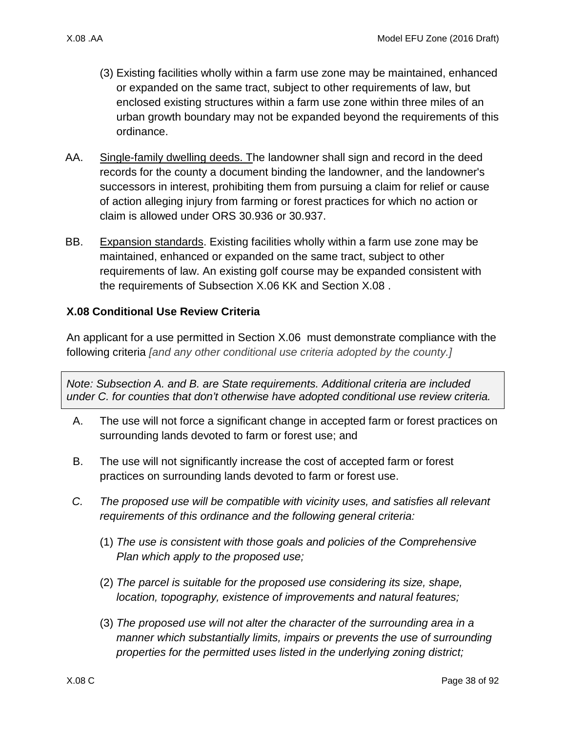(3) Existing facilities wholly within a farm use zone may be maintained, enhanced or expanded on the same tract, subject to other requirements of law, but enclosed existing structures within a farm use zone within three miles of an urban growth boundary may not be expanded beyond the requirements of this ordinance.

AA. Single-family dwelling deeds. The landowner shall sign and record in the deed records for the county a document binding the landowner, and the landowner's successors in interest, prohibiting them from pursuing a claim for relief or cause of action alleging injury from farming or forest practices for which no action or claim is allowed under ORS 30.936 or 30.937.

BB. Expansion standards. Existing facilities wholly within a farm use zone may be maintained, enhanced or expanded on the same tract, subject to other requirements of law. An existing golf course may be expanded consistent with the requirements of Subsection X.06 KK and Section X.08 .

**X.08 Conditional Use Review Criteria**

An applicant for a use permitted in Section X.06 must demonstrate compliance with the following criteria *[and any other conditional use criteria adopted by the county.]*

*Note: Subsection A. and B. are State requirements. Additional criteria are included under C. for counties that don't otherwise have adopted conditional use review criteria.*

A. The use will not force a significant change in accepted farm or forest practices on surrounding lands devoted to farm or forest use; and

B. The use will not significantly increase the cost of accepted farm or forest practices on surrounding lands devoted to farm or forest use.

*C. The proposed use will be compatible with vicinity uses, and satisfies all relevant requirements of this ordinance and the following general criteria:*

(1) *The use is consistent with those goals and policies of the Comprehensive Plan which apply to the proposed use;*

(2) *The parcel is suitable for the proposed use considering its size, shape, location, topography, existence of improvements and natural features;*

(3) *The proposed use will not alter the character of the surrounding area in a manner which substantially limits, impairs or prevents the use of surrounding properties for the permitted uses listed in the underlying zoning district;*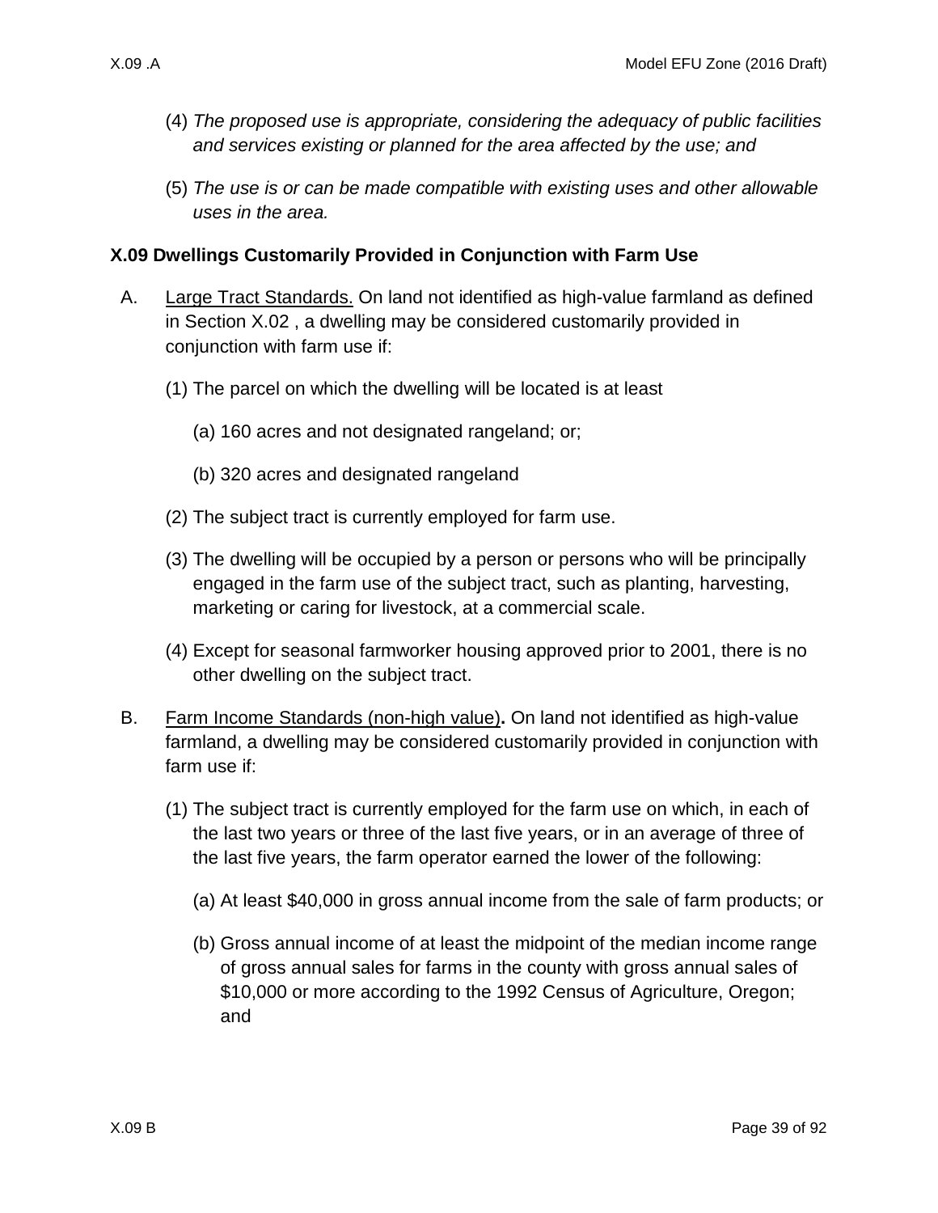(4) *The proposed use is appropriate, considering the adequacy of public facilities and services existing or planned for the area affected by the use; and*

(5) *The use is or can be made compatible with existing uses and other allowable uses in the area.*

### X.09 Dwellings Customarily Provided in Conjunction with Farm Use

A. Large Tract Standards. On land not identified as high-value farmland as defined in Section X.02 , a dwelling may be considered customarily provided in conjunction with farm use if:

(1) The parcel on which the dwelling will be located is at least

(a) 160 acres and not designated rangeland; or;

(b) 320 acres and designated rangeland

(2) The subject tract is currently employed for farm use.

(3) The dwelling will be occupied by a person or persons who will be principally engaged in the farm use of the subject tract, such as planting, harvesting, marketing or caring for livestock, at a commercial scale.

(4) Except for seasonal farmworker housing approved prior to 2001, there is no other dwelling on the subject tract.

B. Farm Income Standards (non-high value)**.** On land not identified as high-value farmland, a dwelling may be considered customarily provided in conjunction with farm use if:

(1) The subject tract is currently employed for the farm use on which, in each of the last two years or three of the last five years, or in an average of three of the last five years, the farm operator earned the lower of the following:

(a) At least $40,000 in gross annual income from the sale of farm products; or

(b) Gross annual income of at least the midpoint of the median income range of gross annual sales for farms in the county with gross annual sales of $10,000 or more according to the 1992 Census of Agriculture, Oregon; and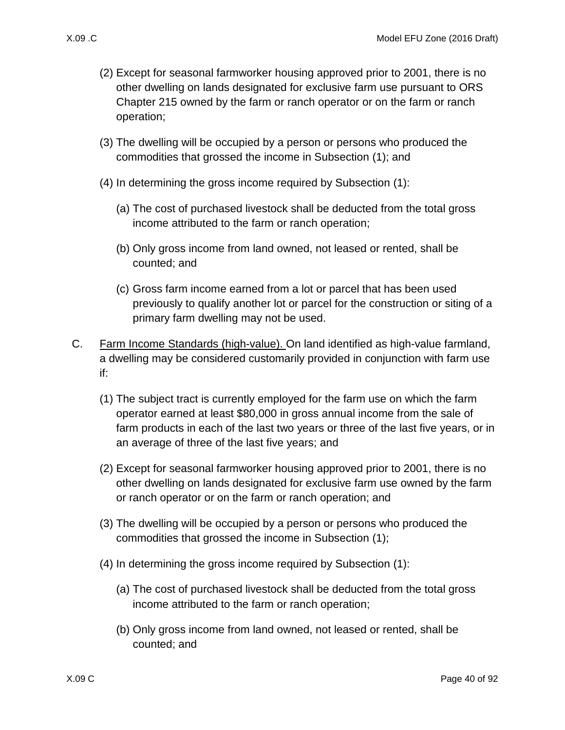(2) Except for seasonal farmworker housing approved prior to 2001, there is no other dwelling on lands designated for exclusive farm use pursuant to ORS Chapter 215 owned by the farm or ranch operator or on the farm or ranch operation;

(3) The dwelling will be occupied by a person or persons who produced the commodities that grossed the income in Subsection (1); and

(4) In determining the gross income required by Subsection (1):

(a) The cost of purchased livestock shall be deducted from the total gross income attributed to the farm or ranch operation;

(b) Only gross income from land owned, not leased or rented, shall be counted; and

(c) Gross farm income earned from a lot or parcel that has been used previously to qualify another lot or parcel for the construction or siting of a primary farm dwelling may not be used.

C. Farm Income Standards (high-value). On land identified as high-value farmland, a dwelling may be considered customarily provided in conjunction with farm use if:

(1) The subject tract is currently employed for the farm use on which the farm operator earned at least $80,000 in gross annual income from the sale of farm products in each of the last two years or three of the last five years, or in an average of three of the last five years; and

(2) Except for seasonal farmworker housing approved prior to 2001, there is no other dwelling on lands designated for exclusive farm use owned by the farm or ranch operator or on the farm or ranch operation; and

(3) The dwelling will be occupied by a person or persons who produced the commodities that grossed the income in Subsection (1);

(4) In determining the gross income required by Subsection (1):

(a) The cost of purchased livestock shall be deducted from the total gross income attributed to the farm or ranch operation;

(b) Only gross income from land owned, not leased or rented, shall be counted; and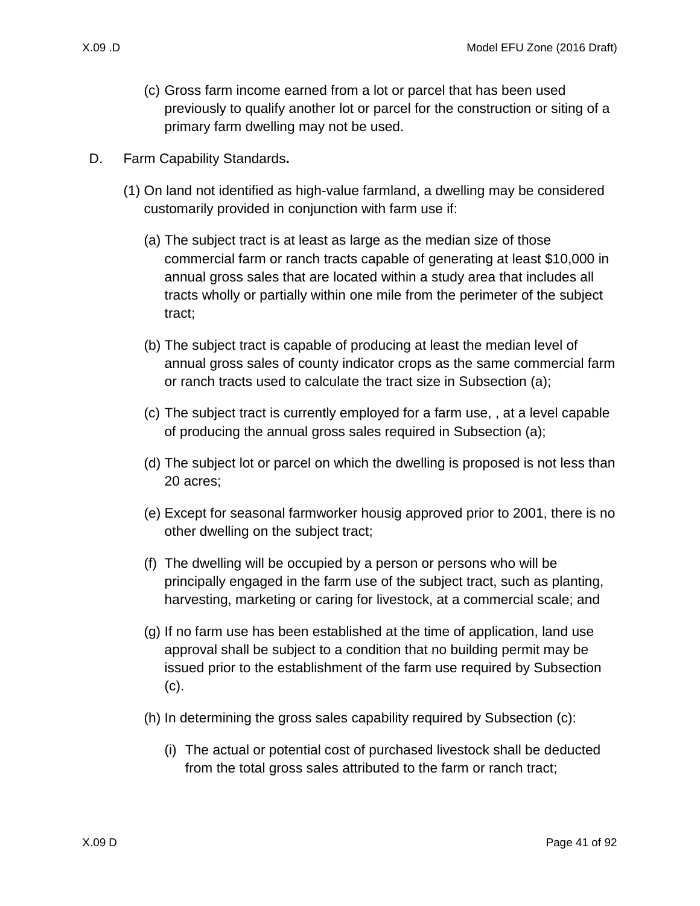(c) Gross farm income earned from a lot or parcel that has been used previously to qualify another lot or parcel for the construction or siting of a primary farm dwelling may not be used.

D. Farm Capability Standards**.**

(1) On land not identified as high-value farmland, a dwelling may be considered customarily provided in conjunction with farm use if:

(a) The subject tract is at least as large as the median size of those commercial farm or ranch tracts capable of generating at least $10,000 in annual gross sales that are located within a study area that includes all tracts wholly or partially within one mile from the perimeter of the subject tract;

(b) The subject tract is capable of producing at least the median level of annual gross sales of county indicator crops as the same commercial farm or ranch tracts used to calculate the tract size in Subsection (a);

(c) The subject tract is currently employed for a farm use, , at a level capable of producing the annual gross sales required in Subsection (a);

(d) The subject lot or parcel on which the dwelling is proposed is not less than 20 acres;

(e) Except for seasonal farmworker housig approved prior to 2001, there is no other dwelling on the subject tract;

(f) The dwelling will be occupied by a person or persons who will be principally engaged in the farm use of the subject tract, such as planting, harvesting, marketing or caring for livestock, at a commercial scale; and

(g) If no farm use has been established at the time of application, land use approval shall be subject to a condition that no building permit may be issued prior to the establishment of the farm use required by Subsection (c).

(h) In determining the gross sales capability required by Subsection (c):

(i) The actual or potential cost of purchased livestock shall be deducted from the total gross sales attributed to the farm or ranch tract;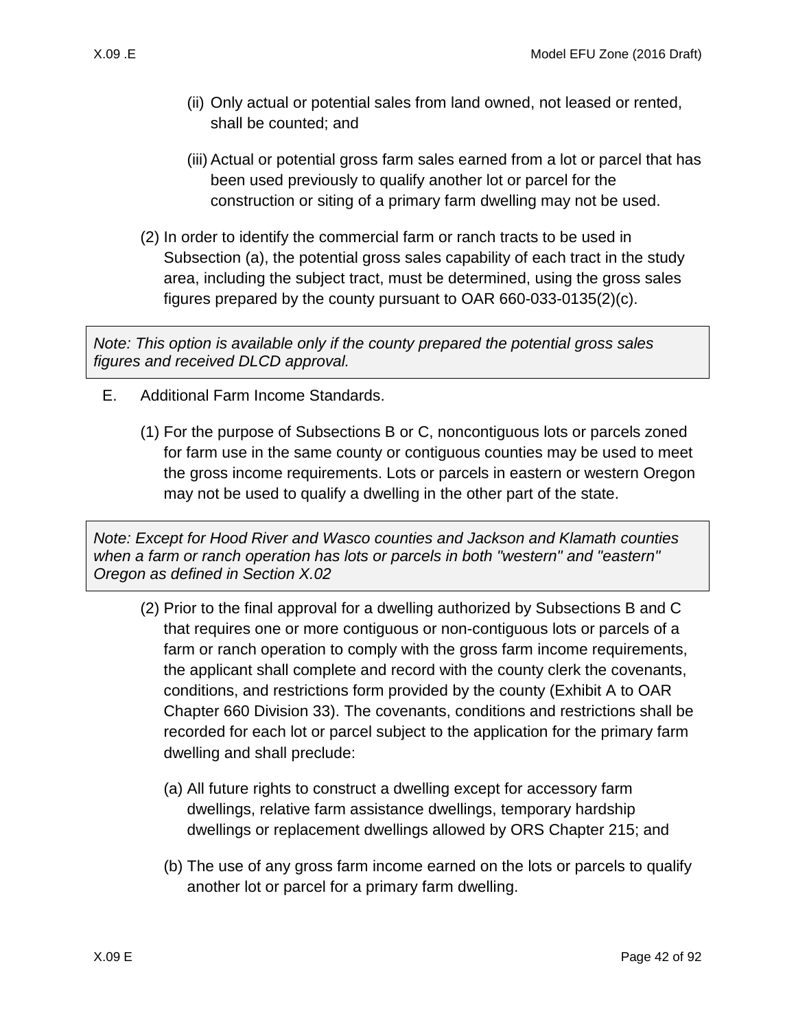(ii) Only actual or potential sales from land owned, not leased or rented, shall be counted; and

(iii) Actual or potential gross farm sales earned from a lot or parcel that has been used previously to qualify another lot or parcel for the construction or siting of a primary farm dwelling may not be used.

(2) In order to identify the commercial farm or ranch tracts to be used in Subsection (a), the potential gross sales capability of each tract in the study area, including the subject tract, must be determined, using the gross sales figures prepared by the county pursuant to OAR 660-033-0135(2)(c).

> *Note: This option is available only if the county prepared the potential gross sales figures and received DLCD approval.*

E. Additional Farm Income Standards.

(1) For the purpose of Subsections B or C, noncontiguous lots or parcels zoned for farm use in the same county or contiguous counties may be used to meet the gross income requirements. Lots or parcels in eastern or western Oregon may not be used to qualify a dwelling in the other part of the state.

> *Note: Except for Hood River and Wasco counties and Jackson and Klamath counties when a farm or ranch operation has lots or parcels in both "western" and "eastern" Oregon as defined in Section X.02*

(2) Prior to the final approval for a dwelling authorized by Subsections B and C that requires one or more contiguous or non-contiguous lots or parcels of a farm or ranch operation to comply with the gross farm income requirements, the applicant shall complete and record with the county clerk the covenants, conditions, and restrictions form provided by the county (Exhibit A to OAR Chapter 660 Division 33). The covenants, conditions and restrictions shall be recorded for each lot or parcel subject to the application for the primary farm dwelling and shall preclude:

(a) All future rights to construct a dwelling except for accessory farm dwellings, relative farm assistance dwellings, temporary hardship dwellings or replacement dwellings allowed by ORS Chapter 215; and

(b) The use of any gross farm income earned on the lots or parcels to qualify another lot or parcel for a primary farm dwelling.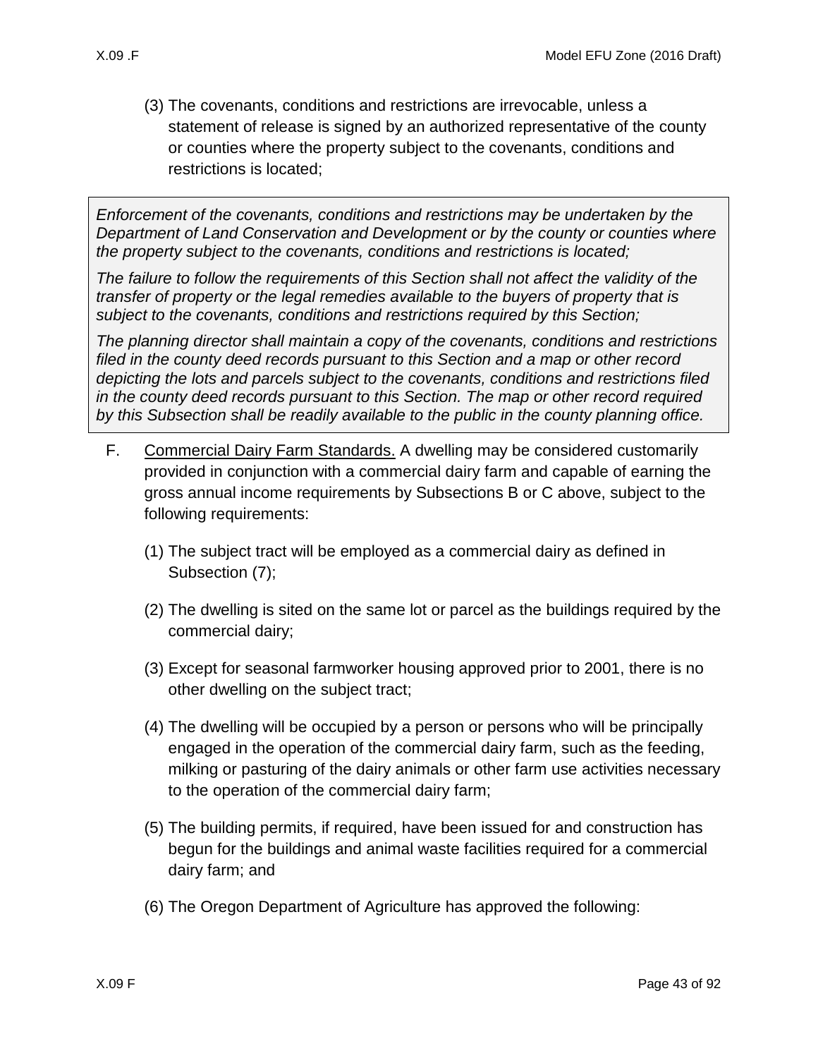(3) The covenants, conditions and restrictions are irrevocable, unless a statement of release is signed by an authorized representative of the county or counties where the property subject to the covenants, conditions and restrictions is located;

> *Enforcement of the covenants, conditions and restrictions may be undertaken by the Department of Land Conservation and Development or by the county or counties where the property subject to the covenants, conditions and restrictions is located;*
>
> *The failure to follow the requirements of this Section shall not affect the validity of the transfer of property or the legal remedies available to the buyers of property that is subject to the covenants, conditions and restrictions required by this Section;*
>
> *The planning director shall maintain a copy of the covenants, conditions and restrictions filed in the county deed records pursuant to this Section and a map or other record depicting the lots and parcels subject to the covenants, conditions and restrictions filed in the county deed records pursuant to this Section. The map or other record required by this Subsection shall be readily available to the public in the county planning office.*

F. Commercial Dairy Farm Standards. A dwelling may be considered customarily provided in conjunction with a commercial dairy farm and capable of earning the gross annual income requirements by Subsections B or C above, subject to the following requirements:

(1) The subject tract will be employed as a commercial dairy as defined in Subsection (7);

(2) The dwelling is sited on the same lot or parcel as the buildings required by the commercial dairy;

(3) Except for seasonal farmworker housing approved prior to 2001, there is no other dwelling on the subject tract;

(4) The dwelling will be occupied by a person or persons who will be principally engaged in the operation of the commercial dairy farm, such as the feeding, milking or pasturing of the dairy animals or other farm use activities necessary to the operation of the commercial dairy farm;

(5) The building permits, if required, have been issued for and construction has begun for the buildings and animal waste facilities required for a commercial dairy farm; and

(6) The Oregon Department of Agriculture has approved the following: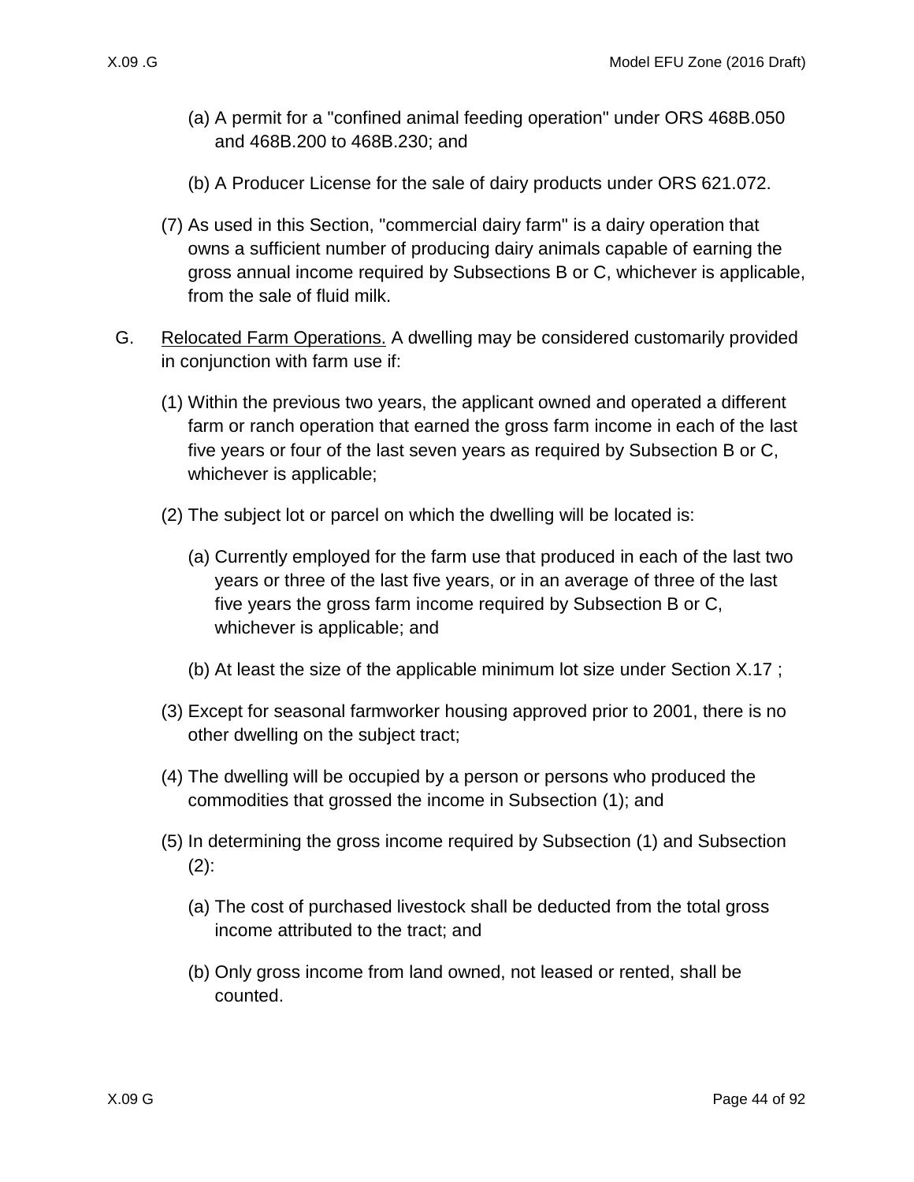(a) A permit for a "confined animal feeding operation" under ORS 468B.050 and 468B.200 to 468B.230; and

(b) A Producer License for the sale of dairy products under ORS 621.072.

(7) As used in this Section, "commercial dairy farm" is a dairy operation that owns a sufficient number of producing dairy animals capable of earning the gross annual income required by Subsections B or C, whichever is applicable, from the sale of fluid milk.

G. Relocated Farm Operations. A dwelling may be considered customarily provided in conjunction with farm use if:

(1) Within the previous two years, the applicant owned and operated a different farm or ranch operation that earned the gross farm income in each of the last five years or four of the last seven years as required by Subsection B or C, whichever is applicable;

(2) The subject lot or parcel on which the dwelling will be located is:

(a) Currently employed for the farm use that produced in each of the last two years or three of the last five years, or in an average of three of the last five years the gross farm income required by Subsection B or C, whichever is applicable; and

(b) At least the size of the applicable minimum lot size under Section X.17 ;

(3) Except for seasonal farmworker housing approved prior to 2001, there is no other dwelling on the subject tract;

(4) The dwelling will be occupied by a person or persons who produced the commodities that grossed the income in Subsection (1); and

(5) In determining the gross income required by Subsection (1) and Subsection (2):

(a) The cost of purchased livestock shall be deducted from the total gross income attributed to the tract; and

(b) Only gross income from land owned, not leased or rented, shall be counted.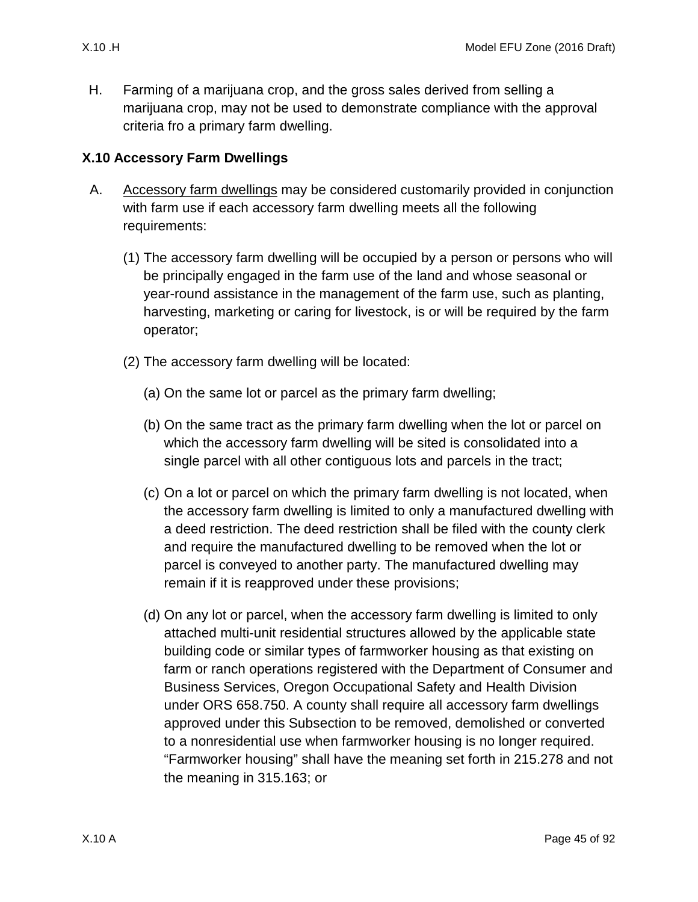H. Farming of a marijuana crop, and the gross sales derived from selling a marijuana crop, may not be used to demonstrate compliance with the approval criteria fro a primary farm dwelling.

## X.10 Accessory Farm Dwellings

A. Accessory farm dwellings may be considered customarily provided in conjunction with farm use if each accessory farm dwelling meets all the following requirements:

   (1) The accessory farm dwelling will be occupied by a person or persons who will be principally engaged in the farm use of the land and whose seasonal or year-round assistance in the management of the farm use, such as planting, harvesting, marketing or caring for livestock, is or will be required by the farm operator;

   (2) The accessory farm dwelling will be located:

      (a) On the same lot or parcel as the primary farm dwelling;

      (b) On the same tract as the primary farm dwelling when the lot or parcel on which the accessory farm dwelling will be sited is consolidated into a single parcel with all other contiguous lots and parcels in the tract;

      (c) On a lot or parcel on which the primary farm dwelling is not located, when the accessory farm dwelling is limited to only a manufactured dwelling with a deed restriction. The deed restriction shall be filed with the county clerk and require the manufactured dwelling to be removed when the lot or parcel is conveyed to another party. The manufactured dwelling may remain if it is reapproved under these provisions;

      (d) On any lot or parcel, when the accessory farm dwelling is limited to only attached multi-unit residential structures allowed by the applicable state building code or similar types of farmworker housing as that existing on farm or ranch operations registered with the Department of Consumer and Business Services, Oregon Occupational Safety and Health Division under ORS 658.750. A county shall require all accessory farm dwellings approved under this Subsection to be removed, demolished or converted to a nonresidential use when farmworker housing is no longer required. "Farmworker housing" shall have the meaning set forth in 215.278 and not the meaning in 315.163; or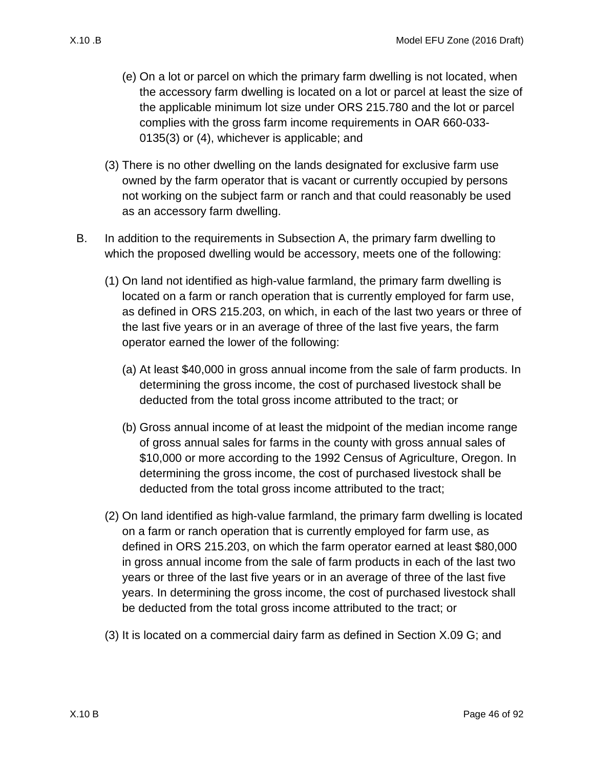(e) On a lot or parcel on which the primary farm dwelling is not located, when the accessory farm dwelling is located on a lot or parcel at least the size of the applicable minimum lot size under ORS 215.780 and the lot or parcel complies with the gross farm income requirements in OAR 660-033-0135(3) or (4), whichever is applicable; and

(3) There is no other dwelling on the lands designated for exclusive farm use owned by the farm operator that is vacant or currently occupied by persons not working on the subject farm or ranch and that could reasonably be used as an accessory farm dwelling.

B. In addition to the requirements in Subsection A, the primary farm dwelling to which the proposed dwelling would be accessory, meets one of the following:

(1) On land not identified as high-value farmland, the primary farm dwelling is located on a farm or ranch operation that is currently employed for farm use, as defined in ORS 215.203, on which, in each of the last two years or three of the last five years or in an average of three of the last five years, the farm operator earned the lower of the following:

(a) At least $40,000 in gross annual income from the sale of farm products. In determining the gross income, the cost of purchased livestock shall be deducted from the total gross income attributed to the tract; or

(b) Gross annual income of at least the midpoint of the median income range of gross annual sales for farms in the county with gross annual sales of $10,000 or more according to the 1992 Census of Agriculture, Oregon. In determining the gross income, the cost of purchased livestock shall be deducted from the total gross income attributed to the tract;

(2) On land identified as high-value farmland, the primary farm dwelling is located on a farm or ranch operation that is currently employed for farm use, as defined in ORS 215.203, on which the farm operator earned at least $80,000 in gross annual income from the sale of farm products in each of the last two years or three of the last five years or in an average of three of the last five years. In determining the gross income, the cost of purchased livestock shall be deducted from the total gross income attributed to the tract; or

(3) It is located on a commercial dairy farm as defined in Section X.09 G; and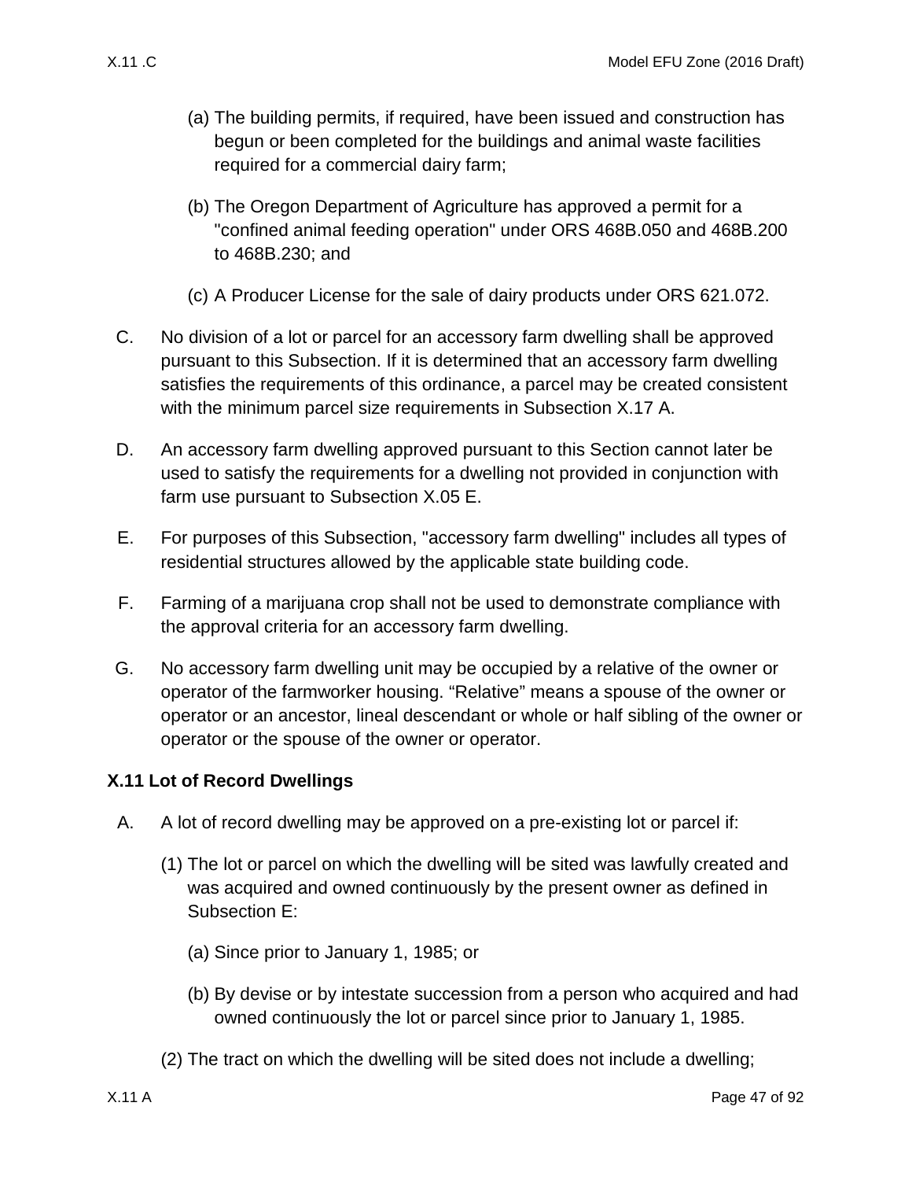(a) The building permits, if required, have been issued and construction has begun or been completed for the buildings and animal waste facilities required for a commercial dairy farm;

(b) The Oregon Department of Agriculture has approved a permit for a "confined animal feeding operation" under ORS 468B.050 and 468B.200 to 468B.230; and

(c) A Producer License for the sale of dairy products under ORS 621.072.

C. No division of a lot or parcel for an accessory farm dwelling shall be approved pursuant to this Subsection. If it is determined that an accessory farm dwelling satisfies the requirements of this ordinance, a parcel may be created consistent with the minimum parcel size requirements in Subsection X.17 A.

D. An accessory farm dwelling approved pursuant to this Section cannot later be used to satisfy the requirements for a dwelling not provided in conjunction with farm use pursuant to Subsection X.05 E.

E. For purposes of this Subsection, "accessory farm dwelling" includes all types of residential structures allowed by the applicable state building code.

F. Farming of a marijuana crop shall not be used to demonstrate compliance with the approval criteria for an accessory farm dwelling.

G. No accessory farm dwelling unit may be occupied by a relative of the owner or operator of the farmworker housing. “Relative” means a spouse of the owner or operator or an ancestor, lineal descendant or whole or half sibling of the owner or operator or the spouse of the owner or operator.

### X.11 Lot of Record Dwellings

A. A lot of record dwelling may be approved on a pre-existing lot or parcel if:

(1) The lot or parcel on which the dwelling will be sited was lawfully created and was acquired and owned continuously by the present owner as defined in Subsection E:

(a) Since prior to January 1, 1985; or

(b) By devise or by intestate succession from a person who acquired and had owned continuously the lot or parcel since prior to January 1, 1985.

(2) The tract on which the dwelling will be sited does not include a dwelling;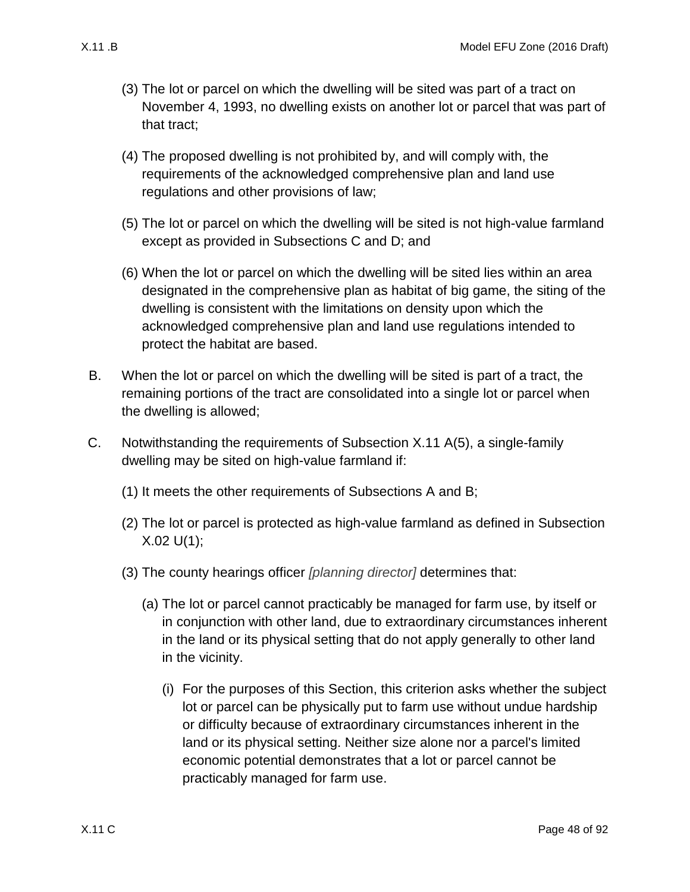(3) The lot or parcel on which the dwelling will be sited was part of a tract on November 4, 1993, no dwelling exists on another lot or parcel that was part of that tract;

(4) The proposed dwelling is not prohibited by, and will comply with, the requirements of the acknowledged comprehensive plan and land use regulations and other provisions of law;

(5) The lot or parcel on which the dwelling will be sited is not high-value farmland except as provided in Subsections C and D; and

(6) When the lot or parcel on which the dwelling will be sited lies within an area designated in the comprehensive plan as habitat of big game, the siting of the dwelling is consistent with the limitations on density upon which the acknowledged comprehensive plan and land use regulations intended to protect the habitat are based.

B. When the lot or parcel on which the dwelling will be sited is part of a tract, the remaining portions of the tract are consolidated into a single lot or parcel when the dwelling is allowed;

C. Notwithstanding the requirements of Subsection X.11 A(5), a single-family dwelling may be sited on high-value farmland if:

(1) It meets the other requirements of Subsections A and B;

(2) The lot or parcel is protected as high-value farmland as defined in Subsection X.02 U(1);

(3) The county hearings officer *[planning director]* determines that:

(a) The lot or parcel cannot practicably be managed for farm use, by itself or in conjunction with other land, due to extraordinary circumstances inherent in the land or its physical setting that do not apply generally to other land in the vicinity.

(i) For the purposes of this Section, this criterion asks whether the subject lot or parcel can be physically put to farm use without undue hardship or difficulty because of extraordinary circumstances inherent in the land or its physical setting. Neither size alone nor a parcel's limited economic potential demonstrates that a lot or parcel cannot be practicably managed for farm use.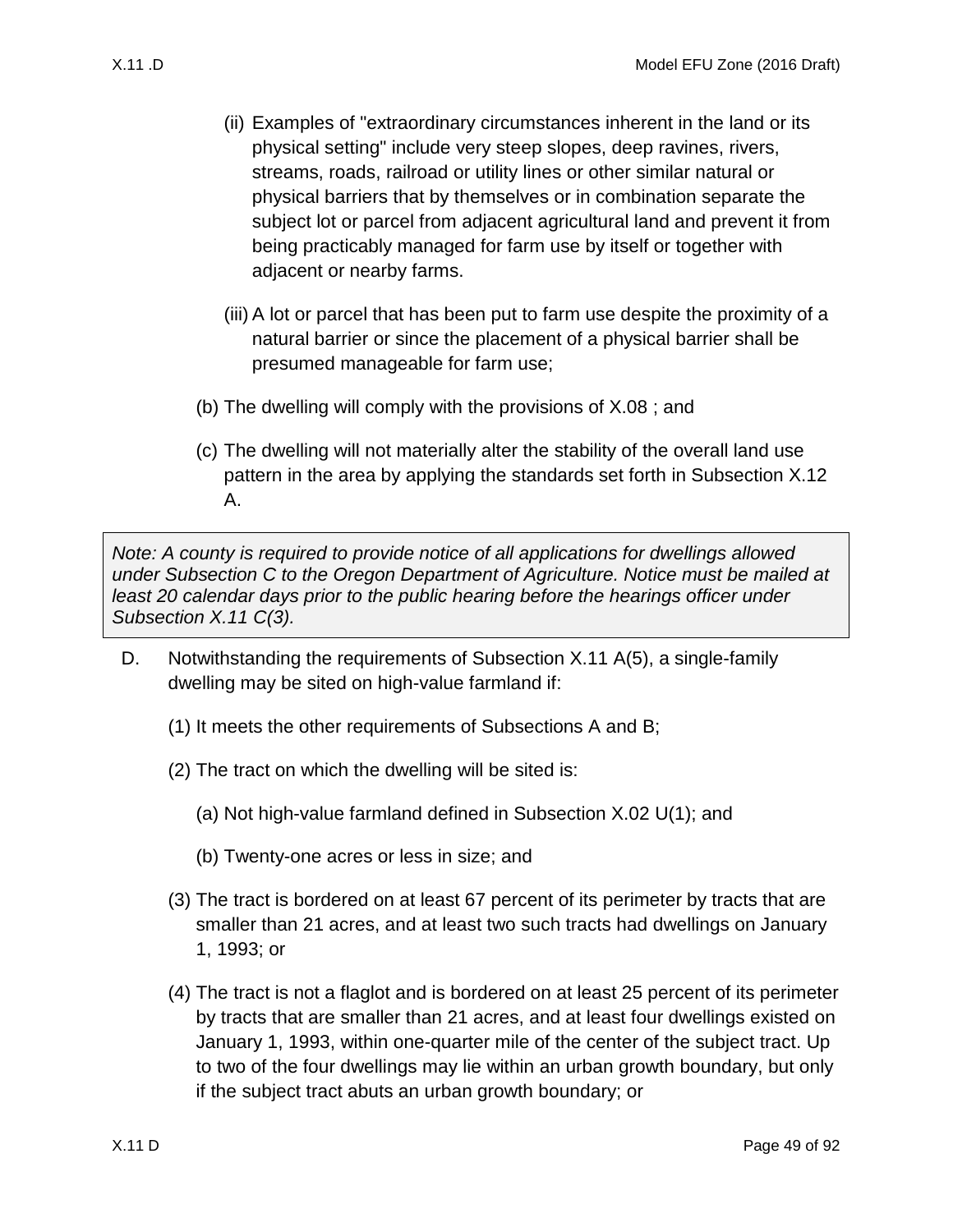(ii) Examples of "extraordinary circumstances inherent in the land or its physical setting" include very steep slopes, deep ravines, rivers, streams, roads, railroad or utility lines or other similar natural or physical barriers that by themselves or in combination separate the subject lot or parcel from adjacent agricultural land and prevent it from being practicably managed for farm use by itself or together with adjacent or nearby farms.

(iii) A lot or parcel that has been put to farm use despite the proximity of a natural barrier or since the placement of a physical barrier shall be presumed manageable for farm use;

(b) The dwelling will comply with the provisions of X.08 ; and

(c) The dwelling will not materially alter the stability of the overall land use pattern in the area by applying the standards set forth in Subsection X.12 A.

*Note: A county is required to provide notice of all applications for dwellings allowed under Subsection C to the Oregon Department of Agriculture. Notice must be mailed at least 20 calendar days prior to the public hearing before the hearings officer under Subsection X.11 C(3).*

D. Notwithstanding the requirements of Subsection X.11 A(5), a single-family dwelling may be sited on high-value farmland if:

(1) It meets the other requirements of Subsections A and B;

(2) The tract on which the dwelling will be sited is:

(a) Not high-value farmland defined in Subsection X.02 U(1); and

(b) Twenty-one acres or less in size; and

(3) The tract is bordered on at least 67 percent of its perimeter by tracts that are smaller than 21 acres, and at least two such tracts had dwellings on January 1, 1993; or

(4) The tract is not a flaglot and is bordered on at least 25 percent of its perimeter by tracts that are smaller than 21 acres, and at least four dwellings existed on January 1, 1993, within one-quarter mile of the center of the subject tract. Up to two of the four dwellings may lie within an urban growth boundary, but only if the subject tract abuts an urban growth boundary; or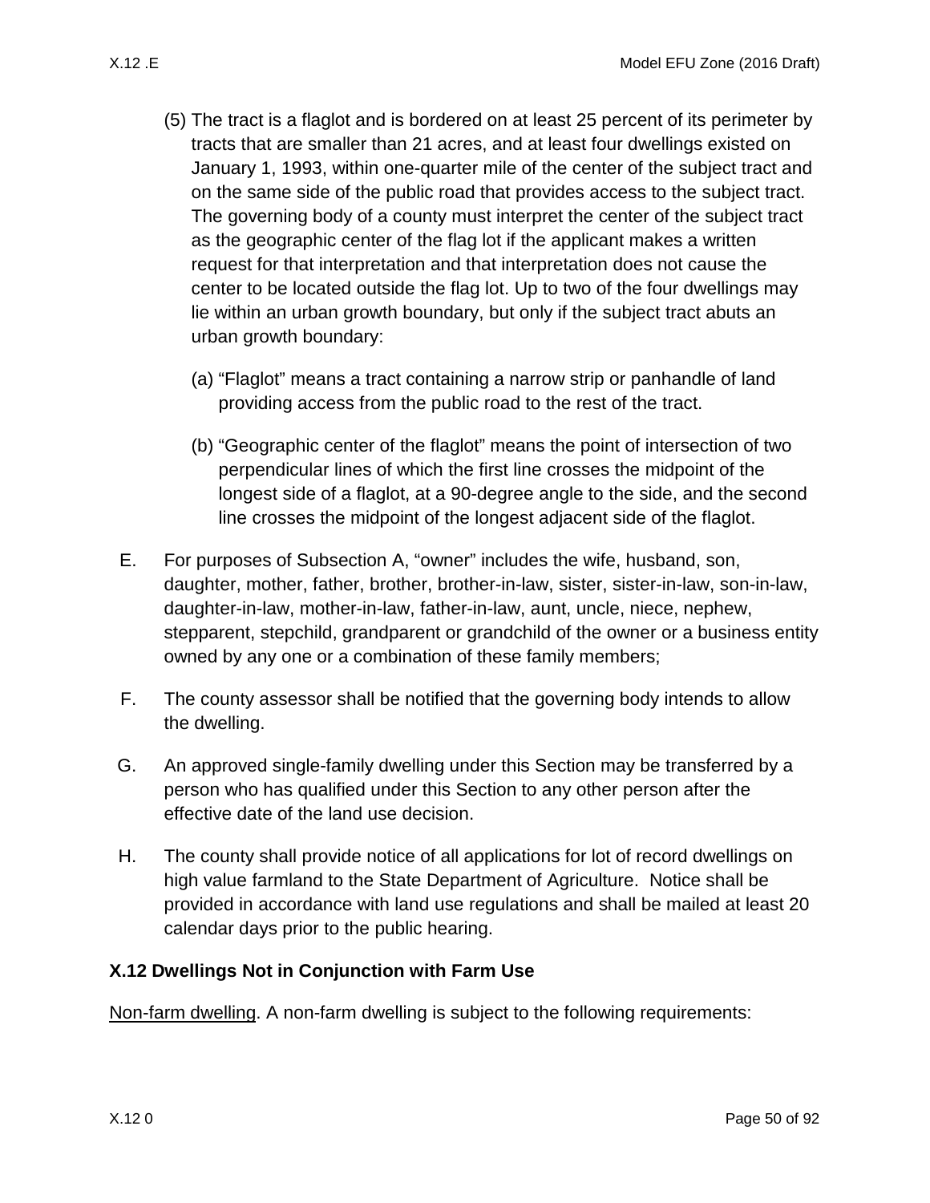(5) The tract is a flaglot and is bordered on at least 25 percent of its perimeter by tracts that are smaller than 21 acres, and at least four dwellings existed on January 1, 1993, within one-quarter mile of the center of the subject tract and on the same side of the public road that provides access to the subject tract. The governing body of a county must interpret the center of the subject tract as the geographic center of the flag lot if the applicant makes a written request for that interpretation and that interpretation does not cause the center to be located outside the flag lot. Up to two of the four dwellings may lie within an urban growth boundary, but only if the subject tract abuts an urban growth boundary:

(a) “Flaglot” means a tract containing a narrow strip or panhandle of land providing access from the public road to the rest of the tract.

(b) “Geographic center of the flaglot” means the point of intersection of two perpendicular lines of which the first line crosses the midpoint of the longest side of a flaglot, at a 90-degree angle to the side, and the second line crosses the midpoint of the longest adjacent side of the flaglot.

E. For purposes of Subsection A, “owner” includes the wife, husband, son, daughter, mother, father, brother, brother-in-law, sister, sister-in-law, son-in-law, daughter-in-law, mother-in-law, father-in-law, aunt, uncle, niece, nephew, stepparent, stepchild, grandparent or grandchild of the owner or a business entity owned by any one or a combination of these family members;

F. The county assessor shall be notified that the governing body intends to allow the dwelling.

G. An approved single-family dwelling under this Section may be transferred by a person who has qualified under this Section to any other person after the effective date of the land use decision.

H. The county shall provide notice of all applications for lot of record dwellings on high value farmland to the State Department of Agriculture. Notice shall be provided in accordance with land use regulations and shall be mailed at least 20 calendar days prior to the public hearing.

**X.12 Dwellings Not in Conjunction with Farm Use**

Non-farm dwelling. A non-farm dwelling is subject to the following requirements: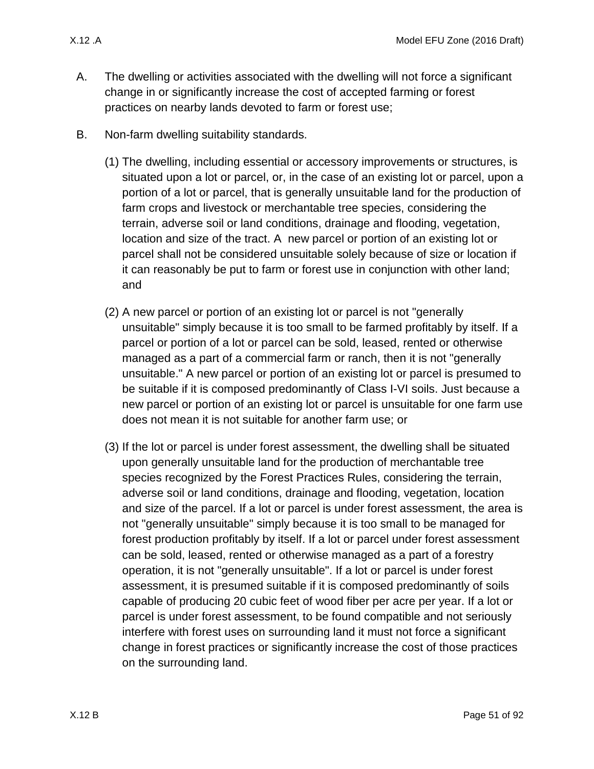A. The dwelling or activities associated with the dwelling will not force a significant change in or significantly increase the cost of accepted farming or forest practices on nearby lands devoted to farm or forest use;

B. Non-farm dwelling suitability standards.

(1) The dwelling, including essential or accessory improvements or structures, is situated upon a lot or parcel, or, in the case of an existing lot or parcel, upon a portion of a lot or parcel, that is generally unsuitable land for the production of farm crops and livestock or merchantable tree species, considering the terrain, adverse soil or land conditions, drainage and flooding, vegetation, location and size of the tract. A new parcel or portion of an existing lot or parcel shall not be considered unsuitable solely because of size or location if it can reasonably be put to farm or forest use in conjunction with other land; and

(2) A new parcel or portion of an existing lot or parcel is not "generally unsuitable" simply because it is too small to be farmed profitably by itself. If a parcel or portion of a lot or parcel can be sold, leased, rented or otherwise managed as a part of a commercial farm or ranch, then it is not "generally unsuitable." A new parcel or portion of an existing lot or parcel is presumed to be suitable if it is composed predominantly of Class I-VI soils. Just because a new parcel or portion of an existing lot or parcel is unsuitable for one farm use does not mean it is not suitable for another farm use; or

(3) If the lot or parcel is under forest assessment, the dwelling shall be situated upon generally unsuitable land for the production of merchantable tree species recognized by the Forest Practices Rules, considering the terrain, adverse soil or land conditions, drainage and flooding, vegetation, location and size of the parcel. If a lot or parcel is under forest assessment, the area is not "generally unsuitable" simply because it is too small to be managed for forest production profitably by itself. If a lot or parcel under forest assessment can be sold, leased, rented or otherwise managed as a part of a forestry operation, it is not "generally unsuitable". If a lot or parcel is under forest assessment, it is presumed suitable if it is composed predominantly of soils capable of producing 20 cubic feet of wood fiber per acre per year. If a lot or parcel is under forest assessment, to be found compatible and not seriously interfere with forest uses on surrounding land it must not force a significant change in forest practices or significantly increase the cost of those practices on the surrounding land.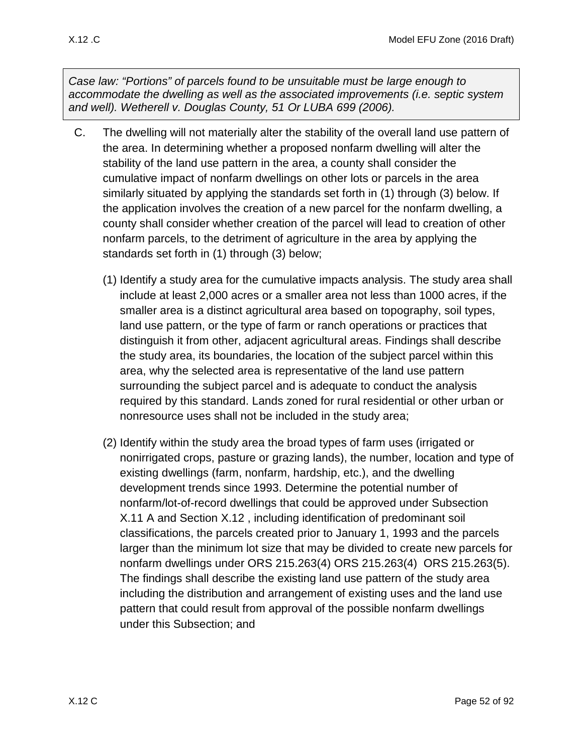*Case law: "Portions" of parcels found to be unsuitable must be large enough to accommodate the dwelling as well as the associated improvements (i.e. septic system and well). Wetherell v. Douglas County, 51 Or LUBA 699 (2006).*

C. The dwelling will not materially alter the stability of the overall land use pattern of the area. In determining whether a proposed nonfarm dwelling will alter the stability of the land use pattern in the area, a county shall consider the cumulative impact of nonfarm dwellings on other lots or parcels in the area similarly situated by applying the standards set forth in (1) through (3) below. If the application involves the creation of a new parcel for the nonfarm dwelling, a county shall consider whether creation of the parcel will lead to creation of other nonfarm parcels, to the detriment of agriculture in the area by applying the standards set forth in (1) through (3) below;

   (1) Identify a study area for the cumulative impacts analysis. The study area shall include at least 2,000 acres or a smaller area not less than 1000 acres, if the smaller area is a distinct agricultural area based on topography, soil types, land use pattern, or the type of farm or ranch operations or practices that distinguish it from other, adjacent agricultural areas. Findings shall describe the study area, its boundaries, the location of the subject parcel within this area, why the selected area is representative of the land use pattern surrounding the subject parcel and is adequate to conduct the analysis required by this standard. Lands zoned for rural residential or other urban or nonresource uses shall not be included in the study area;

   (2) Identify within the study area the broad types of farm uses (irrigated or nonirrigated crops, pasture or grazing lands), the number, location and type of existing dwellings (farm, nonfarm, hardship, etc.), and the dwelling development trends since 1993. Determine the potential number of nonfarm/lot-of-record dwellings that could be approved under Subsection X.11 A and Section X.12 , including identification of predominant soil classifications, the parcels created prior to January 1, 1993 and the parcels larger than the minimum lot size that may be divided to create new parcels for nonfarm dwellings under ORS 215.263(4) ORS 215.263(4) ORS 215.263(5). The findings shall describe the existing land use pattern of the study area including the distribution and arrangement of existing uses and the land use pattern that could result from approval of the possible nonfarm dwellings under this Subsection; and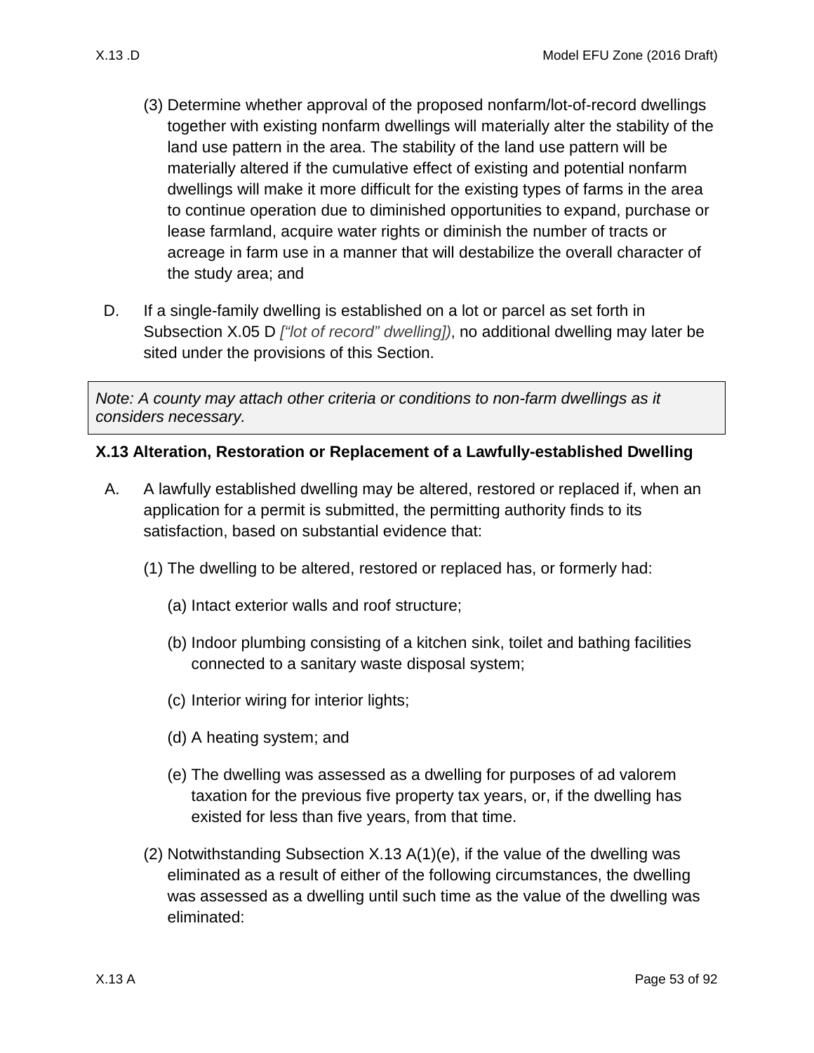(3) Determine whether approval of the proposed nonfarm/lot-of-record dwellings together with existing nonfarm dwellings will materially alter the stability of the land use pattern in the area. The stability of the land use pattern will be materially altered if the cumulative effect of existing and potential nonfarm dwellings will make it more difficult for the existing types of farms in the area to continue operation due to diminished opportunities to expand, purchase or lease farmland, acquire water rights or diminish the number of tracts or acreage in farm use in a manner that will destabilize the overall character of the study area; and

D. If a single-family dwelling is established on a lot or parcel as set forth in Subsection X.05 D *["lot of record" dwelling])*, no additional dwelling may later be sited under the provisions of this Section.

> *Note: A county may attach other criteria or conditions to non-farm dwellings as it considers necessary.*

**X.13 Alteration, Restoration or Replacement of a Lawfully-established Dwelling**

A. A lawfully established dwelling may be altered, restored or replaced if, when an application for a permit is submitted, the permitting authority finds to its satisfaction, based on substantial evidence that:

   (1) The dwelling to be altered, restored or replaced has, or formerly had:

      (a) Intact exterior walls and roof structure;

      (b) Indoor plumbing consisting of a kitchen sink, toilet and bathing facilities connected to a sanitary waste disposal system;

      (c) Interior wiring for interior lights;

      (d) A heating system; and

      (e) The dwelling was assessed as a dwelling for purposes of ad valorem taxation for the previous five property tax years, or, if the dwelling has existed for less than five years, from that time.

   (2) Notwithstanding Subsection X.13 A(1)(e), if the value of the dwelling was eliminated as a result of either of the following circumstances, the dwelling was assessed as a dwelling until such time as the value of the dwelling was eliminated: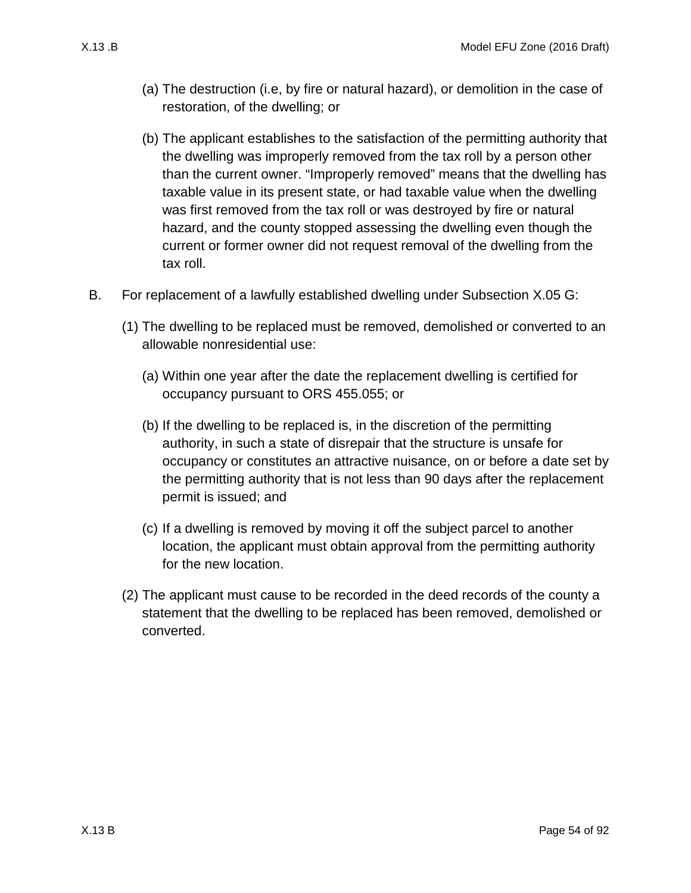(a) The destruction (i.e, by fire or natural hazard), or demolition in the case of restoration, of the dwelling; or

(b) The applicant establishes to the satisfaction of the permitting authority that the dwelling was improperly removed from the tax roll by a person other than the current owner. "Improperly removed" means that the dwelling has taxable value in its present state, or had taxable value when the dwelling was first removed from the tax roll or was destroyed by fire or natural hazard, and the county stopped assessing the dwelling even though the current or former owner did not request removal of the dwelling from the tax roll.

B. For replacement of a lawfully established dwelling under Subsection X.05 G:

(1) The dwelling to be replaced must be removed, demolished or converted to an allowable nonresidential use:

(a) Within one year after the date the replacement dwelling is certified for occupancy pursuant to ORS 455.055; or

(b) If the dwelling to be replaced is, in the discretion of the permitting authority, in such a state of disrepair that the structure is unsafe for occupancy or constitutes an attractive nuisance, on or before a date set by the permitting authority that is not less than 90 days after the replacement permit is issued; and

(c) If a dwelling is removed by moving it off the subject parcel to another location, the applicant must obtain approval from the permitting authority for the new location.

(2) The applicant must cause to be recorded in the deed records of the county a statement that the dwelling to be replaced has been removed, demolished or converted.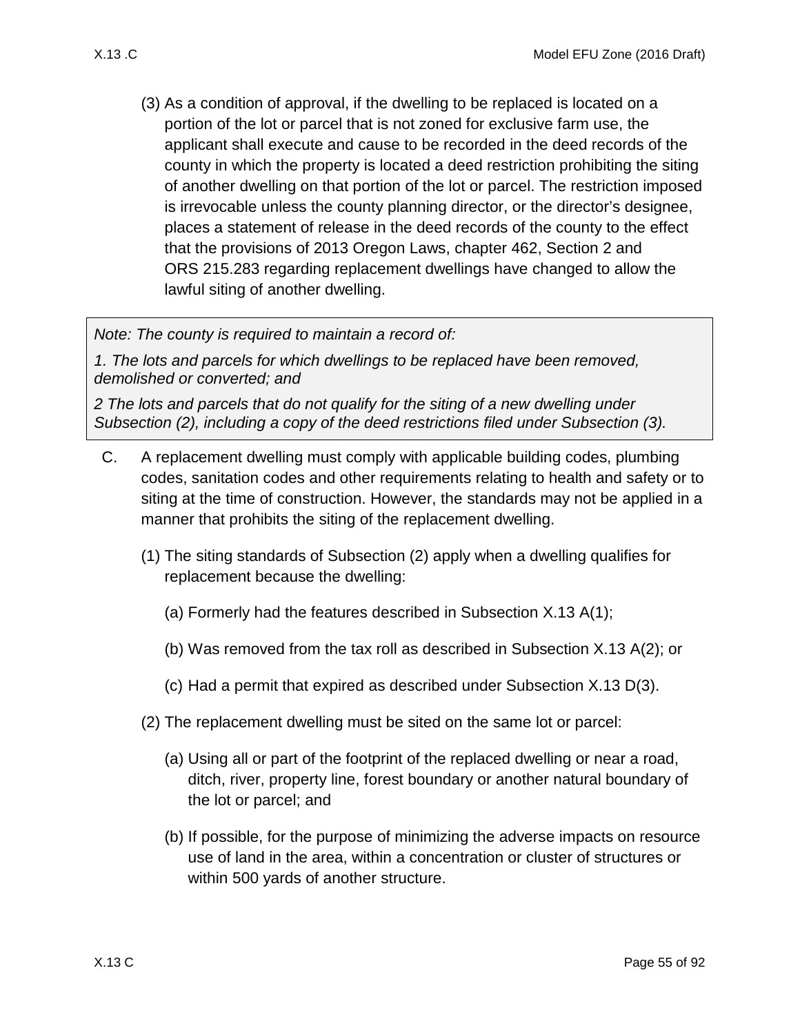(3) As a condition of approval, if the dwelling to be replaced is located on a portion of the lot or parcel that is not zoned for exclusive farm use, the applicant shall execute and cause to be recorded in the deed records of the county in which the property is located a deed restriction prohibiting the siting of another dwelling on that portion of the lot or parcel. The restriction imposed is irrevocable unless the county planning director, or the director's designee, places a statement of release in the deed records of the county to the effect that the provisions of 2013 Oregon Laws, chapter 462, Section 2 and ORS 215.283 regarding replacement dwellings have changed to allow the lawful siting of another dwelling.

> *Note: The county is required to maintain a record of:*
>
> *1. The lots and parcels for which dwellings to be replaced have been removed, demolished or converted; and*
>
> *2 The lots and parcels that do not qualify for the siting of a new dwelling under Subsection (2), including a copy of the deed restrictions filed under Subsection (3).*

C. A replacement dwelling must comply with applicable building codes, plumbing codes, sanitation codes and other requirements relating to health and safety or to siting at the time of construction. However, the standards may not be applied in a manner that prohibits the siting of the replacement dwelling.

(1) The siting standards of Subsection (2) apply when a dwelling qualifies for replacement because the dwelling:

(a) Formerly had the features described in Subsection X.13 A(1);

(b) Was removed from the tax roll as described in Subsection X.13 A(2); or

(c) Had a permit that expired as described under Subsection X.13 D(3).

(2) The replacement dwelling must be sited on the same lot or parcel:

(a) Using all or part of the footprint of the replaced dwelling or near a road, ditch, river, property line, forest boundary or another natural boundary of the lot or parcel; and

(b) If possible, for the purpose of minimizing the adverse impacts on resource use of land in the area, within a concentration or cluster of structures or within 500 yards of another structure.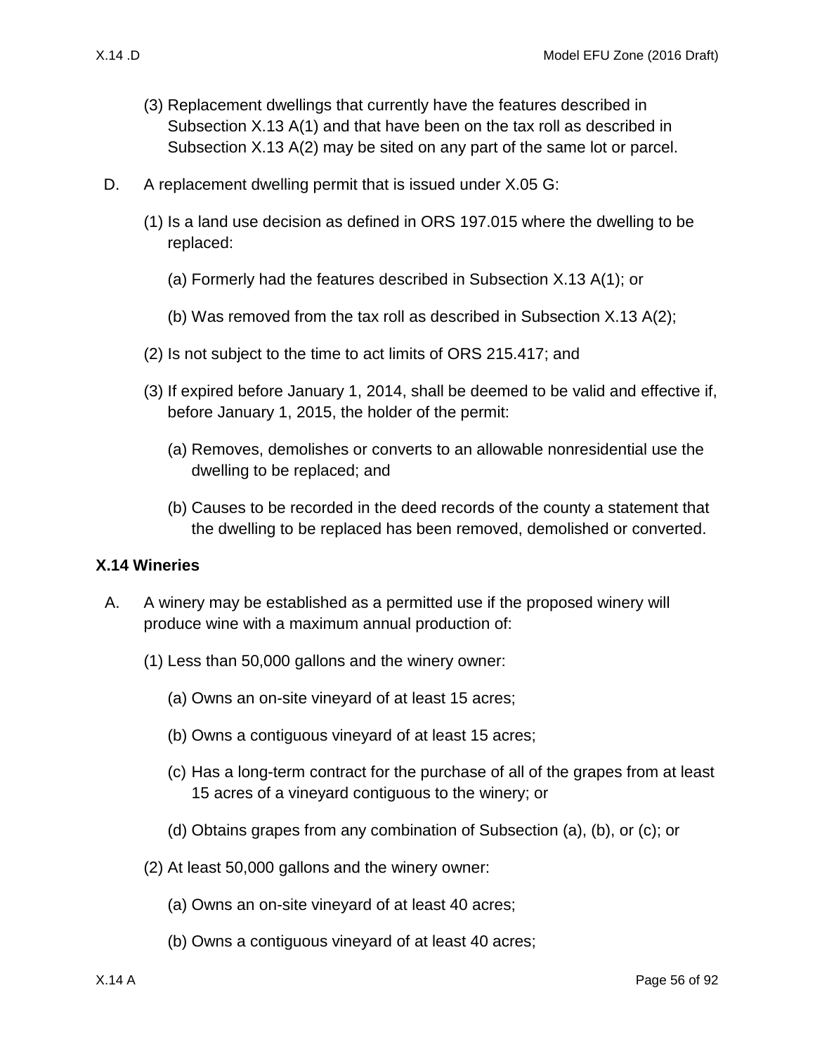(3) Replacement dwellings that currently have the features described in Subsection X.13 A(1) and that have been on the tax roll as described in Subsection X.13 A(2) may be sited on any part of the same lot or parcel.

D. A replacement dwelling permit that is issued under X.05 G:

(1) Is a land use decision as defined in ORS 197.015 where the dwelling to be replaced:

(a) Formerly had the features described in Subsection X.13 A(1); or

(b) Was removed from the tax roll as described in Subsection X.13 A(2);

(2) Is not subject to the time to act limits of ORS 215.417; and

(3) If expired before January 1, 2014, shall be deemed to be valid and effective if, before January 1, 2015, the holder of the permit:

(a) Removes, demolishes or converts to an allowable nonresidential use the dwelling to be replaced; and

(b) Causes to be recorded in the deed records of the county a statement that the dwelling to be replaced has been removed, demolished or converted.

**X.14 Wineries**

A. A winery may be established as a permitted use if the proposed winery will produce wine with a maximum annual production of:

(1) Less than 50,000 gallons and the winery owner:

(a) Owns an on-site vineyard of at least 15 acres;

(b) Owns a contiguous vineyard of at least 15 acres;

(c) Has a long-term contract for the purchase of all of the grapes from at least 15 acres of a vineyard contiguous to the winery; or

(d) Obtains grapes from any combination of Subsection (a), (b), or (c); or

(2) At least 50,000 gallons and the winery owner:

(a) Owns an on-site vineyard of at least 40 acres;

(b) Owns a contiguous vineyard of at least 40 acres;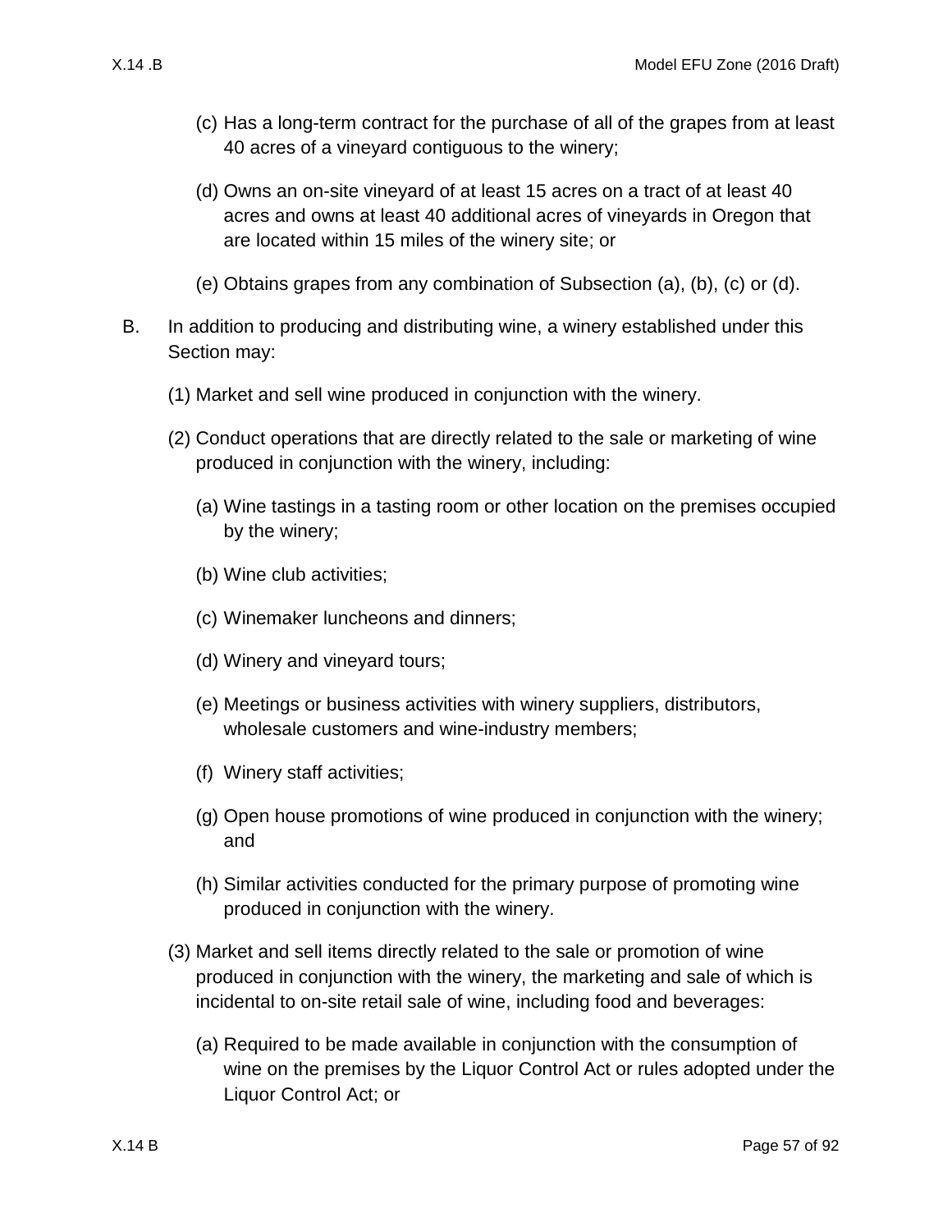(c) Has a long-term contract for the purchase of all of the grapes from at least 40 acres of a vineyard contiguous to the winery;

(d) Owns an on-site vineyard of at least 15 acres on a tract of at least 40 acres and owns at least 40 additional acres of vineyards in Oregon that are located within 15 miles of the winery site; or

(e) Obtains grapes from any combination of Subsection (a), (b), (c) or (d).

B. In addition to producing and distributing wine, a winery established under this Section may:

(1) Market and sell wine produced in conjunction with the winery.

(2) Conduct operations that are directly related to the sale or marketing of wine produced in conjunction with the winery, including:

(a) Wine tastings in a tasting room or other location on the premises occupied by the winery;

(b) Wine club activities;

(c) Winemaker luncheons and dinners;

(d) Winery and vineyard tours;

(e) Meetings or business activities with winery suppliers, distributors, wholesale customers and wine-industry members;

(f) Winery staff activities;

(g) Open house promotions of wine produced in conjunction with the winery; and

(h) Similar activities conducted for the primary purpose of promoting wine produced in conjunction with the winery.

(3) Market and sell items directly related to the sale or promotion of wine produced in conjunction with the winery, the marketing and sale of which is incidental to on-site retail sale of wine, including food and beverages:

(a) Required to be made available in conjunction with the consumption of wine on the premises by the Liquor Control Act or rules adopted under the Liquor Control Act; or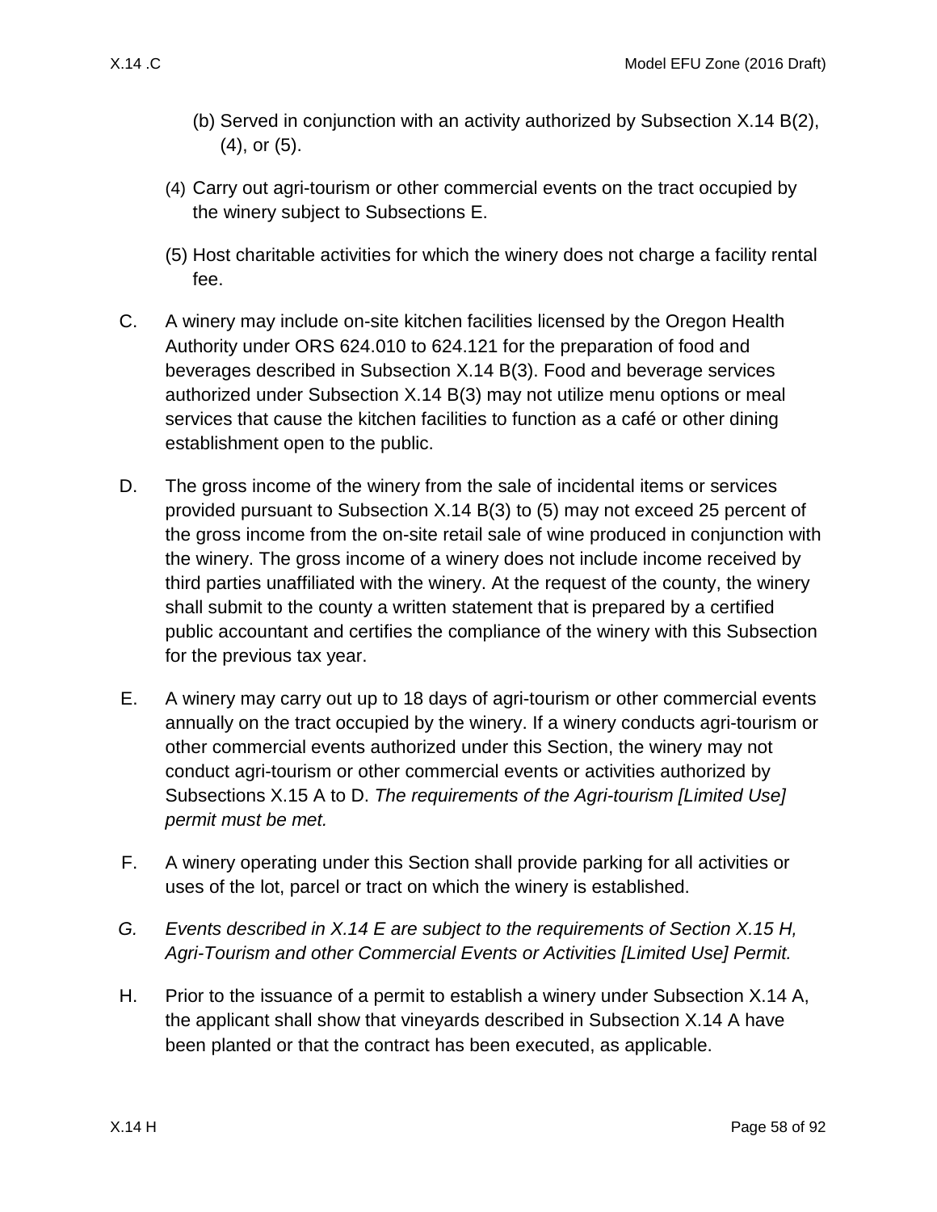(b) Served in conjunction with an activity authorized by Subsection X.14 B(2), (4), or (5).

(4) Carry out agri-tourism or other commercial events on the tract occupied by the winery subject to Subsections E.

(5) Host charitable activities for which the winery does not charge a facility rental fee.

C. A winery may include on-site kitchen facilities licensed by the Oregon Health Authority under ORS 624.010 to 624.121 for the preparation of food and beverages described in Subsection X.14 B(3). Food and beverage services authorized under Subsection X.14 B(3) may not utilize menu options or meal services that cause the kitchen facilities to function as a café or other dining establishment open to the public.

D. The gross income of the winery from the sale of incidental items or services provided pursuant to Subsection X.14 B(3) to (5) may not exceed 25 percent of the gross income from the on-site retail sale of wine produced in conjunction with the winery. The gross income of a winery does not include income received by third parties unaffiliated with the winery. At the request of the county, the winery shall submit to the county a written statement that is prepared by a certified public accountant and certifies the compliance of the winery with this Subsection for the previous tax year.

E. A winery may carry out up to 18 days of agri-tourism or other commercial events annually on the tract occupied by the winery. If a winery conducts agri-tourism or other commercial events authorized under this Section, the winery may not conduct agri-tourism or other commercial events or activities authorized by Subsections X.15 A to D. *The requirements of the Agri-tourism [Limited Use] permit must be met.*

F. A winery operating under this Section shall provide parking for all activities or uses of the lot, parcel or tract on which the winery is established.

*G. Events described in X.14 E are subject to the requirements of Section X.15 H, Agri-Tourism and other Commercial Events or Activities [Limited Use] Permit.*

H. Prior to the issuance of a permit to establish a winery under Subsection X.14 A, the applicant shall show that vineyards described in Subsection X.14 A have been planted or that the contract has been executed, as applicable.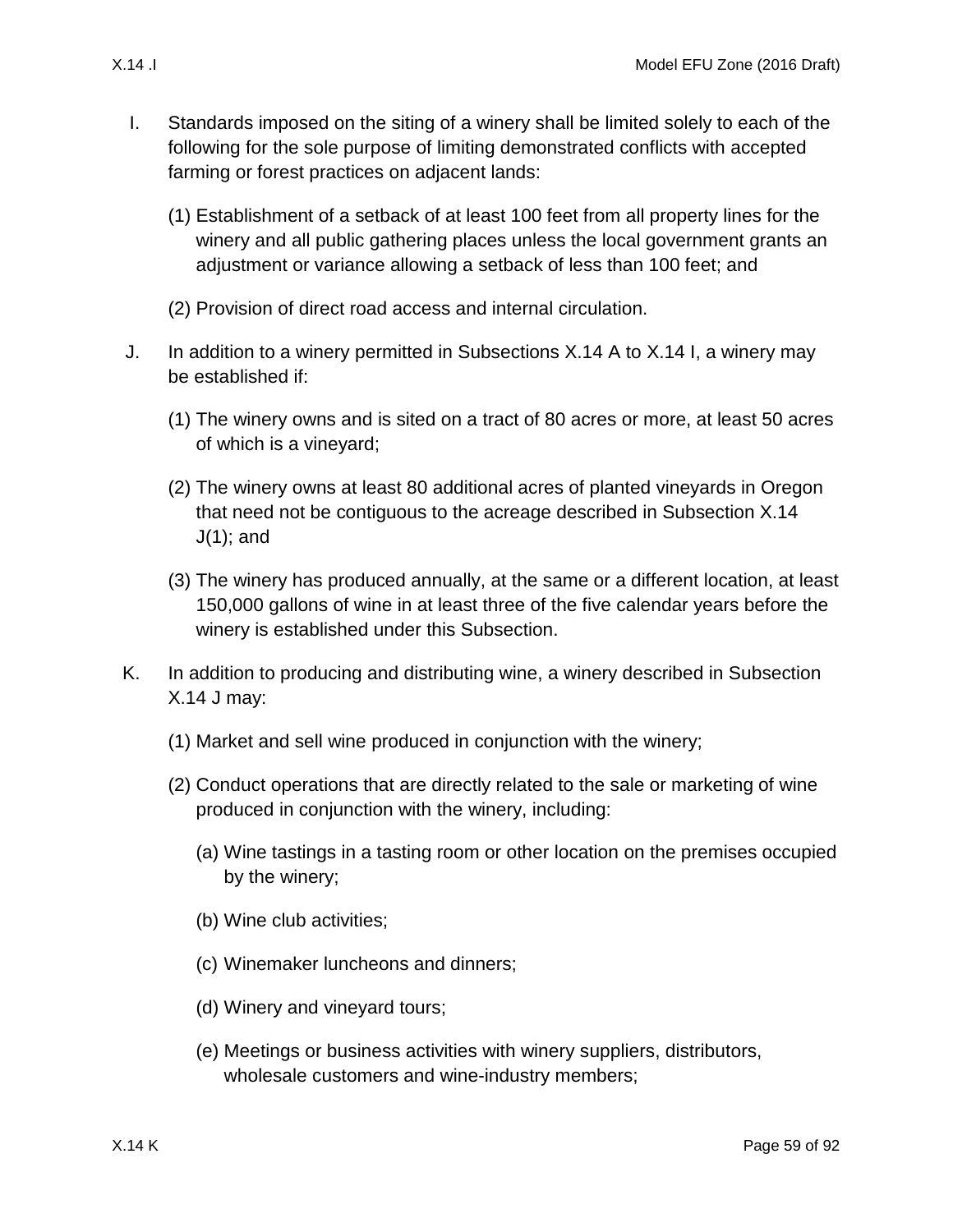I. Standards imposed on the siting of a winery shall be limited solely to each of the following for the sole purpose of limiting demonstrated conflicts with accepted farming or forest practices on adjacent lands:

   (1) Establishment of a setback of at least 100 feet from all property lines for the winery and all public gathering places unless the local government grants an adjustment or variance allowing a setback of less than 100 feet; and

   (2) Provision of direct road access and internal circulation.

J. In addition to a winery permitted in Subsections X.14 A to X.14 I, a winery may be established if:

   (1) The winery owns and is sited on a tract of 80 acres or more, at least 50 acres of which is a vineyard;

   (2) The winery owns at least 80 additional acres of planted vineyards in Oregon that need not be contiguous to the acreage described in Subsection X.14 J(1); and

   (3) The winery has produced annually, at the same or a different location, at least 150,000 gallons of wine in at least three of the five calendar years before the winery is established under this Subsection.

K. In addition to producing and distributing wine, a winery described in Subsection X.14 J may:

   (1) Market and sell wine produced in conjunction with the winery;

   (2) Conduct operations that are directly related to the sale or marketing of wine produced in conjunction with the winery, including:

      (a) Wine tastings in a tasting room or other location on the premises occupied by the winery;

      (b) Wine club activities;

      (c) Winemaker luncheons and dinners;

      (d) Winery and vineyard tours;

      (e) Meetings or business activities with winery suppliers, distributors, wholesale customers and wine-industry members;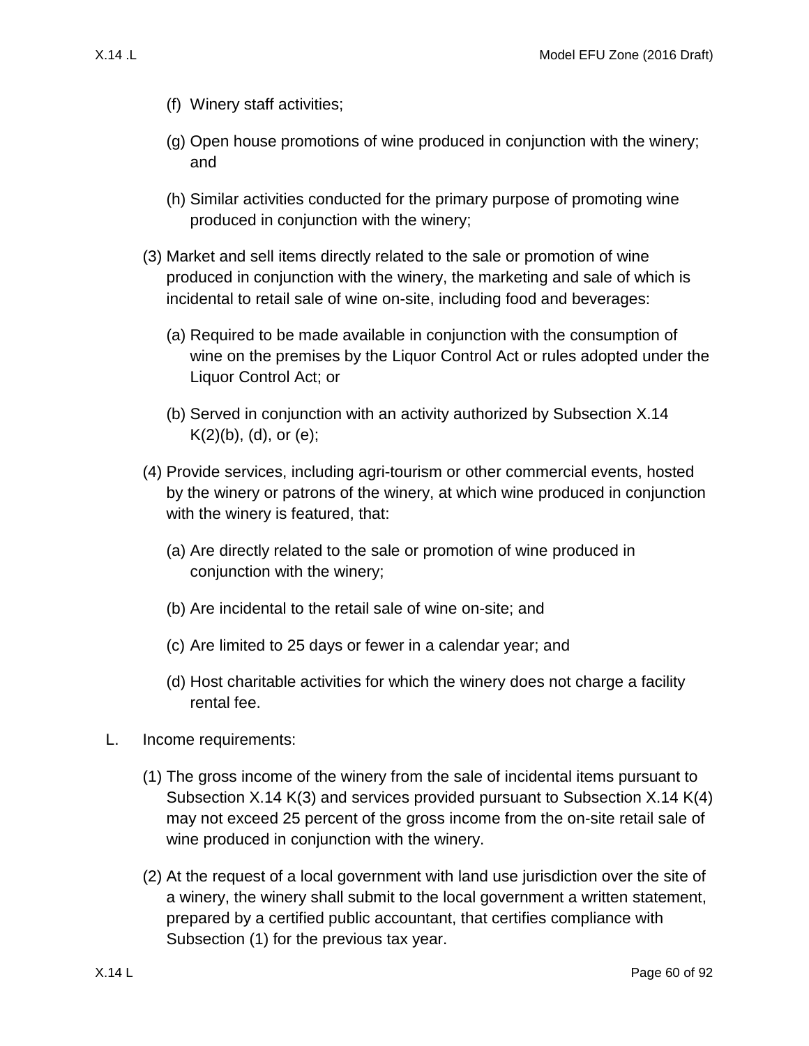(f) Winery staff activities;

(g) Open house promotions of wine produced in conjunction with the winery; and

(h) Similar activities conducted for the primary purpose of promoting wine produced in conjunction with the winery;

(3) Market and sell items directly related to the sale or promotion of wine produced in conjunction with the winery, the marketing and sale of which is incidental to retail sale of wine on-site, including food and beverages:

(a) Required to be made available in conjunction with the consumption of wine on the premises by the Liquor Control Act or rules adopted under the Liquor Control Act; or

(b) Served in conjunction with an activity authorized by Subsection X.14 K(2)(b), (d), or (e);

(4) Provide services, including agri-tourism or other commercial events, hosted by the winery or patrons of the winery, at which wine produced in conjunction with the winery is featured, that:

(a) Are directly related to the sale or promotion of wine produced in conjunction with the winery;

(b) Are incidental to the retail sale of wine on-site; and

(c) Are limited to 25 days or fewer in a calendar year; and

(d) Host charitable activities for which the winery does not charge a facility rental fee.

L. Income requirements:

(1) The gross income of the winery from the sale of incidental items pursuant to Subsection X.14 K(3) and services provided pursuant to Subsection X.14 K(4) may not exceed 25 percent of the gross income from the on-site retail sale of wine produced in conjunction with the winery.

(2) At the request of a local government with land use jurisdiction over the site of a winery, the winery shall submit to the local government a written statement, prepared by a certified public accountant, that certifies compliance with Subsection (1) for the previous tax year.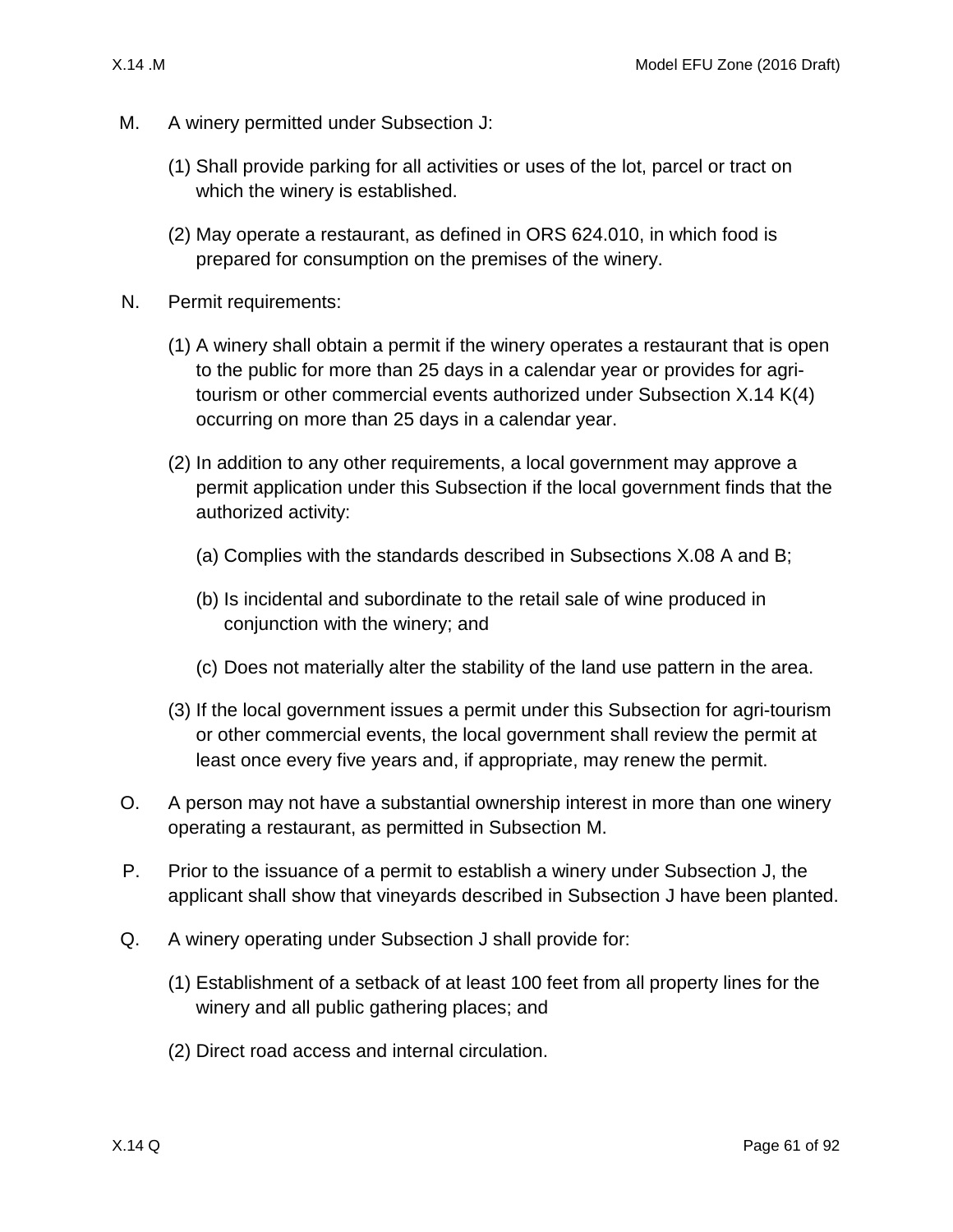M. A winery permitted under Subsection J:

(1) Shall provide parking for all activities or uses of the lot, parcel or tract on which the winery is established.

(2) May operate a restaurant, as defined in ORS 624.010, in which food is prepared for consumption on the premises of the winery.

N. Permit requirements:

(1) A winery shall obtain a permit if the winery operates a restaurant that is open to the public for more than 25 days in a calendar year or provides for agri-tourism or other commercial events authorized under Subsection X.14 K(4) occurring on more than 25 days in a calendar year.

(2) In addition to any other requirements, a local government may approve a permit application under this Subsection if the local government finds that the authorized activity:

(a) Complies with the standards described in Subsections X.08 A and B;

(b) Is incidental and subordinate to the retail sale of wine produced in conjunction with the winery; and

(c) Does not materially alter the stability of the land use pattern in the area.

(3) If the local government issues a permit under this Subsection for agri-tourism or other commercial events, the local government shall review the permit at least once every five years and, if appropriate, may renew the permit.

O. A person may not have a substantial ownership interest in more than one winery operating a restaurant, as permitted in Subsection M.

P. Prior to the issuance of a permit to establish a winery under Subsection J, the applicant shall show that vineyards described in Subsection J have been planted.

Q. A winery operating under Subsection J shall provide for:

(1) Establishment of a setback of at least 100 feet from all property lines for the winery and all public gathering places; and

(2) Direct road access and internal circulation.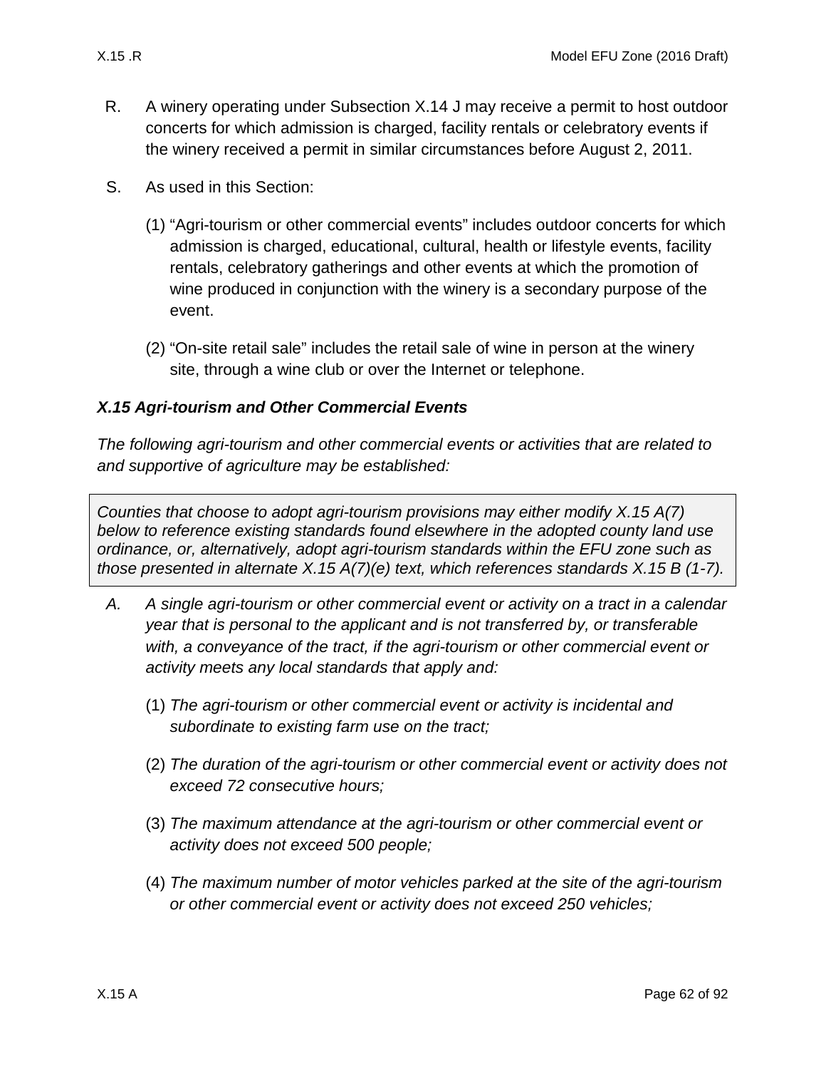R. A winery operating under Subsection X.14 J may receive a permit to host outdoor concerts for which admission is charged, facility rentals or celebratory events if the winery received a permit in similar circumstances before August 2, 2011.

S. As used in this Section:

(1) “Agri-tourism or other commercial events” includes outdoor concerts for which admission is charged, educational, cultural, health or lifestyle events, facility rentals, celebratory gatherings and other events at which the promotion of wine produced in conjunction with the winery is a secondary purpose of the event.

(2) “On-site retail sale” includes the retail sale of wine in person at the winery site, through a wine club or over the Internet or telephone.

### *X.15 Agri-tourism and Other Commercial Events*

*The following agri-tourism and other commercial events or activities that are related to and supportive of agriculture may be established:*

> *Counties that choose to adopt agri-tourism provisions may either modify X.15 A(7) below to reference existing standards found elsewhere in the adopted county land use ordinance, or, alternatively, adopt agri-tourism standards within the EFU zone such as those presented in alternate X.15 A(7)(e) text, which references standards X.15 B (1-7).*

A. *A single agri-tourism or other commercial event or activity on a tract in a calendar year that is personal to the applicant and is not transferred by, or transferable with, a conveyance of the tract, if the agri-tourism or other commercial event or activity meets any local standards that apply and:*

(1) *The agri-tourism or other commercial event or activity is incidental and subordinate to existing farm use on the tract;*

(2) *The duration of the agri-tourism or other commercial event or activity does not exceed 72 consecutive hours;*

(3) *The maximum attendance at the agri-tourism or other commercial event or activity does not exceed 500 people;*

(4) *The maximum number of motor vehicles parked at the site of the agri-tourism or other commercial event or activity does not exceed 250 vehicles;*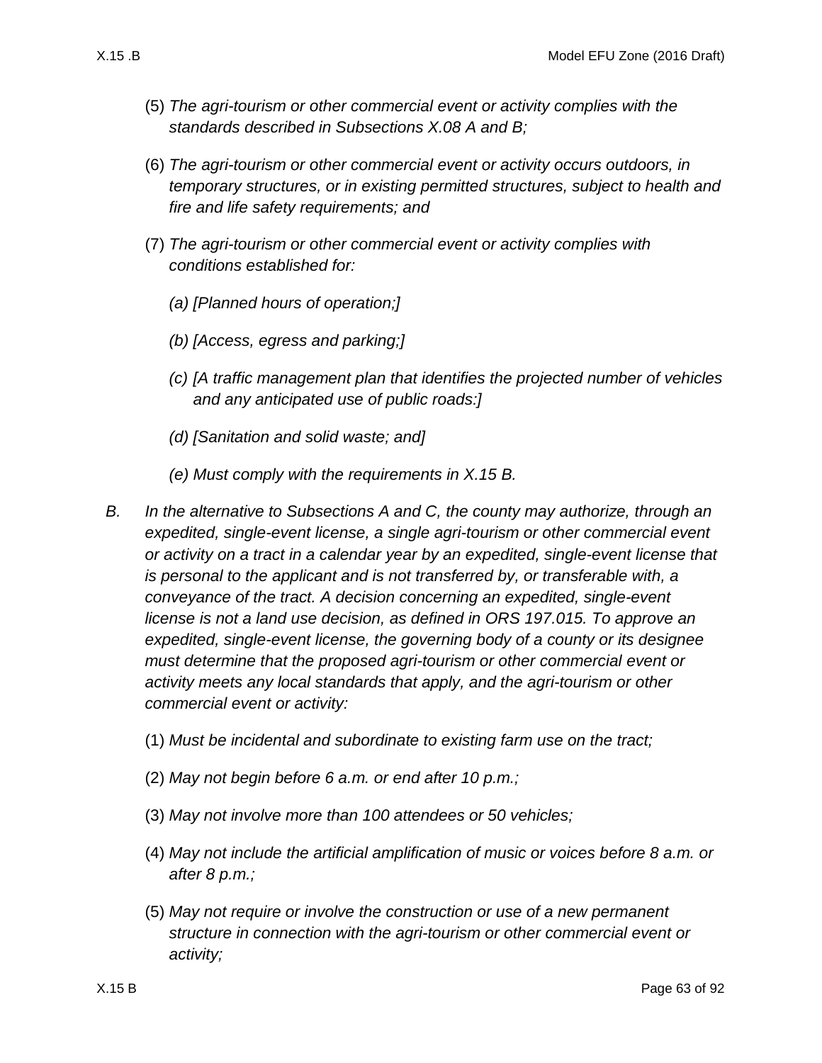(5) *The agri-tourism or other commercial event or activity complies with the standards described in Subsections X.08 A and B;*

(6) *The agri-tourism or other commercial event or activity occurs outdoors, in temporary structures, or in existing permitted structures, subject to health and fire and life safety requirements; and*

(7) *The agri-tourism or other commercial event or activity complies with conditions established for:*

*(a) [Planned hours of operation;]*

*(b) [Access, egress and parking;]*

*(c) [A traffic management plan that identifies the projected number of vehicles and any anticipated use of public roads:]*

*(d) [Sanitation and solid waste; and]*

*(e) Must comply with the requirements in X.15 B.*

B. *In the alternative to Subsections A and C, the county may authorize, through an expedited, single-event license, a single agri-tourism or other commercial event or activity on a tract in a calendar year by an expedited, single-event license that is personal to the applicant and is not transferred by, or transferable with, a conveyance of the tract. A decision concerning an expedited, single-event license is not a land use decision, as defined in ORS 197.015. To approve an expedited, single-event license, the governing body of a county or its designee must determine that the proposed agri-tourism or other commercial event or activity meets any local standards that apply, and the agri-tourism or other commercial event or activity:*

(1) *Must be incidental and subordinate to existing farm use on the tract;*

(2) *May not begin before 6 a.m. or end after 10 p.m.;*

(3) *May not involve more than 100 attendees or 50 vehicles;*

(4) *May not include the artificial amplification of music or voices before 8 a.m. or after 8 p.m.;*

(5) *May not require or involve the construction or use of a new permanent structure in connection with the agri-tourism or other commercial event or activity;*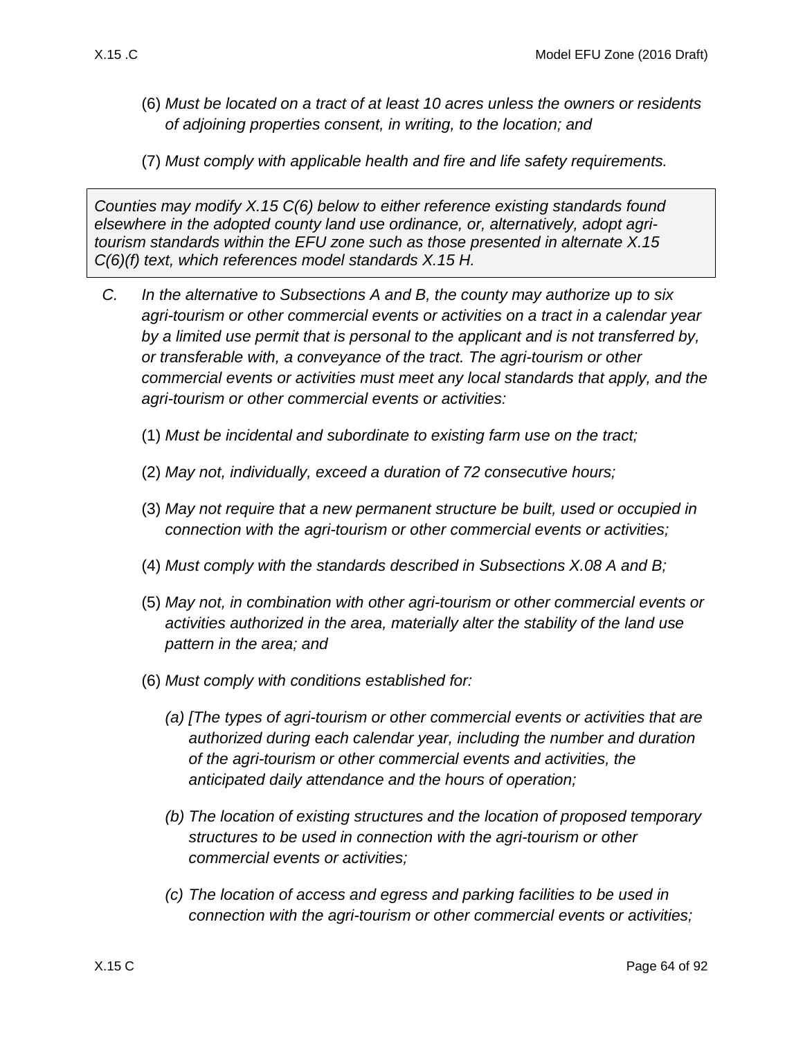(6) *Must be located on a tract of at least 10 acres unless the owners or residents of adjoining properties consent, in writing, to the location; and*

(7) *Must comply with applicable health and fire and life safety requirements.*

> *Counties may modify X.15 C(6) below to either reference existing standards found elsewhere in the adopted county land use ordinance, or, alternatively, adopt agri-tourism standards within the EFU zone such as those presented in alternate X.15 C(6)(f) text, which references model standards X.15 H.*

C. *In the alternative to Subsections A and B, the county may authorize up to six agri-tourism or other commercial events or activities on a tract in a calendar year by a limited use permit that is personal to the applicant and is not transferred by, or transferable with, a conveyance of the tract. The agri-tourism or other commercial events or activities must meet any local standards that apply, and the agri-tourism or other commercial events or activities:*

(1) *Must be incidental and subordinate to existing farm use on the tract;*

(2) *May not, individually, exceed a duration of 72 consecutive hours;*

(3) *May not require that a new permanent structure be built, used or occupied in connection with the agri-tourism or other commercial events or activities;*

(4) *Must comply with the standards described in Subsections X.08 A and B;*

(5) *May not, in combination with other agri-tourism or other commercial events or activities authorized in the area, materially alter the stability of the land use pattern in the area; and*

(6) *Must comply with conditions established for:*

*(a) [The types of agri-tourism or other commercial events or activities that are authorized during each calendar year, including the number and duration of the agri-tourism or other commercial events and activities, the anticipated daily attendance and the hours of operation;*

*(b) The location of existing structures and the location of proposed temporary structures to be used in connection with the agri-tourism or other commercial events or activities;*

*(c) The location of access and egress and parking facilities to be used in connection with the agri-tourism or other commercial events or activities;*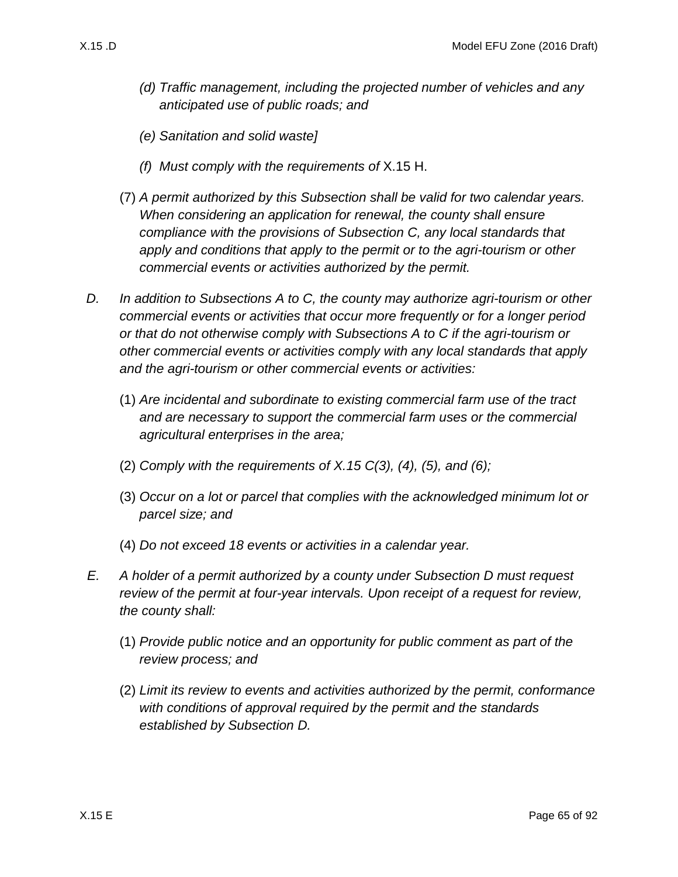*(d) Traffic management, including the projected number of vehicles and any anticipated use of public roads; and*

*(e) Sanitation and solid waste]*

*(f) Must comply with the requirements of* X.15 H.

(7) *A permit authorized by this Subsection shall be valid for two calendar years. When considering an application for renewal, the county shall ensure compliance with the provisions of Subsection C, any local standards that apply and conditions that apply to the permit or to the agri-tourism or other commercial events or activities authorized by the permit.*

D. *In addition to Subsections A to C, the county may authorize agri-tourism or other commercial events or activities that occur more frequently or for a longer period or that do not otherwise comply with Subsections A to C if the agri-tourism or other commercial events or activities comply with any local standards that apply and the agri-tourism or other commercial events or activities:*

(1) *Are incidental and subordinate to existing commercial farm use of the tract and are necessary to support the commercial farm uses or the commercial agricultural enterprises in the area;*

(2) *Comply with the requirements of X.15 C(3), (4), (5), and (6);*

(3) *Occur on a lot or parcel that complies with the acknowledged minimum lot or parcel size; and*

(4) *Do not exceed 18 events or activities in a calendar year.*

E. *A holder of a permit authorized by a county under Subsection D must request review of the permit at four-year intervals. Upon receipt of a request for review, the county shall:*

(1) *Provide public notice and an opportunity for public comment as part of the review process; and*

(2) *Limit its review to events and activities authorized by the permit, conformance with conditions of approval required by the permit and the standards established by Subsection D.*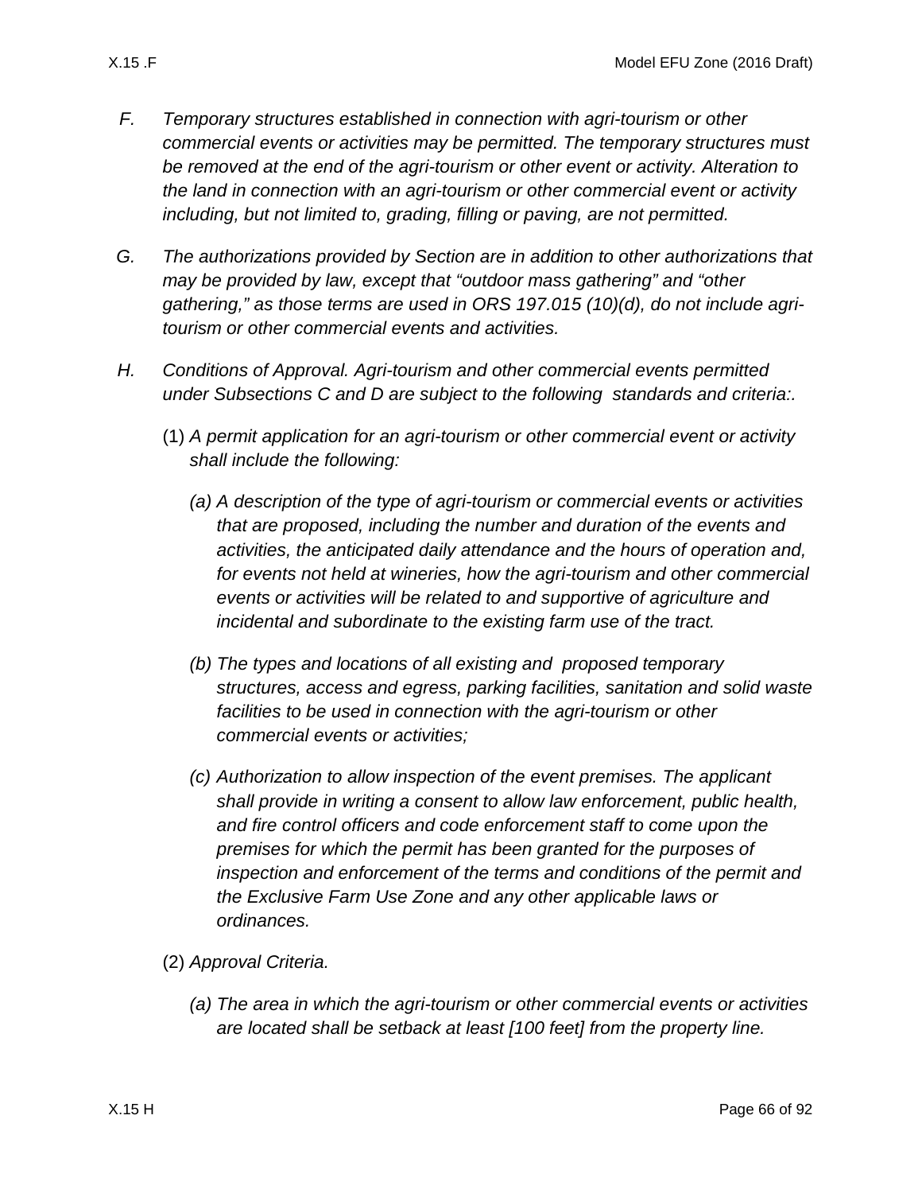F. *Temporary structures established in connection with agri-tourism or other commercial events or activities may be permitted. The temporary structures must be removed at the end of the agri-tourism or other event or activity. Alteration to the land in connection with an agri-tourism or other commercial event or activity including, but not limited to, grading, filling or paving, are not permitted.*

G. *The authorizations provided by Section are in addition to other authorizations that may be provided by law, except that "outdoor mass gathering" and "other gathering," as those terms are used in ORS 197.015 (10)(d), do not include agri-tourism or other commercial events and activities.*

H. *Conditions of Approval. Agri-tourism and other commercial events permitted under Subsections C and D are subject to the following standards and criteria:.*

(1) *A permit application for an agri-tourism or other commercial event or activity shall include the following:*

*(a) A description of the type of agri-tourism or commercial events or activities that are proposed, including the number and duration of the events and activities, the anticipated daily attendance and the hours of operation and, for events not held at wineries, how the agri-tourism and other commercial events or activities will be related to and supportive of agriculture and incidental and subordinate to the existing farm use of the tract.*

*(b) The types and locations of all existing and proposed temporary structures, access and egress, parking facilities, sanitation and solid waste facilities to be used in connection with the agri-tourism or other commercial events or activities;*

*(c) Authorization to allow inspection of the event premises. The applicant shall provide in writing a consent to allow law enforcement, public health, and fire control officers and code enforcement staff to come upon the premises for which the permit has been granted for the purposes of inspection and enforcement of the terms and conditions of the permit and the Exclusive Farm Use Zone and any other applicable laws or ordinances.*

(2) *Approval Criteria.*

*(a) The area in which the agri-tourism or other commercial events or activities are located shall be setback at least [100 feet] from the property line.*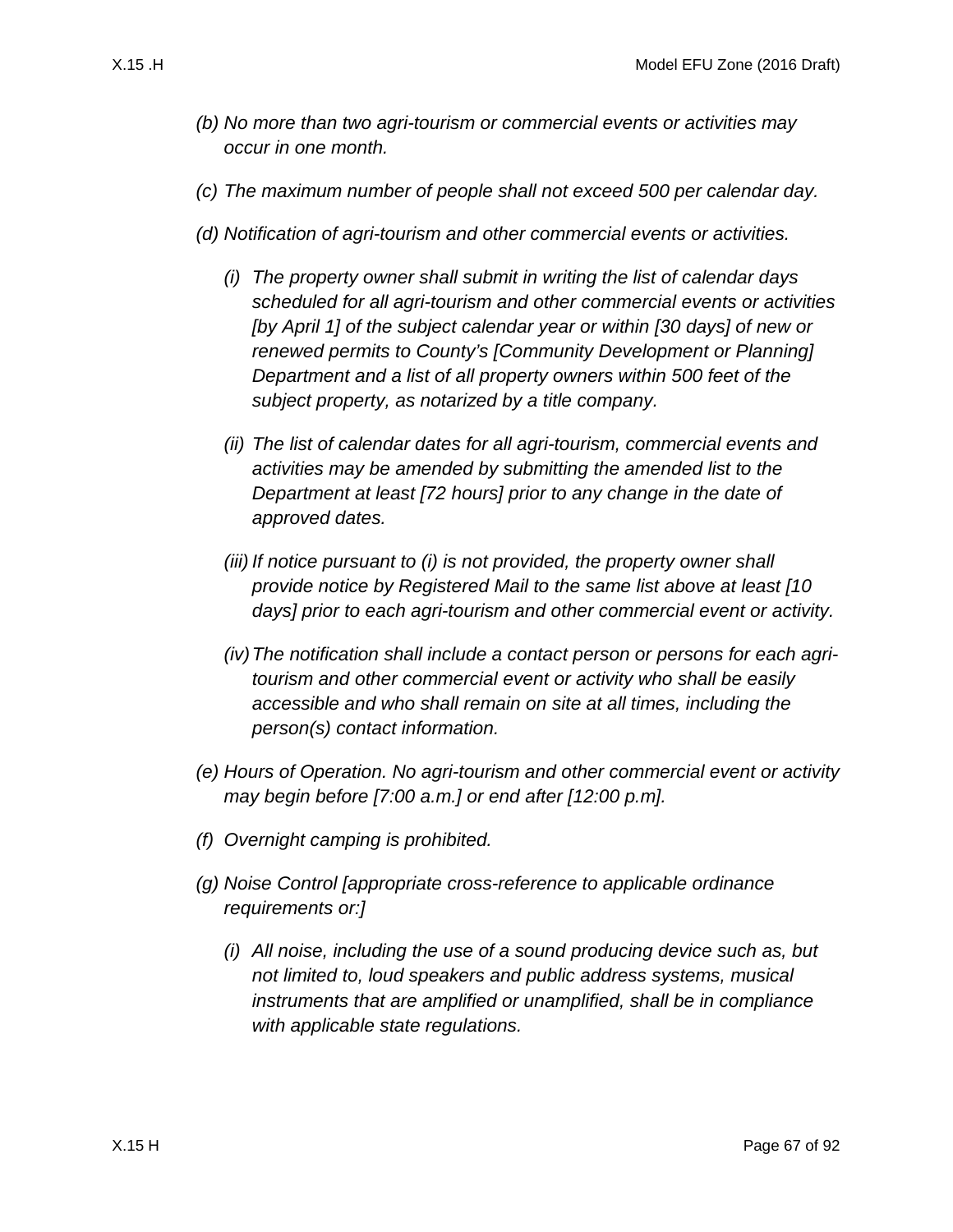*(b) No more than two agri-tourism or commercial events or activities may occur in one month.*

*(c) The maximum number of people shall not exceed 500 per calendar day.*

*(d) Notification of agri-tourism and other commercial events or activities.*

*(i) The property owner shall submit in writing the list of calendar days scheduled for all agri-tourism and other commercial events or activities [by April 1] of the subject calendar year or within [30 days] of new or renewed permits to County's [Community Development or Planning] Department and a list of all property owners within 500 feet of the subject property, as notarized by a title company.*

*(ii) The list of calendar dates for all agri-tourism, commercial events and activities may be amended by submitting the amended list to the Department at least [72 hours] prior to any change in the date of approved dates.*

*(iii) If notice pursuant to (i) is not provided, the property owner shall provide notice by Registered Mail to the same list above at least [10 days] prior to each agri-tourism and other commercial event or activity.*

*(iv) The notification shall include a contact person or persons for each agri-tourism and other commercial event or activity who shall be easily accessible and who shall remain on site at all times, including the person(s) contact information.*

*(e) Hours of Operation. No agri-tourism and other commercial event or activity may begin before [7:00 a.m.] or end after [12:00 p.m].*

*(f) Overnight camping is prohibited.*

*(g) Noise Control [appropriate cross-reference to applicable ordinance requirements or:]*

*(i) All noise, including the use of a sound producing device such as, but not limited to, loud speakers and public address systems, musical instruments that are amplified or unamplified, shall be in compliance with applicable state regulations.*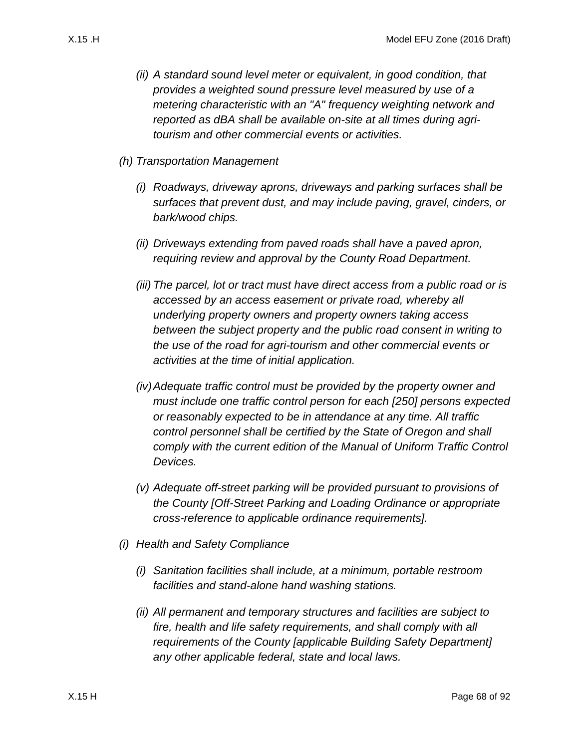*(ii) A standard sound level meter or equivalent, in good condition, that provides a weighted sound pressure level measured by use of a metering characteristic with an "A" frequency weighting network and reported as dBA shall be available on-site at all times during agri-tourism and other commercial events or activities.*

*(h) Transportation Management*

*(i) Roadways, driveway aprons, driveways and parking surfaces shall be surfaces that prevent dust, and may include paving, gravel, cinders, or bark/wood chips.*

*(ii) Driveways extending from paved roads shall have a paved apron, requiring review and approval by the County Road Department.*

*(iii) The parcel, lot or tract must have direct access from a public road or is accessed by an access easement or private road, whereby all underlying property owners and property owners taking access between the subject property and the public road consent in writing to the use of the road for agri-tourism and other commercial events or activities at the time of initial application.*

*(iv) Adequate traffic control must be provided by the property owner and must include one traffic control person for each [250] persons expected or reasonably expected to be in attendance at any time. All traffic control personnel shall be certified by the State of Oregon and shall comply with the current edition of the Manual of Uniform Traffic Control Devices.*

*(v) Adequate off-street parking will be provided pursuant to provisions of the County [Off-Street Parking and Loading Ordinance or appropriate cross-reference to applicable ordinance requirements].*

*(i) Health and Safety Compliance*

*(i) Sanitation facilities shall include, at a minimum, portable restroom facilities and stand-alone hand washing stations.*

*(ii) All permanent and temporary structures and facilities are subject to fire, health and life safety requirements, and shall comply with all requirements of the County [applicable Building Safety Department] any other applicable federal, state and local laws.*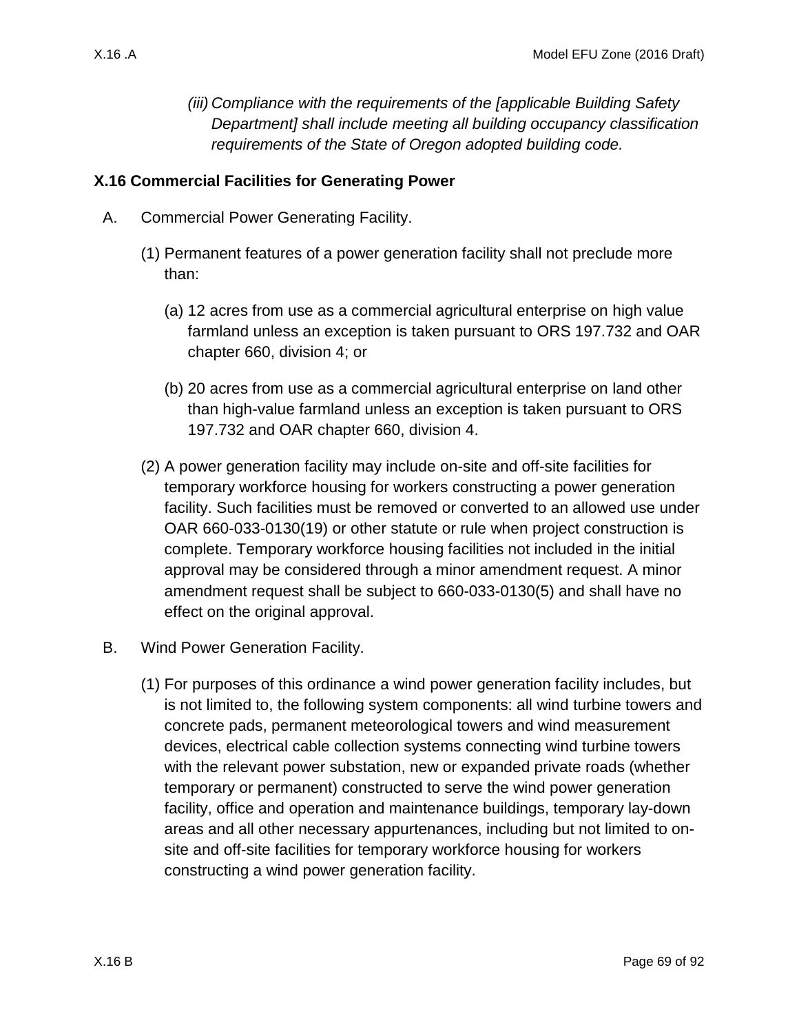*(iii) Compliance with the requirements of the [applicable Building Safety Department] shall include meeting all building occupancy classification requirements of the State of Oregon adopted building code.*

### X.16 Commercial Facilities for Generating Power

A. Commercial Power Generating Facility.

(1) Permanent features of a power generation facility shall not preclude more than:

(a) 12 acres from use as a commercial agricultural enterprise on high value farmland unless an exception is taken pursuant to ORS 197.732 and OAR chapter 660, division 4; or

(b) 20 acres from use as a commercial agricultural enterprise on land other than high-value farmland unless an exception is taken pursuant to ORS 197.732 and OAR chapter 660, division 4.

(2) A power generation facility may include on-site and off-site facilities for temporary workforce housing for workers constructing a power generation facility. Such facilities must be removed or converted to an allowed use under OAR 660-033-0130(19) or other statute or rule when project construction is complete. Temporary workforce housing facilities not included in the initial approval may be considered through a minor amendment request. A minor amendment request shall be subject to 660-033-0130(5) and shall have no effect on the original approval.

B. Wind Power Generation Facility.

(1) For purposes of this ordinance a wind power generation facility includes, but is not limited to, the following system components: all wind turbine towers and concrete pads, permanent meteorological towers and wind measurement devices, electrical cable collection systems connecting wind turbine towers with the relevant power substation, new or expanded private roads (whether temporary or permanent) constructed to serve the wind power generation facility, office and operation and maintenance buildings, temporary lay-down areas and all other necessary appurtenances, including but not limited to on-site and off-site facilities for temporary workforce housing for workers constructing a wind power generation facility.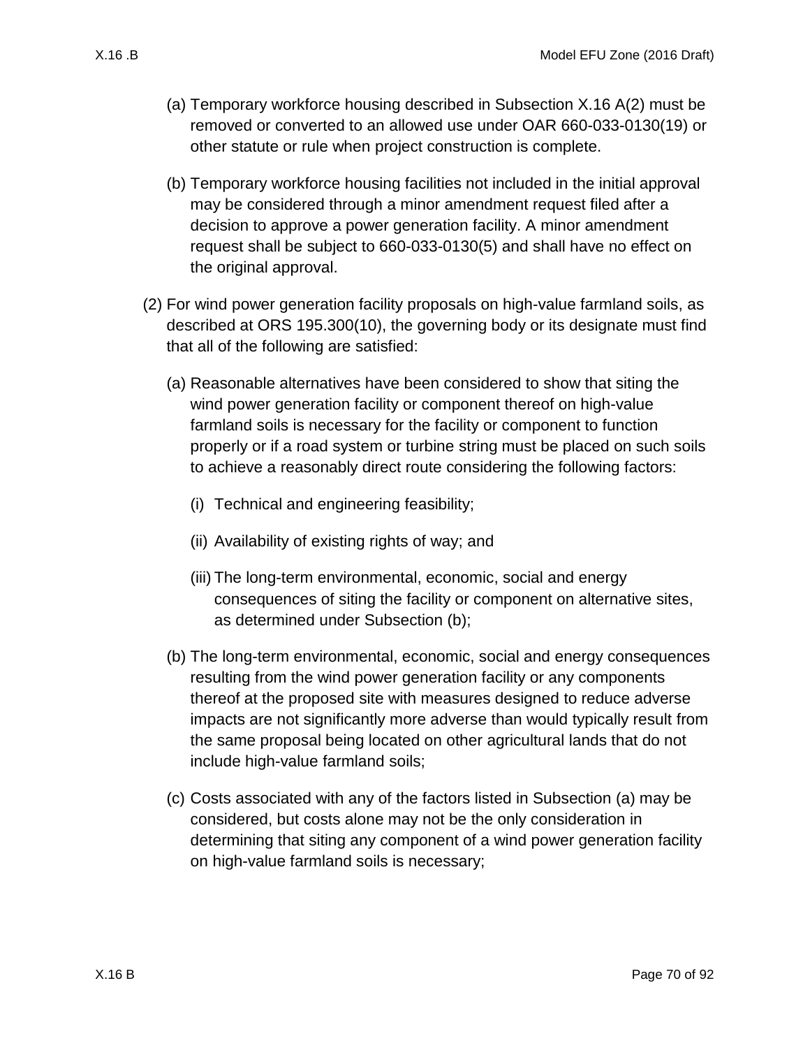(a) Temporary workforce housing described in Subsection X.16 A(2) must be removed or converted to an allowed use under OAR 660-033-0130(19) or other statute or rule when project construction is complete.

(b) Temporary workforce housing facilities not included in the initial approval may be considered through a minor amendment request filed after a decision to approve a power generation facility. A minor amendment request shall be subject to 660-033-0130(5) and shall have no effect on the original approval.

(2) For wind power generation facility proposals on high-value farmland soils, as described at ORS 195.300(10), the governing body or its designate must find that all of the following are satisfied:

(a) Reasonable alternatives have been considered to show that siting the wind power generation facility or component thereof on high-value farmland soils is necessary for the facility or component to function properly or if a road system or turbine string must be placed on such soils to achieve a reasonably direct route considering the following factors:

(i) Technical and engineering feasibility;

(ii) Availability of existing rights of way; and

(iii) The long-term environmental, economic, social and energy consequences of siting the facility or component on alternative sites, as determined under Subsection (b);

(b) The long-term environmental, economic, social and energy consequences resulting from the wind power generation facility or any components thereof at the proposed site with measures designed to reduce adverse impacts are not significantly more adverse than would typically result from the same proposal being located on other agricultural lands that do not include high-value farmland soils;

(c) Costs associated with any of the factors listed in Subsection (a) may be considered, but costs alone may not be the only consideration in determining that siting any component of a wind power generation facility on high-value farmland soils is necessary;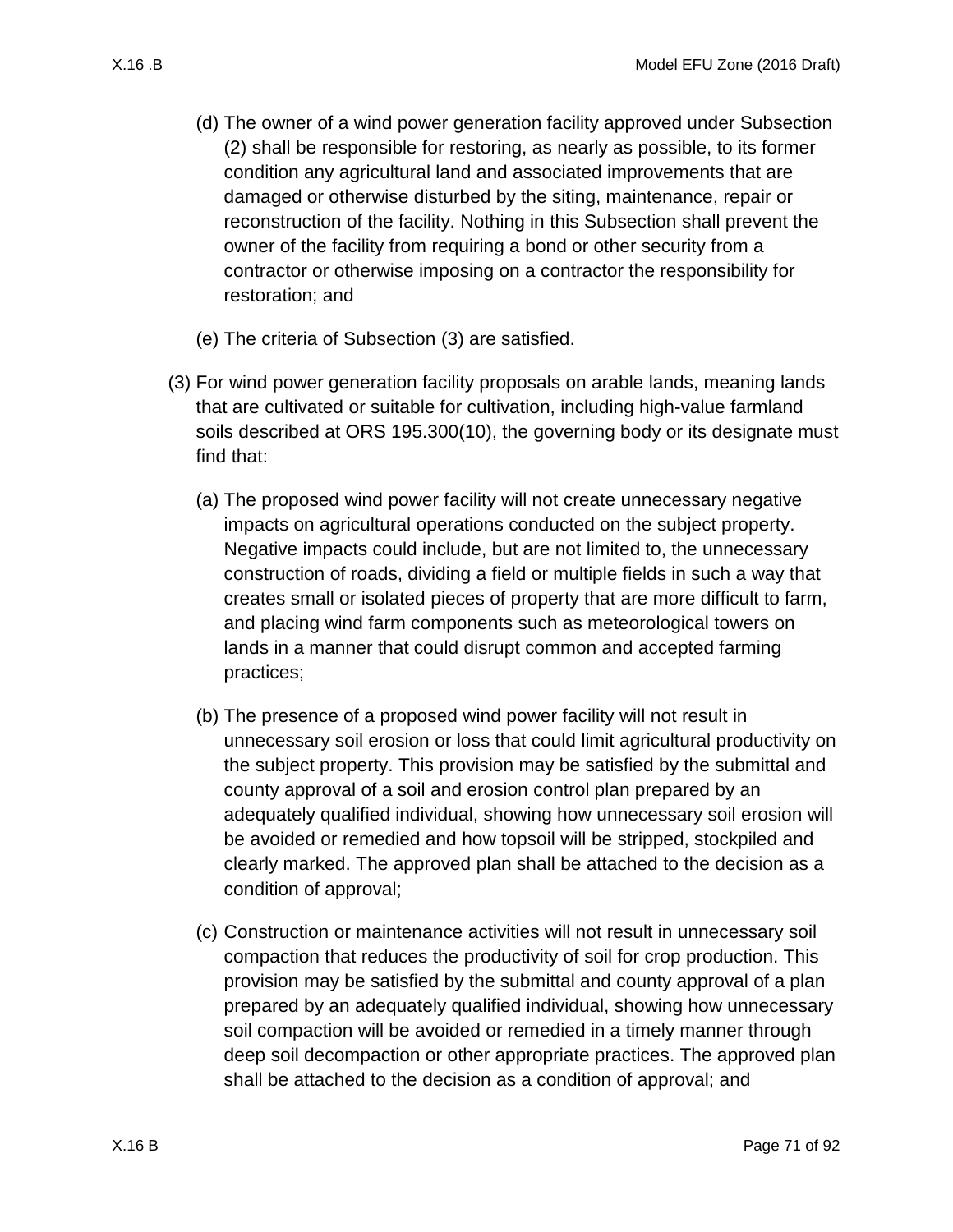(d) The owner of a wind power generation facility approved under Subsection (2) shall be responsible for restoring, as nearly as possible, to its former condition any agricultural land and associated improvements that are damaged or otherwise disturbed by the siting, maintenance, repair or reconstruction of the facility. Nothing in this Subsection shall prevent the owner of the facility from requiring a bond or other security from a contractor or otherwise imposing on a contractor the responsibility for restoration; and

(e) The criteria of Subsection (3) are satisfied.

(3) For wind power generation facility proposals on arable lands, meaning lands that are cultivated or suitable for cultivation, including high-value farmland soils described at ORS 195.300(10), the governing body or its designate must find that:

(a) The proposed wind power facility will not create unnecessary negative impacts on agricultural operations conducted on the subject property. Negative impacts could include, but are not limited to, the unnecessary construction of roads, dividing a field or multiple fields in such a way that creates small or isolated pieces of property that are more difficult to farm, and placing wind farm components such as meteorological towers on lands in a manner that could disrupt common and accepted farming practices;

(b) The presence of a proposed wind power facility will not result in unnecessary soil erosion or loss that could limit agricultural productivity on the subject property. This provision may be satisfied by the submittal and county approval of a soil and erosion control plan prepared by an adequately qualified individual, showing how unnecessary soil erosion will be avoided or remedied and how topsoil will be stripped, stockpiled and clearly marked. The approved plan shall be attached to the decision as a condition of approval;

(c) Construction or maintenance activities will not result in unnecessary soil compaction that reduces the productivity of soil for crop production. This provision may be satisfied by the submittal and county approval of a plan prepared by an adequately qualified individual, showing how unnecessary soil compaction will be avoided or remedied in a timely manner through deep soil decompaction or other appropriate practices. The approved plan shall be attached to the decision as a condition of approval; and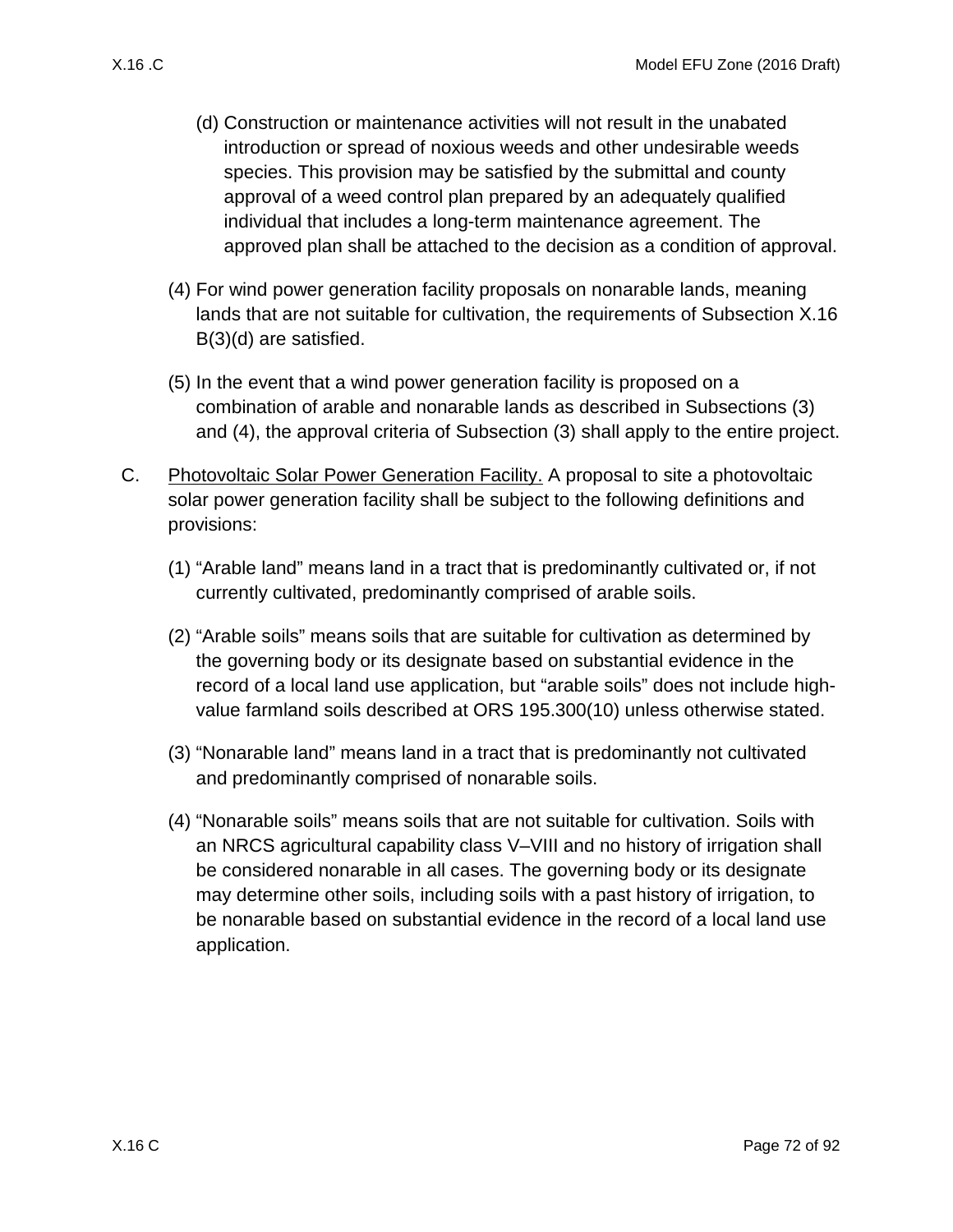(d) Construction or maintenance activities will not result in the unabated introduction or spread of noxious weeds and other undesirable weeds species. This provision may be satisfied by the submittal and county approval of a weed control plan prepared by an adequately qualified individual that includes a long-term maintenance agreement. The approved plan shall be attached to the decision as a condition of approval.

(4) For wind power generation facility proposals on nonarable lands, meaning lands that are not suitable for cultivation, the requirements of Subsection X.16 B(3)(d) are satisfied.

(5) In the event that a wind power generation facility is proposed on a combination of arable and nonarable lands as described in Subsections (3) and (4), the approval criteria of Subsection (3) shall apply to the entire project.

C. <u>Photovoltaic Solar Power Generation Facility.</u> A proposal to site a photovoltaic solar power generation facility shall be subject to the following definitions and provisions:

(1) “Arable land” means land in a tract that is predominantly cultivated or, if not currently cultivated, predominantly comprised of arable soils.

(2) “Arable soils” means soils that are suitable for cultivation as determined by the governing body or its designate based on substantial evidence in the record of a local land use application, but “arable soils” does not include high-value farmland soils described at ORS 195.300(10) unless otherwise stated.

(3) “Nonarable land” means land in a tract that is predominantly not cultivated and predominantly comprised of nonarable soils.

(4) “Nonarable soils” means soils that are not suitable for cultivation. Soils with an NRCS agricultural capability class V–VIII and no history of irrigation shall be considered nonarable in all cases. The governing body or its designate may determine other soils, including soils with a past history of irrigation, to be nonarable based on substantial evidence in the record of a local land use application.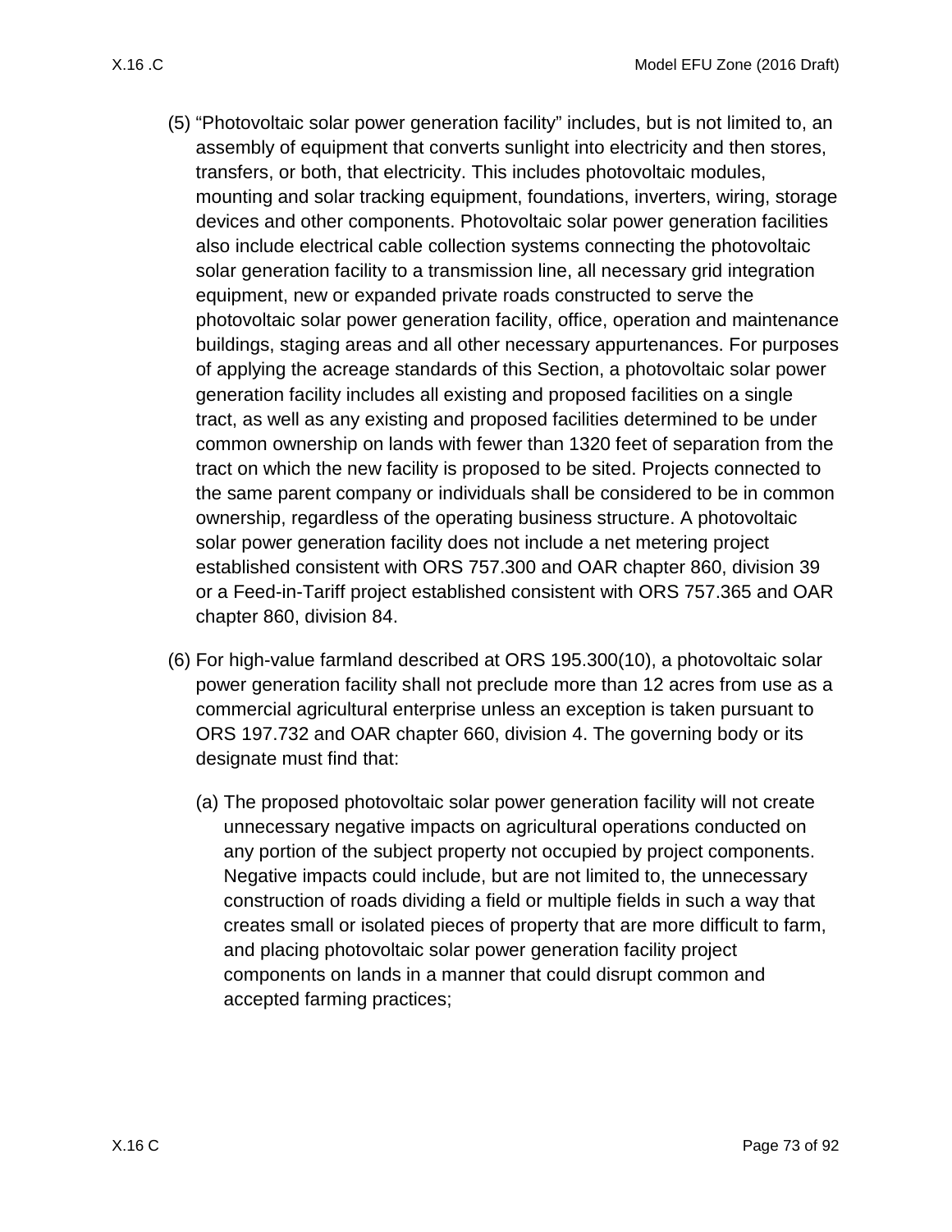(5) "Photovoltaic solar power generation facility" includes, but is not limited to, an assembly of equipment that converts sunlight into electricity and then stores, transfers, or both, that electricity. This includes photovoltaic modules, mounting and solar tracking equipment, foundations, inverters, wiring, storage devices and other components. Photovoltaic solar power generation facilities also include electrical cable collection systems connecting the photovoltaic solar generation facility to a transmission line, all necessary grid integration equipment, new or expanded private roads constructed to serve the photovoltaic solar power generation facility, office, operation and maintenance buildings, staging areas and all other necessary appurtenances. For purposes of applying the acreage standards of this Section, a photovoltaic solar power generation facility includes all existing and proposed facilities on a single tract, as well as any existing and proposed facilities determined to be under common ownership on lands with fewer than 1320 feet of separation from the tract on which the new facility is proposed to be sited. Projects connected to the same parent company or individuals shall be considered to be in common ownership, regardless of the operating business structure. A photovoltaic solar power generation facility does not include a net metering project established consistent with ORS 757.300 and OAR chapter 860, division 39 or a Feed-in-Tariff project established consistent with ORS 757.365 and OAR chapter 860, division 84.

(6) For high-value farmland described at ORS 195.300(10), a photovoltaic solar power generation facility shall not preclude more than 12 acres from use as a commercial agricultural enterprise unless an exception is taken pursuant to ORS 197.732 and OAR chapter 660, division 4. The governing body or its designate must find that:

   (a) The proposed photovoltaic solar power generation facility will not create unnecessary negative impacts on agricultural operations conducted on any portion of the subject property not occupied by project components. Negative impacts could include, but are not limited to, the unnecessary construction of roads dividing a field or multiple fields in such a way that creates small or isolated pieces of property that are more difficult to farm, and placing photovoltaic solar power generation facility project components on lands in a manner that could disrupt common and accepted farming practices;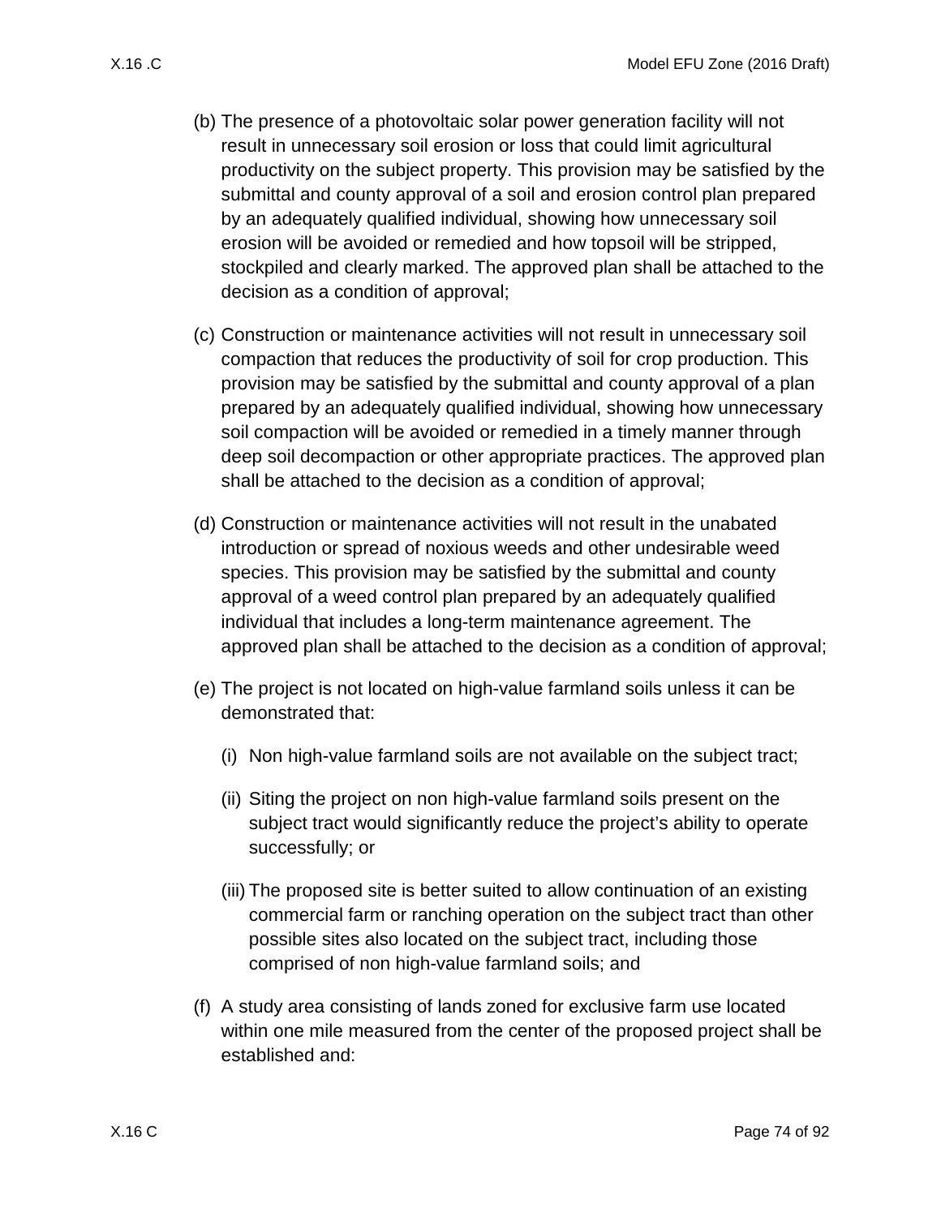(b) The presence of a photovoltaic solar power generation facility will not result in unnecessary soil erosion or loss that could limit agricultural productivity on the subject property. This provision may be satisfied by the submittal and county approval of a soil and erosion control plan prepared by an adequately qualified individual, showing how unnecessary soil erosion will be avoided or remedied and how topsoil will be stripped, stockpiled and clearly marked. The approved plan shall be attached to the decision as a condition of approval;

(c) Construction or maintenance activities will not result in unnecessary soil compaction that reduces the productivity of soil for crop production. This provision may be satisfied by the submittal and county approval of a plan prepared by an adequately qualified individual, showing how unnecessary soil compaction will be avoided or remedied in a timely manner through deep soil decompaction or other appropriate practices. The approved plan shall be attached to the decision as a condition of approval;

(d) Construction or maintenance activities will not result in the unabated introduction or spread of noxious weeds and other undesirable weed species. This provision may be satisfied by the submittal and county approval of a weed control plan prepared by an adequately qualified individual that includes a long-term maintenance agreement. The approved plan shall be attached to the decision as a condition of approval;

(e) The project is not located on high-value farmland soils unless it can be demonstrated that:

  (i) Non high-value farmland soils are not available on the subject tract;

  (ii) Siting the project on non high-value farmland soils present on the subject tract would significantly reduce the project's ability to operate successfully; or

  (iii) The proposed site is better suited to allow continuation of an existing commercial farm or ranching operation on the subject tract than other possible sites also located on the subject tract, including those comprised of non high-value farmland soils; and

(f) A study area consisting of lands zoned for exclusive farm use located within one mile measured from the center of the proposed project shall be established and: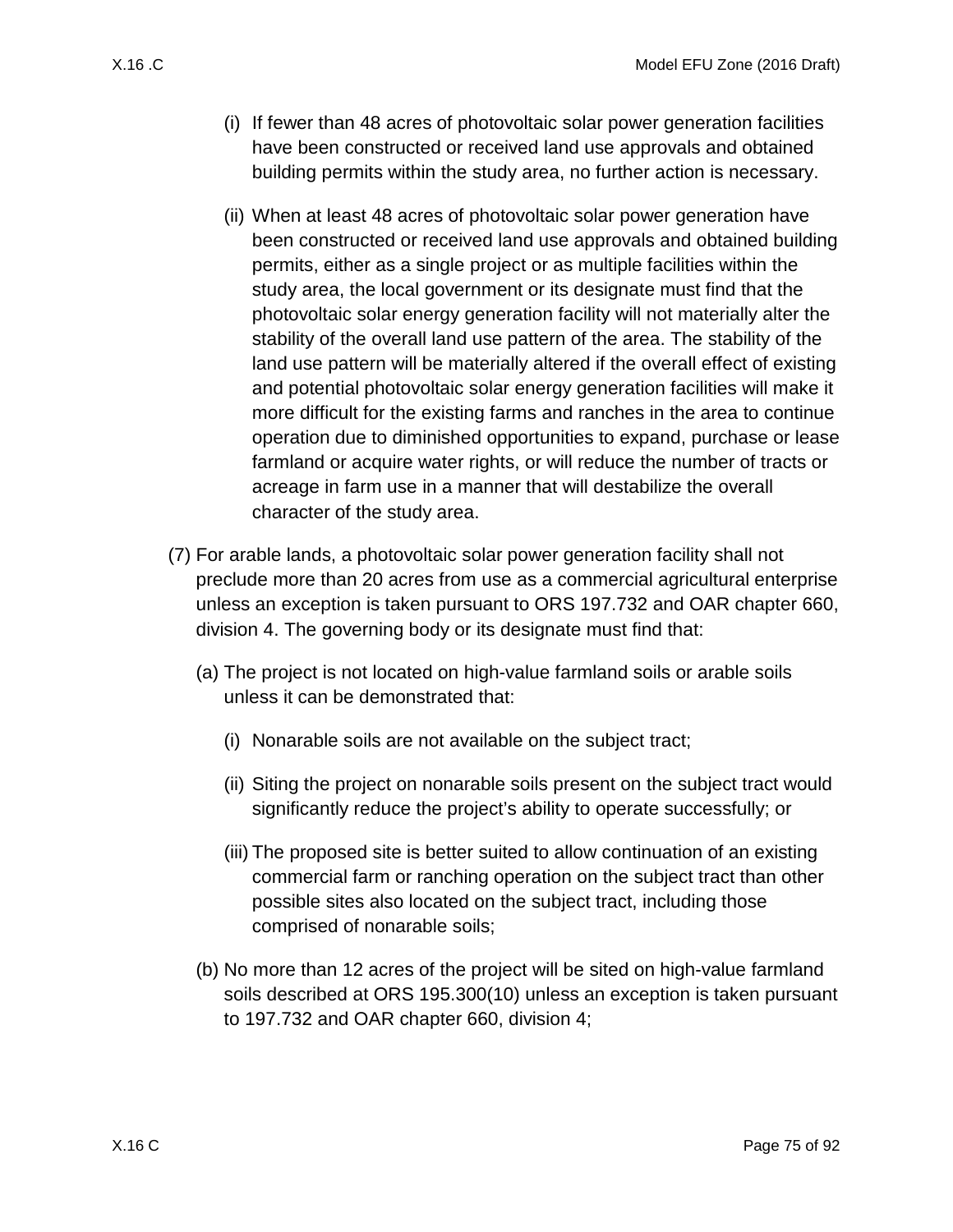(i) If fewer than 48 acres of photovoltaic solar power generation facilities have been constructed or received land use approvals and obtained building permits within the study area, no further action is necessary.

(ii) When at least 48 acres of photovoltaic solar power generation have been constructed or received land use approvals and obtained building permits, either as a single project or as multiple facilities within the study area, the local government or its designate must find that the photovoltaic solar energy generation facility will not materially alter the stability of the overall land use pattern of the area. The stability of the land use pattern will be materially altered if the overall effect of existing and potential photovoltaic solar energy generation facilities will make it more difficult for the existing farms and ranches in the area to continue operation due to diminished opportunities to expand, purchase or lease farmland or acquire water rights, or will reduce the number of tracts or acreage in farm use in a manner that will destabilize the overall character of the study area.

(7) For arable lands, a photovoltaic solar power generation facility shall not preclude more than 20 acres from use as a commercial agricultural enterprise unless an exception is taken pursuant to ORS 197.732 and OAR chapter 660, division 4. The governing body or its designate must find that:

(a) The project is not located on high-value farmland soils or arable soils unless it can be demonstrated that:

(i) Nonarable soils are not available on the subject tract;

(ii) Siting the project on nonarable soils present on the subject tract would significantly reduce the project's ability to operate successfully; or

(iii) The proposed site is better suited to allow continuation of an existing commercial farm or ranching operation on the subject tract than other possible sites also located on the subject tract, including those comprised of nonarable soils;

(b) No more than 12 acres of the project will be sited on high-value farmland soils described at ORS 195.300(10) unless an exception is taken pursuant to 197.732 and OAR chapter 660, division 4;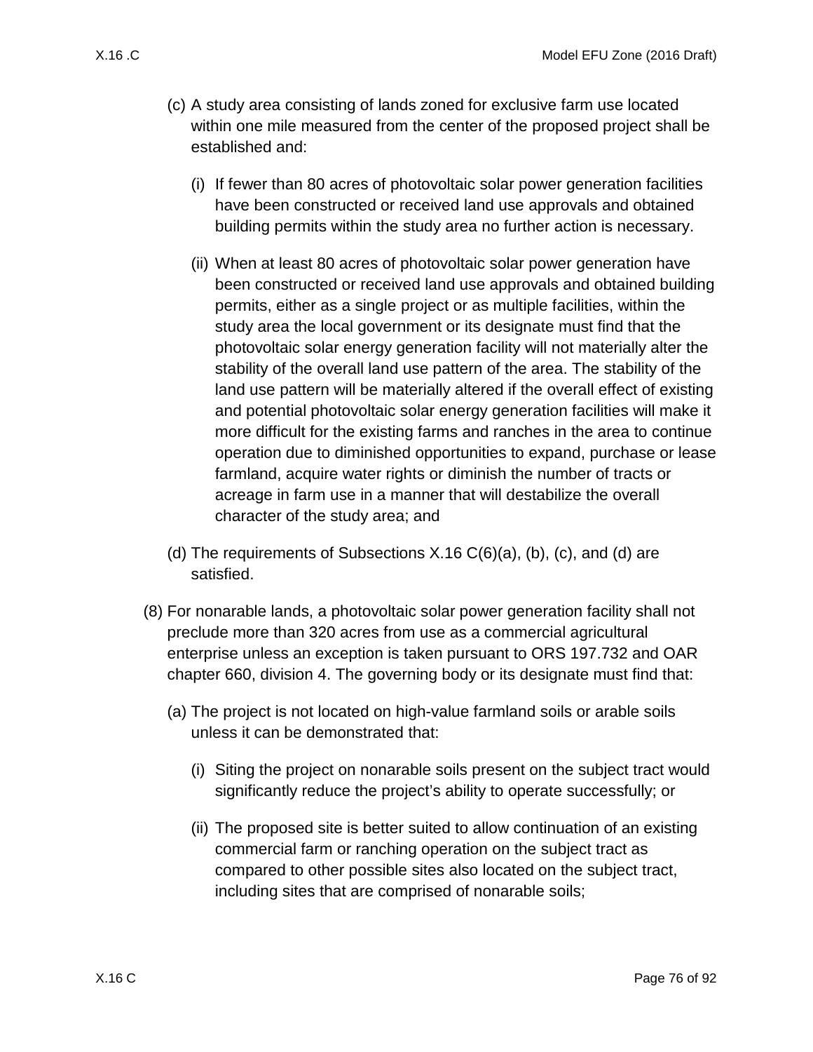(c) A study area consisting of lands zoned for exclusive farm use located within one mile measured from the center of the proposed project shall be established and:

(i) If fewer than 80 acres of photovoltaic solar power generation facilities have been constructed or received land use approvals and obtained building permits within the study area no further action is necessary.

(ii) When at least 80 acres of photovoltaic solar power generation have been constructed or received land use approvals and obtained building permits, either as a single project or as multiple facilities, within the study area the local government or its designate must find that the photovoltaic solar energy generation facility will not materially alter the stability of the overall land use pattern of the area. The stability of the land use pattern will be materially altered if the overall effect of existing and potential photovoltaic solar energy generation facilities will make it more difficult for the existing farms and ranches in the area to continue operation due to diminished opportunities to expand, purchase or lease farmland, acquire water rights or diminish the number of tracts or acreage in farm use in a manner that will destabilize the overall character of the study area; and

(d) The requirements of Subsections X.16 C(6)(a), (b), (c), and (d) are satisfied.

(8) For nonarable lands, a photovoltaic solar power generation facility shall not preclude more than 320 acres from use as a commercial agricultural enterprise unless an exception is taken pursuant to ORS 197.732 and OAR chapter 660, division 4. The governing body or its designate must find that:

(a) The project is not located on high-value farmland soils or arable soils unless it can be demonstrated that:

(i) Siting the project on nonarable soils present on the subject tract would significantly reduce the project's ability to operate successfully; or

(ii) The proposed site is better suited to allow continuation of an existing commercial farm or ranching operation on the subject tract as compared to other possible sites also located on the subject tract, including sites that are comprised of nonarable soils;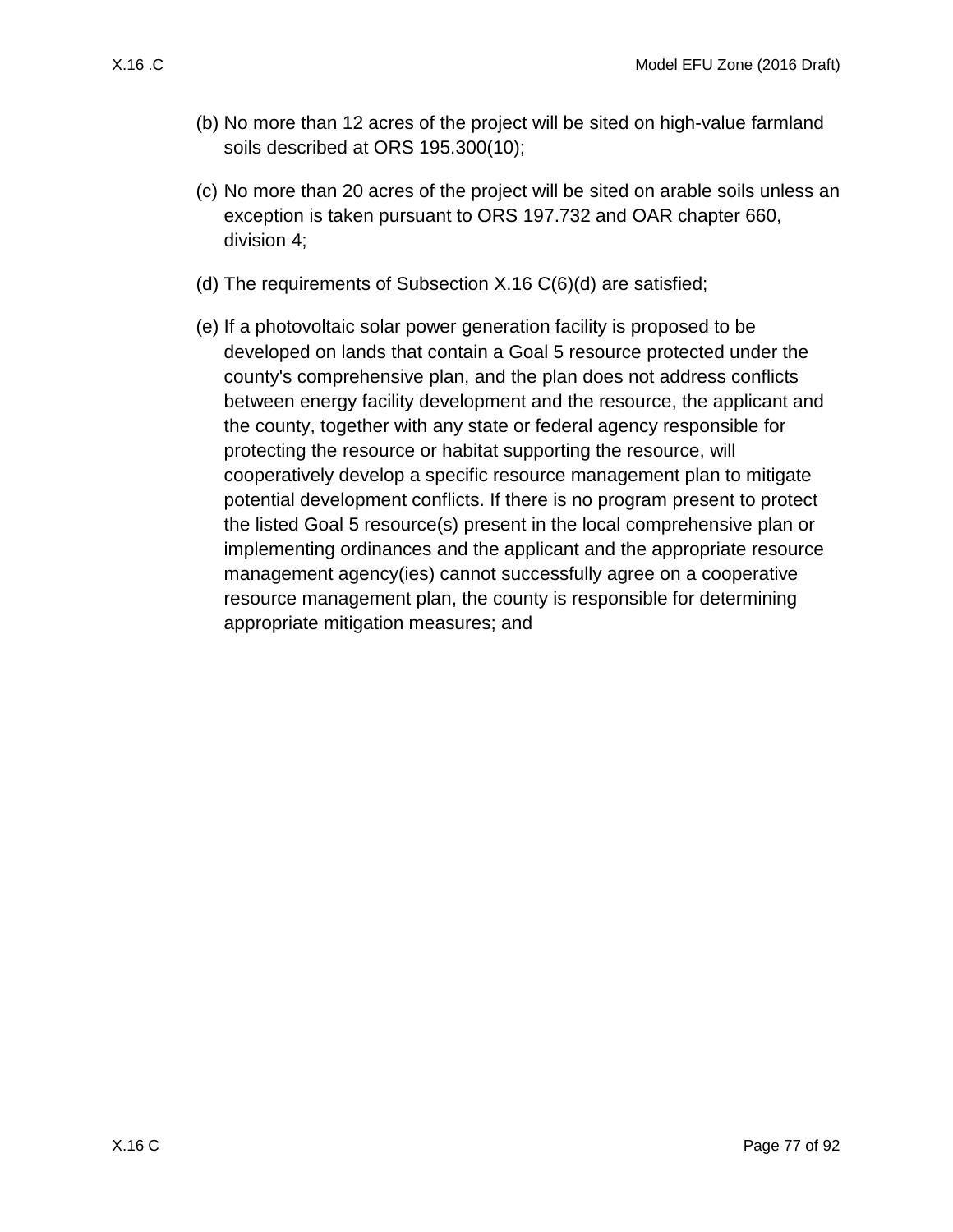(b) No more than 12 acres of the project will be sited on high-value farmland soils described at ORS 195.300(10);

(c) No more than 20 acres of the project will be sited on arable soils unless an exception is taken pursuant to ORS 197.732 and OAR chapter 660, division 4;

(d) The requirements of Subsection X.16 C(6)(d) are satisfied;

(e) If a photovoltaic solar power generation facility is proposed to be developed on lands that contain a Goal 5 resource protected under the county's comprehensive plan, and the plan does not address conflicts between energy facility development and the resource, the applicant and the county, together with any state or federal agency responsible for protecting the resource or habitat supporting the resource, will cooperatively develop a specific resource management plan to mitigate potential development conflicts. If there is no program present to protect the listed Goal 5 resource(s) present in the local comprehensive plan or implementing ordinances and the applicant and the appropriate resource management agency(ies) cannot successfully agree on a cooperative resource management plan, the county is responsible for determining appropriate mitigation measures; and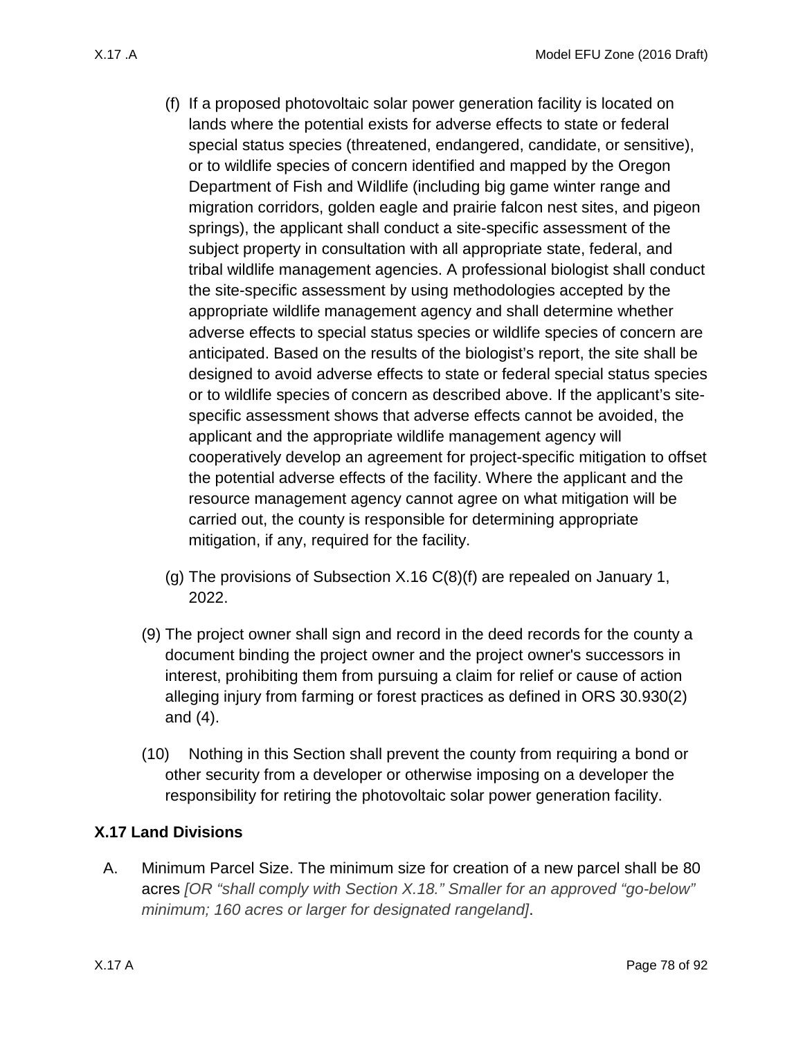(f) If a proposed photovoltaic solar power generation facility is located on lands where the potential exists for adverse effects to state or federal special status species (threatened, endangered, candidate, or sensitive), or to wildlife species of concern identified and mapped by the Oregon Department of Fish and Wildlife (including big game winter range and migration corridors, golden eagle and prairie falcon nest sites, and pigeon springs), the applicant shall conduct a site-specific assessment of the subject property in consultation with all appropriate state, federal, and tribal wildlife management agencies. A professional biologist shall conduct the site-specific assessment by using methodologies accepted by the appropriate wildlife management agency and shall determine whether adverse effects to special status species or wildlife species of concern are anticipated. Based on the results of the biologist's report, the site shall be designed to avoid adverse effects to state or federal special status species or to wildlife species of concern as described above. If the applicant's site-specific assessment shows that adverse effects cannot be avoided, the applicant and the appropriate wildlife management agency will cooperatively develop an agreement for project-specific mitigation to offset the potential adverse effects of the facility. Where the applicant and the resource management agency cannot agree on what mitigation will be carried out, the county is responsible for determining appropriate mitigation, if any, required for the facility.

(g) The provisions of Subsection X.16 C(8)(f) are repealed on January 1, 2022.

(9) The project owner shall sign and record in the deed records for the county a document binding the project owner and the project owner's successors in interest, prohibiting them from pursuing a claim for relief or cause of action alleging injury from farming or forest practices as defined in ORS 30.930(2) and (4).

(10) Nothing in this Section shall prevent the county from requiring a bond or other security from a developer or otherwise imposing on a developer the responsibility for retiring the photovoltaic solar power generation facility.

## X.17 Land Divisions

A. Minimum Parcel Size. The minimum size for creation of a new parcel shall be 80 acres *[OR "shall comply with Section X.18." Smaller for an approved "go-below" minimum; 160 acres or larger for designated rangeland]*.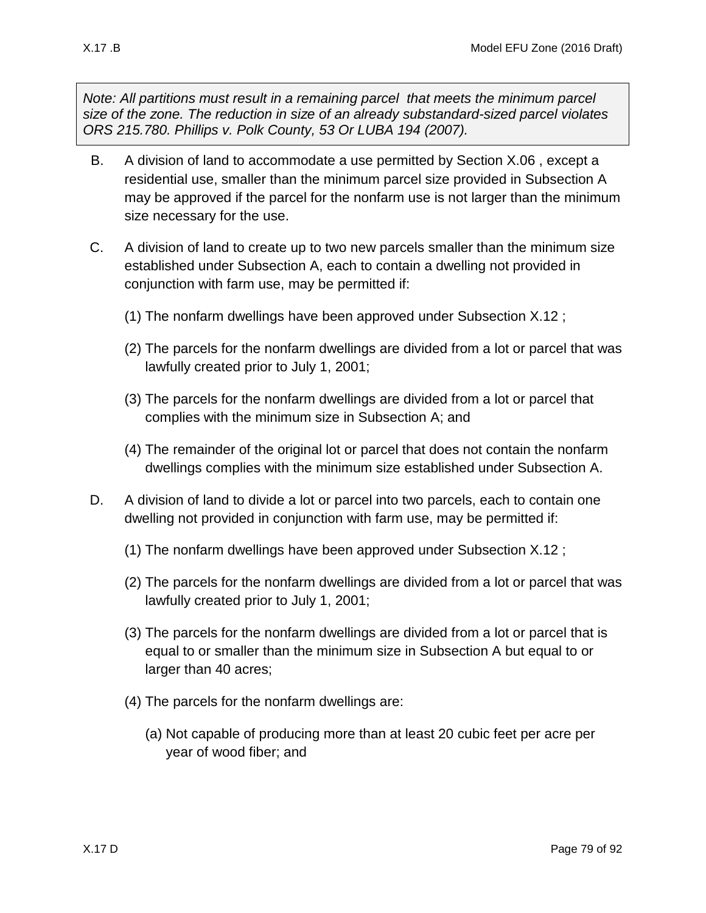*Note: All partitions must result in a remaining parcel that meets the minimum parcel size of the zone. The reduction in size of an already substandard-sized parcel violates ORS 215.780. Phillips v. Polk County, 53 Or LUBA 194 (2007).*

B. A division of land to accommodate a use permitted by Section X.06 , except a residential use, smaller than the minimum parcel size provided in Subsection A may be approved if the parcel for the nonfarm use is not larger than the minimum size necessary for the use.

C. A division of land to create up to two new parcels smaller than the minimum size established under Subsection A, each to contain a dwelling not provided in conjunction with farm use, may be permitted if:

   (1) The nonfarm dwellings have been approved under Subsection X.12 ;

   (2) The parcels for the nonfarm dwellings are divided from a lot or parcel that was lawfully created prior to July 1, 2001;

   (3) The parcels for the nonfarm dwellings are divided from a lot or parcel that complies with the minimum size in Subsection A; and

   (4) The remainder of the original lot or parcel that does not contain the nonfarm dwellings complies with the minimum size established under Subsection A.

D. A division of land to divide a lot or parcel into two parcels, each to contain one dwelling not provided in conjunction with farm use, may be permitted if:

   (1) The nonfarm dwellings have been approved under Subsection X.12 ;

   (2) The parcels for the nonfarm dwellings are divided from a lot or parcel that was lawfully created prior to July 1, 2001;

   (3) The parcels for the nonfarm dwellings are divided from a lot or parcel that is equal to or smaller than the minimum size in Subsection A but equal to or larger than 40 acres;

   (4) The parcels for the nonfarm dwellings are:

      (a) Not capable of producing more than at least 20 cubic feet per acre per year of wood fiber; and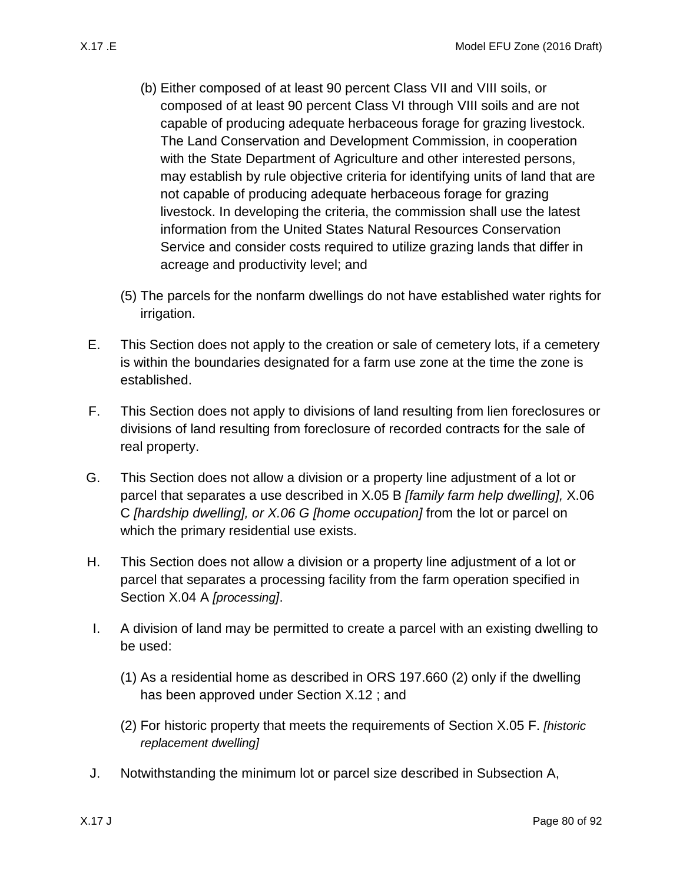(b) Either composed of at least 90 percent Class VII and VIII soils, or composed of at least 90 percent Class VI through VIII soils and are not capable of producing adequate herbaceous forage for grazing livestock. The Land Conservation and Development Commission, in cooperation with the State Department of Agriculture and other interested persons, may establish by rule objective criteria for identifying units of land that are not capable of producing adequate herbaceous forage for grazing livestock. In developing the criteria, the commission shall use the latest information from the United States Natural Resources Conservation Service and consider costs required to utilize grazing lands that differ in acreage and productivity level; and

(5) The parcels for the nonfarm dwellings do not have established water rights for irrigation.

E. This Section does not apply to the creation or sale of cemetery lots, if a cemetery is within the boundaries designated for a farm use zone at the time the zone is established.

F. This Section does not apply to divisions of land resulting from lien foreclosures or divisions of land resulting from foreclosure of recorded contracts for the sale of real property.

G. This Section does not allow a division or a property line adjustment of a lot or parcel that separates a use described in X.05 B *[family farm help dwelling],* X.06 C *[hardship dwelling], or X.06 G [home occupation]* from the lot or parcel on which the primary residential use exists.

H. This Section does not allow a division or a property line adjustment of a lot or parcel that separates a processing facility from the farm operation specified in Section X.04 A *[processing]*.

I. A division of land may be permitted to create a parcel with an existing dwelling to be used:

(1) As a residential home as described in ORS 197.660 (2) only if the dwelling has been approved under Section X.12 ; and

(2) For historic property that meets the requirements of Section X.05 F. *[historic replacement dwelling]*

J. Notwithstanding the minimum lot or parcel size described in Subsection A,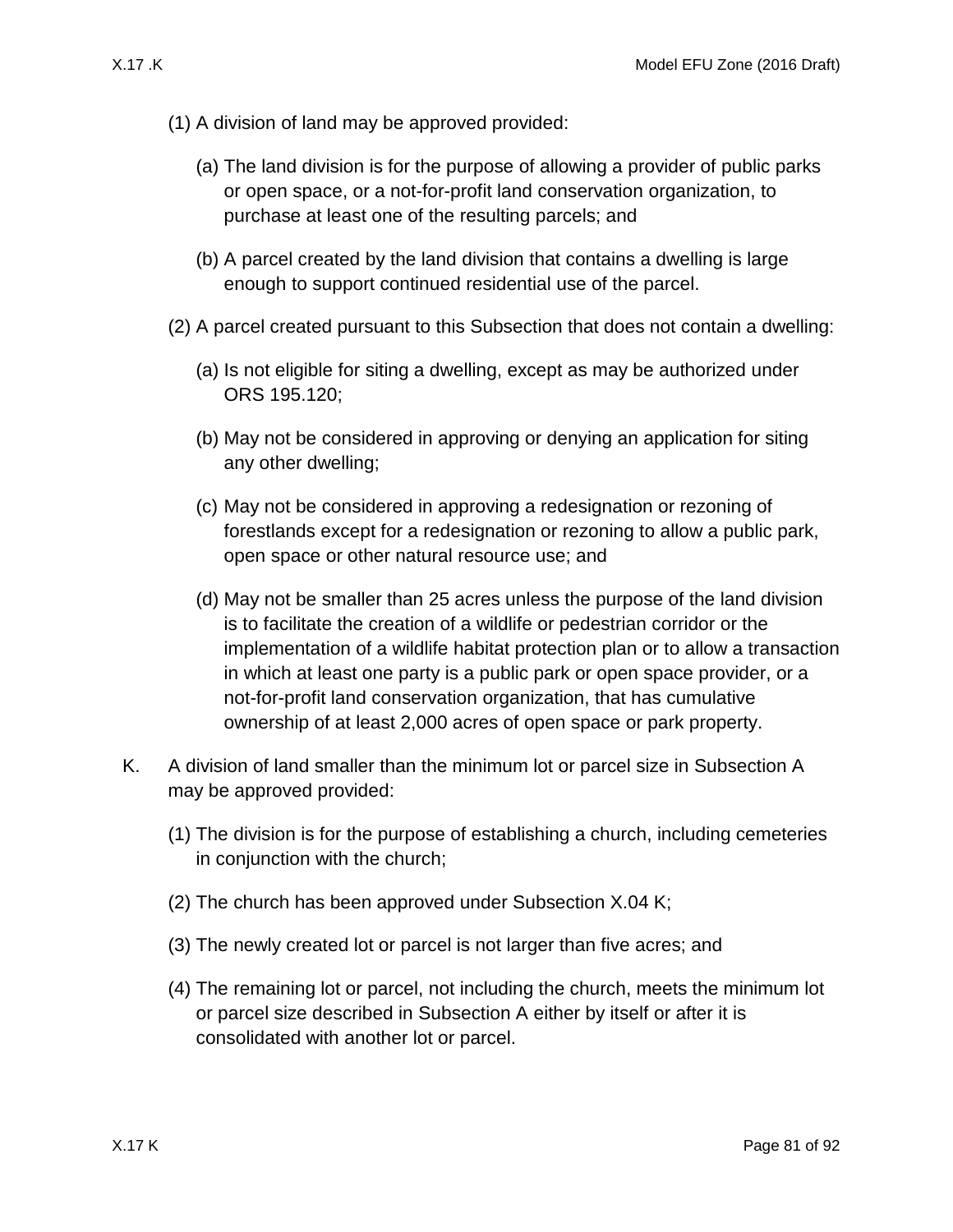(1) A division of land may be approved provided:

(a) The land division is for the purpose of allowing a provider of public parks or open space, or a not-for-profit land conservation organization, to purchase at least one of the resulting parcels; and

(b) A parcel created by the land division that contains a dwelling is large enough to support continued residential use of the parcel.

(2) A parcel created pursuant to this Subsection that does not contain a dwelling:

(a) Is not eligible for siting a dwelling, except as may be authorized under ORS 195.120;

(b) May not be considered in approving or denying an application for siting any other dwelling;

(c) May not be considered in approving a redesignation or rezoning of forestlands except for a redesignation or rezoning to allow a public park, open space or other natural resource use; and

(d) May not be smaller than 25 acres unless the purpose of the land division is to facilitate the creation of a wildlife or pedestrian corridor or the implementation of a wildlife habitat protection plan or to allow a transaction in which at least one party is a public park or open space provider, or a not-for-profit land conservation organization, that has cumulative ownership of at least 2,000 acres of open space or park property.

K. A division of land smaller than the minimum lot or parcel size in Subsection A may be approved provided:

(1) The division is for the purpose of establishing a church, including cemeteries in conjunction with the church;

(2) The church has been approved under Subsection X.04 K;

(3) The newly created lot or parcel is not larger than five acres; and

(4) The remaining lot or parcel, not including the church, meets the minimum lot or parcel size described in Subsection A either by itself or after it is consolidated with another lot or parcel.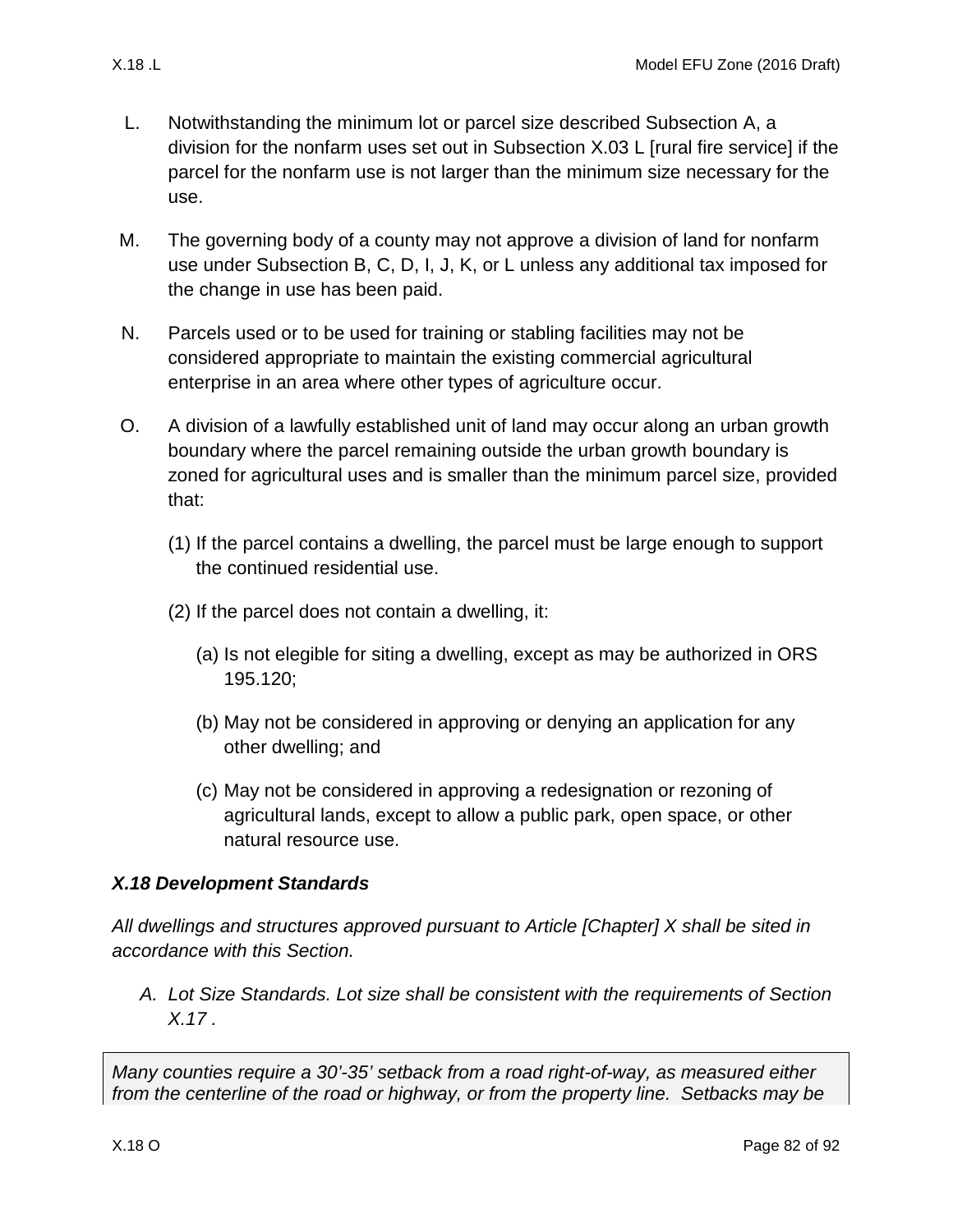L. Notwithstanding the minimum lot or parcel size described Subsection A, a division for the nonfarm uses set out in Subsection X.03 L [rural fire service] if the parcel for the nonfarm use is not larger than the minimum size necessary for the use.

M. The governing body of a county may not approve a division of land for nonfarm use under Subsection B, C, D, I, J, K, or L unless any additional tax imposed for the change in use has been paid.

N. Parcels used or to be used for training or stabling facilities may not be considered appropriate to maintain the existing commercial agricultural enterprise in an area where other types of agriculture occur.

O. A division of a lawfully established unit of land may occur along an urban growth boundary where the parcel remaining outside the urban growth boundary is zoned for agricultural uses and is smaller than the minimum parcel size, provided that:

   (1) If the parcel contains a dwelling, the parcel must be large enough to support the continued residential use.

   (2) If the parcel does not contain a dwelling, it:

      (a) Is not elegible for siting a dwelling, except as may be authorized in ORS 195.120;

      (b) May not be considered in approving or denying an application for any other dwelling; and

      (c) May not be considered in approving a redesignation or rezoning of agricultural lands, except to allow a public park, open space, or other natural resource use.

### *X.18 Development Standards*

*All dwellings and structures approved pursuant to Article [Chapter] X shall be sited in accordance with this Section.*

*A. Lot Size Standards. Lot size shall be consistent with the requirements of Section X.17 .*

*Many counties require a 30'-35' setback from a road right-of-way, as measured either from the centerline of the road or highway, or from the property line. Setbacks may be*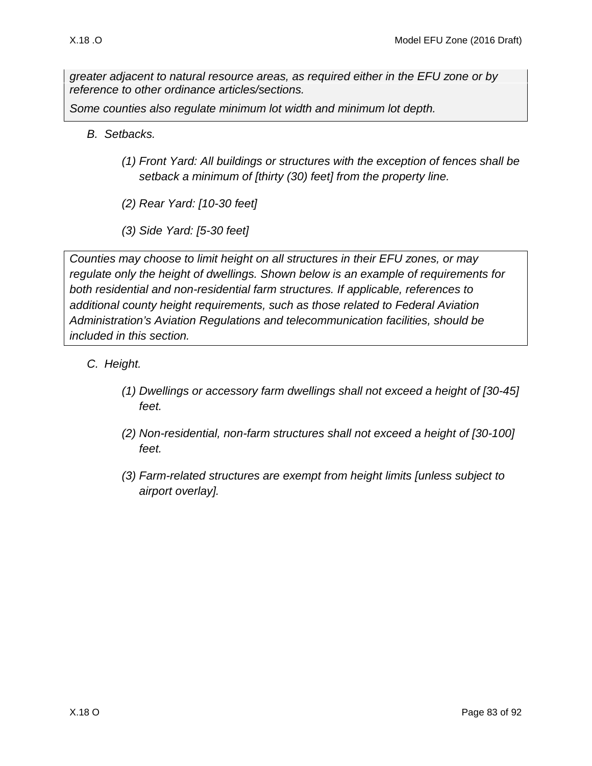*greater adjacent to natural resource areas, as required either in the EFU zone or by reference to other ordinance articles/sections.*

*Some counties also regulate minimum lot width and minimum lot depth.*

*B. Setbacks.*

*(1) Front Yard: All buildings or structures with the exception of fences shall be setback a minimum of [thirty (30) feet] from the property line.*

*(2) Rear Yard: [10-30 feet]*

*(3) Side Yard: [5-30 feet]*

*Counties may choose to limit height on all structures in their EFU zones, or may regulate only the height of dwellings. Shown below is an example of requirements for both residential and non-residential farm structures. If applicable, references to additional county height requirements, such as those related to Federal Aviation Administration's Aviation Regulations and telecommunication facilities, should be included in this section.*

*C. Height.*

*(1) Dwellings or accessory farm dwellings shall not exceed a height of [30-45] feet.*

*(2) Non-residential, non-farm structures shall not exceed a height of [30-100] feet.*

*(3) Farm-related structures are exempt from height limits [unless subject to airport overlay].*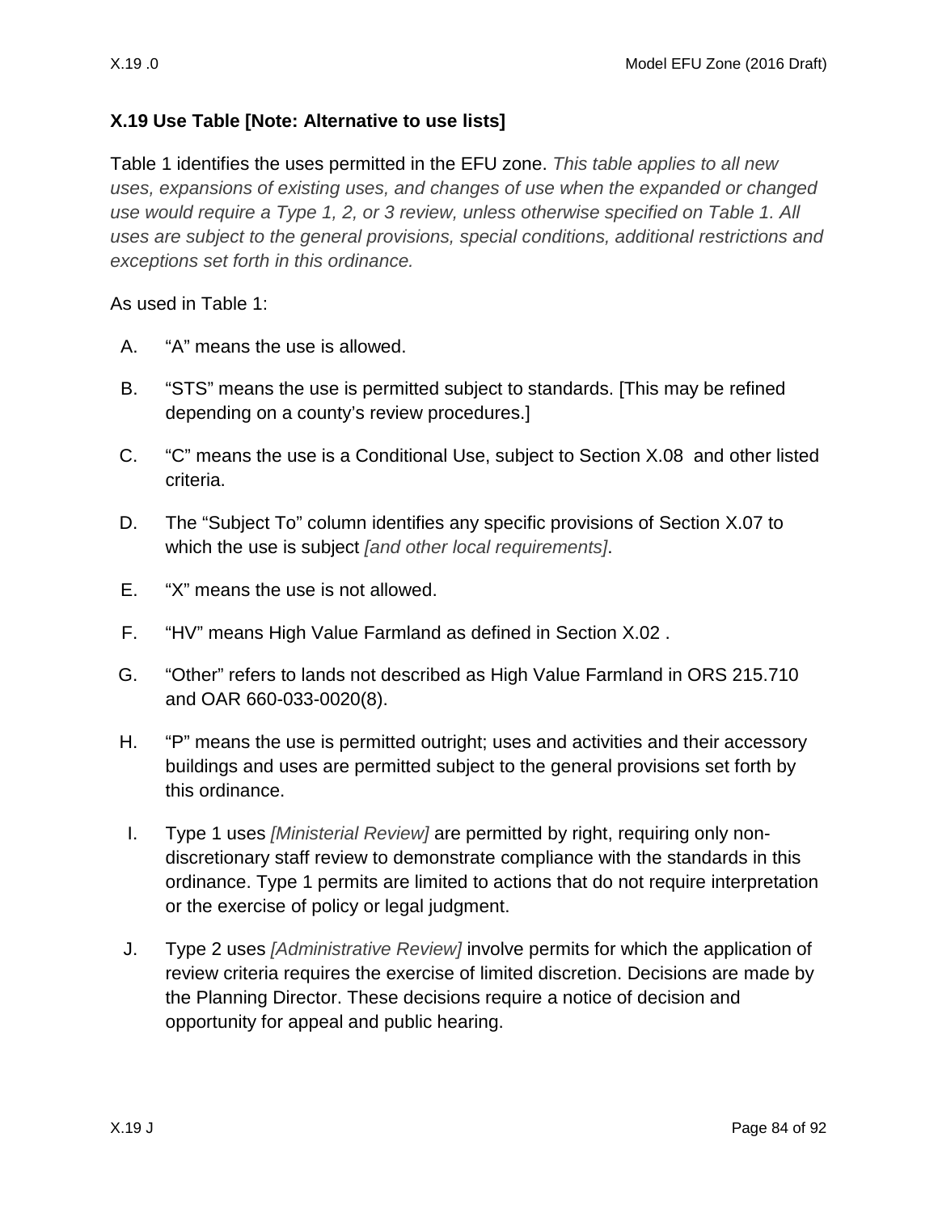### X.19 Use Table [Note: Alternative to use lists]

Table 1 identifies the uses permitted in the EFU zone. *This table applies to all new uses, expansions of existing uses, and changes of use when the expanded or changed use would require a Type 1, 2, or 3 review, unless otherwise specified on Table 1. All uses are subject to the general provisions, special conditions, additional restrictions and exceptions set forth in this ordinance.*

As used in Table 1:

A. “A” means the use is allowed.

B. “STS” means the use is permitted subject to standards. [This may be refined depending on a county’s review procedures.]

C. “C” means the use is a Conditional Use, subject to Section X.08 and other listed criteria.

D. The “Subject To” column identifies any specific provisions of Section X.07 to which the use is subject *[and other local requirements]*.

E. “X” means the use is not allowed.

F. “HV” means High Value Farmland as defined in Section X.02 .

G. “Other” refers to lands not described as High Value Farmland in ORS 215.710 and OAR 660-033-0020(8).

H. “P” means the use is permitted outright; uses and activities and their accessory buildings and uses are permitted subject to the general provisions set forth by this ordinance.

I. Type 1 uses *[Ministerial Review]* are permitted by right, requiring only non-discretionary staff review to demonstrate compliance with the standards in this ordinance. Type 1 permits are limited to actions that do not require interpretation or the exercise of policy or legal judgment.

J. Type 2 uses *[Administrative Review]* involve permits for which the application of review criteria requires the exercise of limited discretion. Decisions are made by the Planning Director. These decisions require a notice of decision and opportunity for appeal and public hearing.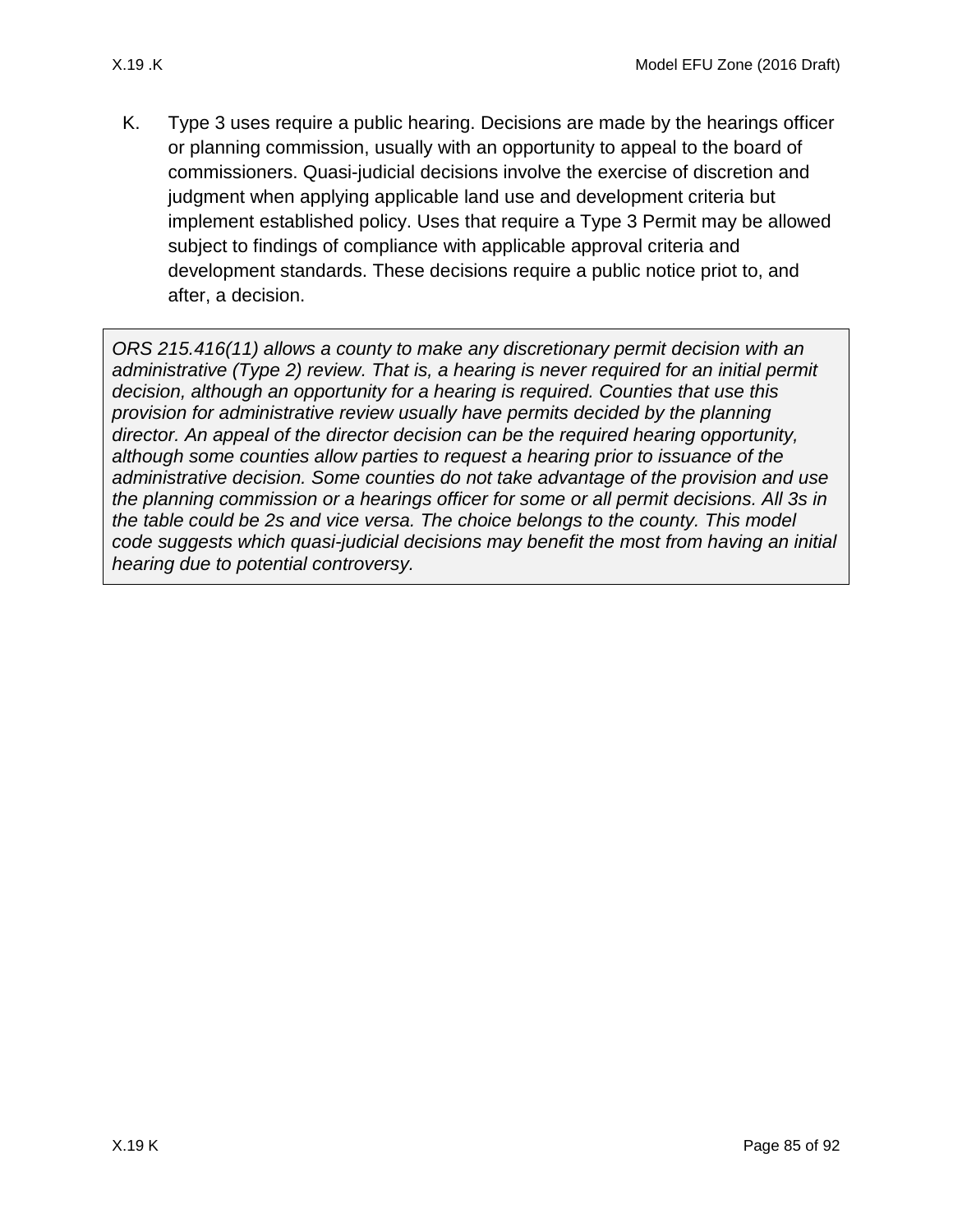K. Type 3 uses require a public hearing. Decisions are made by the hearings officer or planning commission, usually with an opportunity to appeal to the board of commissioners. Quasi-judicial decisions involve the exercise of discretion and judgment when applying applicable land use and development criteria but implement established policy. Uses that require a Type 3 Permit may be allowed subject to findings of compliance with applicable approval criteria and development standards. These decisions require a public notice priot to, and after, a decision.

> *ORS 215.416(11) allows a county to make any discretionary permit decision with an administrative (Type 2) review. That is, a hearing is never required for an initial permit decision, although an opportunity for a hearing is required. Counties that use this provision for administrative review usually have permits decided by the planning director. An appeal of the director decision can be the required hearing opportunity, although some counties allow parties to request a hearing prior to issuance of the administrative decision. Some counties do not take advantage of the provision and use the planning commission or a hearings officer for some or all permit decisions. All 3s in the table could be 2s and vice versa. The choice belongs to the county. This model code suggests which quasi-judicial decisions may benefit the most from having an initial hearing due to potential controversy.*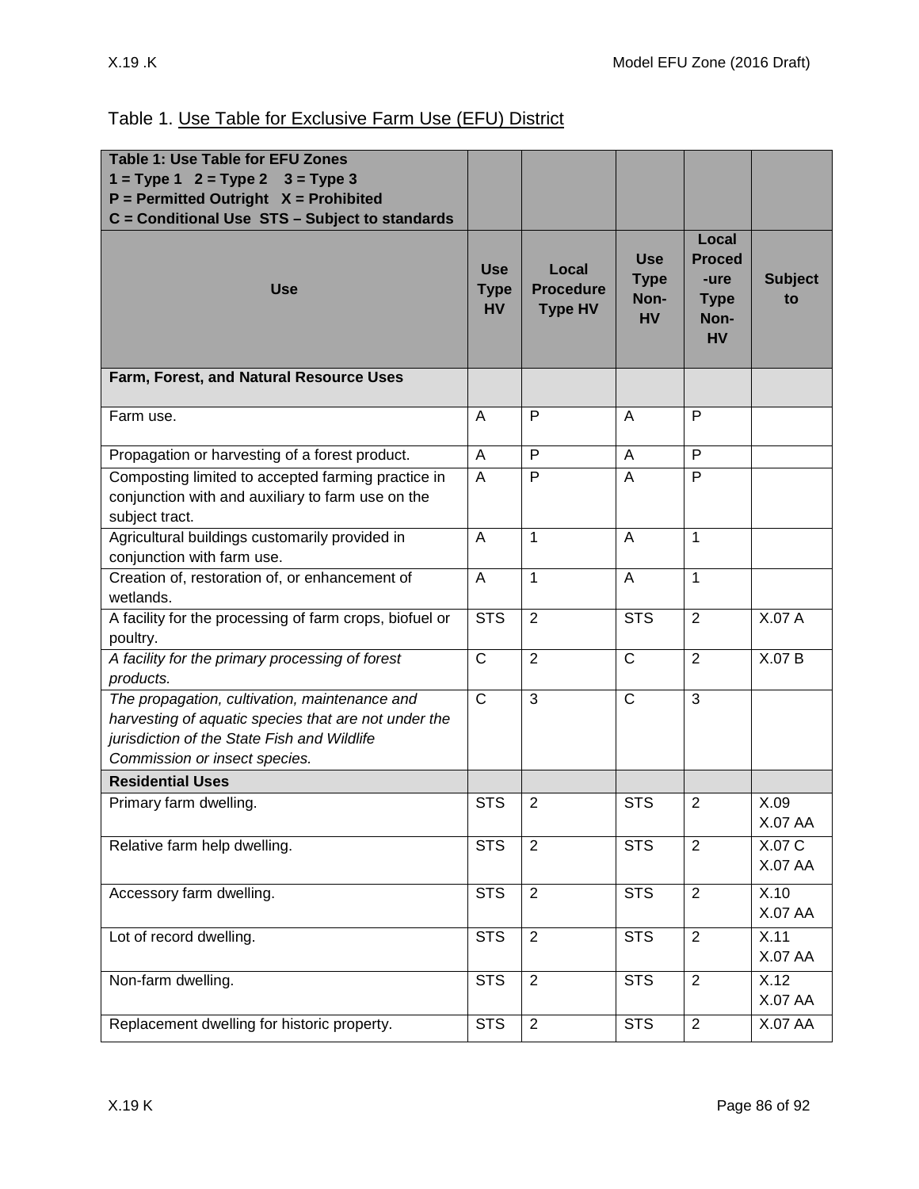Table 1. Use Table for Exclusive Farm Use (EFU) District

| Table 1: Use Table for EFU Zones<br>1 = Type 1   2 = Type 2   3 = Type 3<br>P = Permitted Outright   X = Prohibited<br>C = Conditional Use  STS – Subject to standards | | | | | |
|---|---|---|---|---|---|
| **Use** | **Use Type HV** | **Local Procedure Type HV** | **Use Type Non-HV** | **Local Procedure Type Non-HV** | **Subject to** |
| **Farm, Forest, and Natural Resource Uses** | | | | | |
| Farm use. | A | P | A | P | |
| Propagation or harvesting of a forest product. | A | P | A | P | |
| Composting limited to accepted farming practice in conjunction with and auxiliary to farm use on the subject tract. | A | P | A | P | |
| Agricultural buildings customarily provided in conjunction with farm use. | A | 1 | A | 1 | |
| Creation of, restoration of, or enhancement of wetlands. | A | 1 | A | 1 | |
| A facility for the processing of farm crops, biofuel or poultry. | STS | 2 | STS | 2 | X.07 A |
| *A facility for the primary processing of forest products.* | C | 2 | C | 2 | X.07 B |
| *The propagation, cultivation, maintenance and harvesting of aquatic species that are not under the jurisdiction of the State Fish and Wildlife Commission or insect species.* | C | 3 | C | 3 | |
| **Residential Uses** | | | | | |
| Primary farm dwelling. | STS | 2 | STS | 2 | X.09<br>X.07 AA |
| Relative farm help dwelling. | STS | 2 | STS | 2 | X.07 C<br>X.07 AA |
| Accessory farm dwelling. | STS | 2 | STS | 2 | X.10<br>X.07 AA |
| Lot of record dwelling. | STS | 2 | STS | 2 | X.11<br>X.07 AA |
| Non-farm dwelling. | STS | 2 | STS | 2 | X.12<br>X.07 AA |
| Replacement dwelling for historic property. | STS | 2 | STS | 2 | X.07 AA |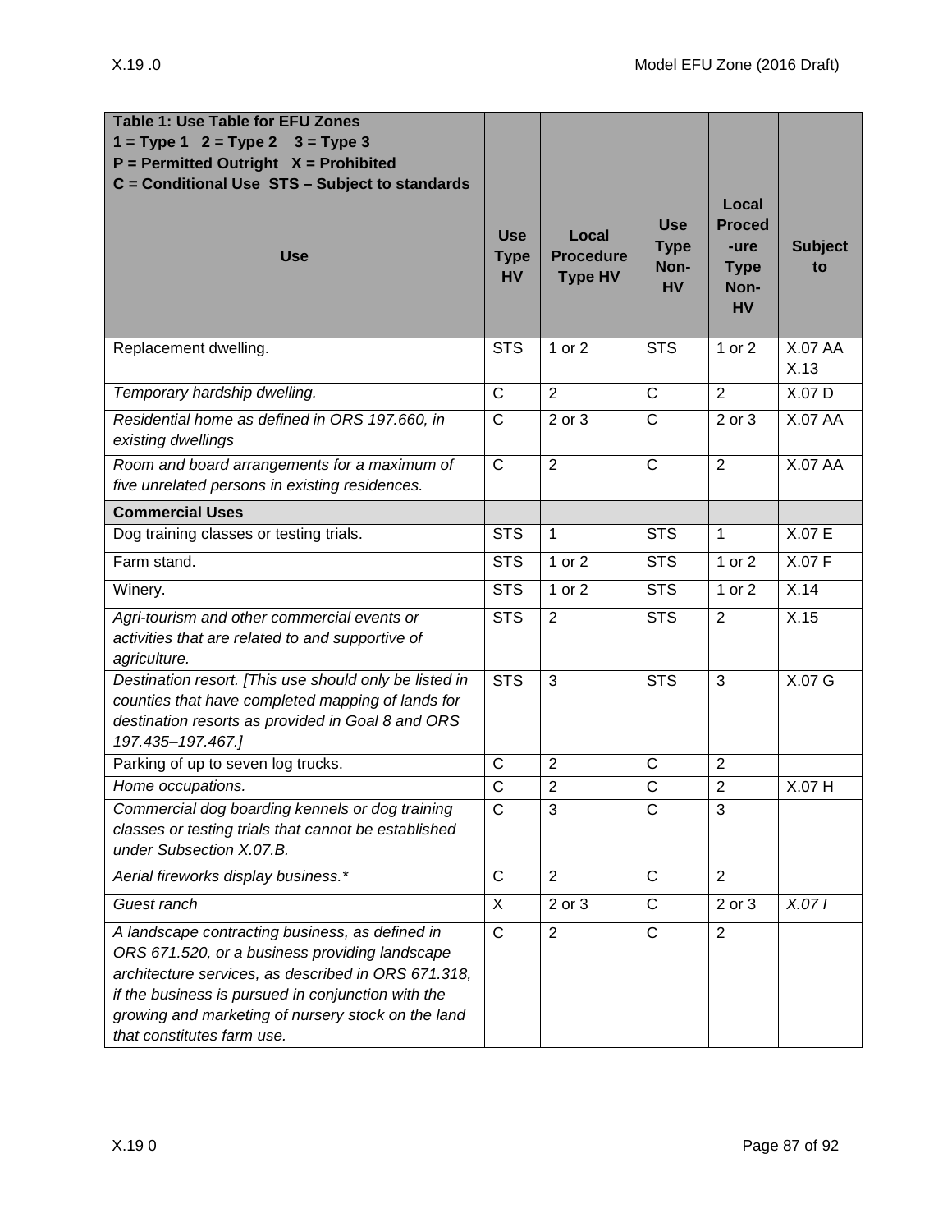| Table 1: Use Table for EFU Zones<br>1 = Type 1   2 = Type 2    3 = Type 3<br>P = Permitted Outright   X = Prohibited<br>C = Conditional Use  STS – Subject to standards | | | | | |
|---|---|---|---|---|---|
| **Use** | **Use Type HV** | **Local Procedure Type HV** | **Use Type Non-HV** | **Local Proced-ure Type Non-HV** | **Subject to** |
| Replacement dwelling. | STS | 1 or 2 | STS | 1 or 2 | X.07 AA X.13 |
| *Temporary hardship dwelling.* | C | 2 | C | 2 | X.07 D |
| *Residential home as defined in ORS 197.660, in existing dwellings* | C | 2 or 3 | C | 2 or 3 | X.07 AA |
| *Room and board arrangements for a maximum of five unrelated persons in existing residences.* | C | 2 | C | 2 | X.07 AA |
| **Commercial Uses** | | | | | |
| Dog training classes or testing trials. | STS | 1 | STS | 1 | X.07 E |
| Farm stand. | STS | 1 or 2 | STS | 1 or 2 | X.07 F |
| Winery. | STS | 1 or 2 | STS | 1 or 2 | X.14 |
| *Agri-tourism and other commercial events or activities that are related to and supportive of agriculture.* | STS | 2 | STS | 2 | X.15 |
| *Destination resort. [This use should only be listed in counties that have completed mapping of lands for destination resorts as provided in Goal 8 and ORS 197.435–197.467.]* | STS | 3 | STS | 3 | X.07 G |
| Parking of up to seven log trucks. | C | 2 | C | 2 | |
| *Home occupations.* | C | 2 | C | 2 | X.07 H |
| *Commercial dog boarding kennels or dog training classes or testing trials that cannot be established under Subsection X.07.B.* | C | 3 | C | 3 | |
| *Aerial fireworks display business.** | C | 2 | C | 2 | |
| *Guest ranch* | X | 2 or 3 | C | 2 or 3 | *X.07 I* |
| *A landscape contracting business, as defined in ORS 671.520, or a business providing landscape architecture services, as described in ORS 671.318, if the business is pursued in conjunction with the growing and marketing of nursery stock on the land that constitutes farm use.* | C | 2 | C | 2 | |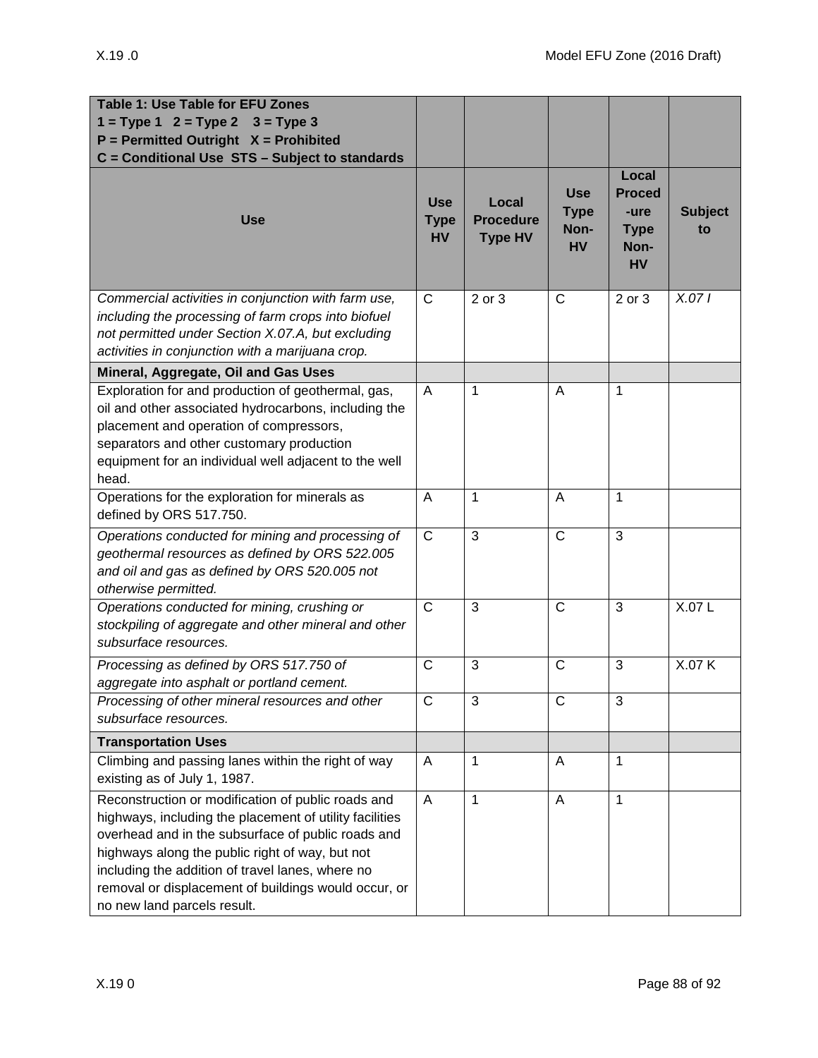| Table 1: Use Table for EFU Zones<br>1 = Type 1   2 = Type 2   3 = Type 3<br>P = Permitted Outright   X = Prohibited<br>C = Conditional Use  STS – Subject to standards | | | | | |
|---|---|---|---|---|---|
| **Use** | **Use Type HV** | **Local Procedure Type HV** | **Use Type Non-HV** | **Local Procedure Type Non-HV** | **Subject to** |
| *Commercial activities in conjunction with farm use, including the processing of farm crops into biofuel not permitted under Section X.07.A, but excluding activities in conjunction with a marijuana crop.* | C | 2 or 3 | C | 2 or 3 | *X.07 I* |
| **Mineral, Aggregate, Oil and Gas Uses** | | | | | |
| Exploration for and production of geothermal, gas, oil and other associated hydrocarbons, including the placement and operation of compressors, separators and other customary production equipment for an individual well adjacent to the well head. | A | 1 | A | 1 | |
| Operations for the exploration for minerals as defined by ORS 517.750. | A | 1 | A | 1 | |
| *Operations conducted for mining and processing of geothermal resources as defined by ORS 522.005 and oil and gas as defined by ORS 520.005 not otherwise permitted.* | C | 3 | C | 3 | |
| *Operations conducted for mining, crushing or stockpiling of aggregate and other mineral and other subsurface resources.* | C | 3 | C | 3 | X.07 L |
| *Processing as defined by ORS 517.750 of aggregate into asphalt or portland cement.* | C | 3 | C | 3 | X.07 K |
| *Processing of other mineral resources and other subsurface resources.* | C | 3 | C | 3 | |
| **Transportation Uses** | | | | | |
| Climbing and passing lanes within the right of way existing as of July 1, 1987. | A | 1 | A | 1 | |
| Reconstruction or modification of public roads and highways, including the placement of utility facilities overhead and in the subsurface of public roads and highways along the public right of way, but not including the addition of travel lanes, where no removal or displacement of buildings would occur, or no new land parcels result. | A | 1 | A | 1 | |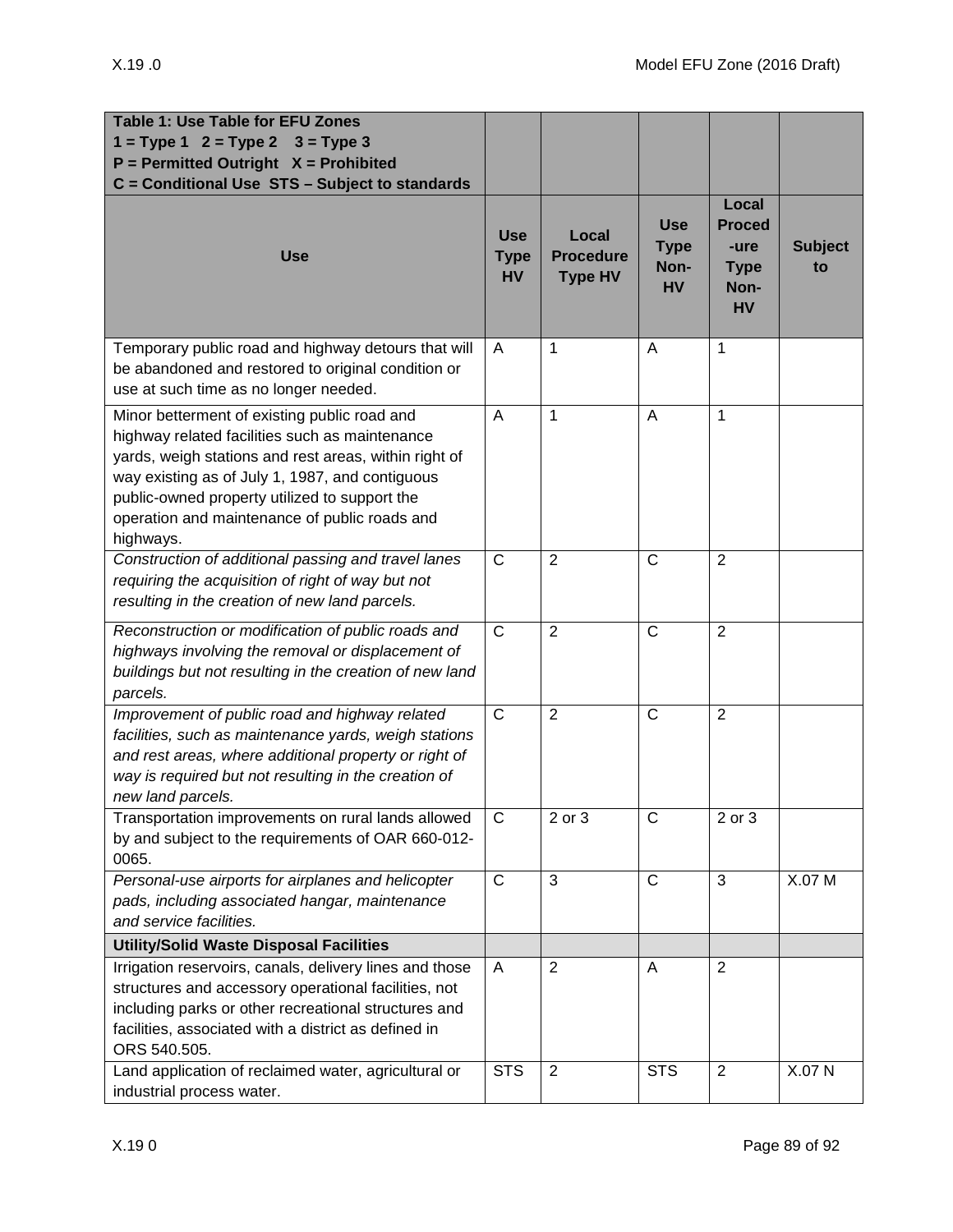| **Table 1: Use Table for EFU Zones**<br>**1 = Type 1 2 = Type 2 3 = Type 3**<br>**P = Permitted Outright X = Prohibited**<br>**C = Conditional Use STS – Subject to standards** | | | | | |
|---|---|---|---|---|---|
| **Use** | **Use Type HV** | **Local Procedure Type HV** | **Use Type Non-HV** | **Local Proced-ure Type Non-HV** | **Subject to** |
| Temporary public road and highway detours that will be abandoned and restored to original condition or use at such time as no longer needed. | A | 1 | A | 1 | |
| Minor betterment of existing public road and highway related facilities such as maintenance yards, weigh stations and rest areas, within right of way existing as of July 1, 1987, and contiguous public-owned property utilized to support the operation and maintenance of public roads and highways. | A | 1 | A | 1 | |
| *Construction of additional passing and travel lanes requiring the acquisition of right of way but not resulting in the creation of new land parcels.* | C | 2 | C | 2 | |
| *Reconstruction or modification of public roads and highways involving the removal or displacement of buildings but not resulting in the creation of new land parcels.* | C | 2 | C | 2 | |
| *Improvement of public road and highway related facilities, such as maintenance yards, weigh stations and rest areas, where additional property or right of way is required but not resulting in the creation of new land parcels.* | C | 2 | C | 2 | |
| Transportation improvements on rural lands allowed by and subject to the requirements of OAR 660-012-0065. | C | 2 or 3 | C | 2 or 3 | |
| *Personal-use airports for airplanes and helicopter pads, including associated hangar, maintenance and service facilities.* | C | 3 | C | 3 | X.07 M |
| **Utility/Solid Waste Disposal Facilities** | | | | | |
| Irrigation reservoirs, canals, delivery lines and those structures and accessory operational facilities, not including parks or other recreational structures and facilities, associated with a district as defined in ORS 540.505. | A | 2 | A | 2 | |
| Land application of reclaimed water, agricultural or industrial process water. | STS | 2 | STS | 2 | X.07 N |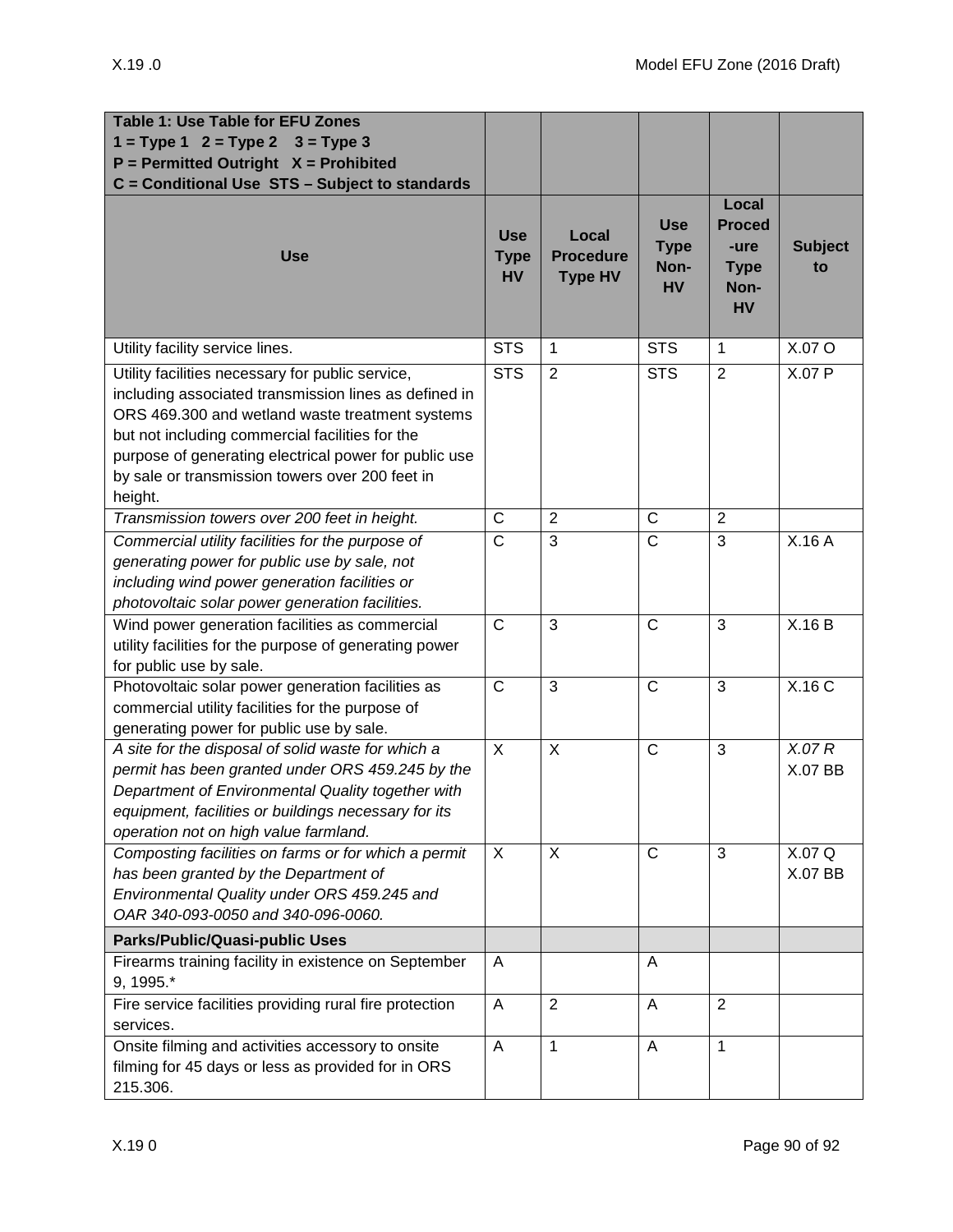| **Table 1: Use Table for EFU Zones**<br>**1 = Type 1   2 = Type 2   3 = Type 3**<br>**P = Permitted Outright   X = Prohibited**<br>**C = Conditional Use  STS – Subject to standards** | | | | | |
|---|---|---|---|---|---|
| **Use** | **Use Type HV** | **Local Procedure Type HV** | **Use Type Non-HV** | **Local Proced-ure Type Non-HV** | **Subject to** |
| Utility facility service lines. | STS | 1 | STS | 1 | X.07 O |
| Utility facilities necessary for public service, including associated transmission lines as defined in ORS 469.300 and wetland waste treatment systems but not including commercial facilities for the purpose of generating electrical power for public use by sale or transmission towers over 200 feet in height. | STS | 2 | STS | 2 | X.07 P |
| *Transmission towers over 200 feet in height.* | C | 2 | C | 2 | |
| *Commercial utility facilities for the purpose of generating power for public use by sale, not including wind power generation facilities or photovoltaic solar power generation facilities.* | C | 3 | C | 3 | X.16 A |
| Wind power generation facilities as commercial utility facilities for the purpose of generating power for public use by sale. | C | 3 | C | 3 | X.16 B |
| Photovoltaic solar power generation facilities as commercial utility facilities for the purpose of generating power for public use by sale. | C | 3 | C | 3 | X.16 C |
| *A site for the disposal of solid waste for which a permit has been granted under ORS 459.245 by the Department of Environmental Quality together with equipment, facilities or buildings necessary for its operation not on high value farmland.* | X | X | C | 3 | *X.07 R*<br>X.07 BB |
| *Composting facilities on farms or for which a permit has been granted by the Department of Environmental Quality under ORS 459.245 and OAR 340-093-0050 and 340-096-0060.* | X | X | C | 3 | X.07 Q<br>X.07 BB |
| **Parks/Public/Quasi-public Uses** | | | | | |
| Firearms training facility in existence on September 9, 1995.* | A | | A | | |
| Fire service facilities providing rural fire protection services. | A | 2 | A | 2 | |
| Onsite filming and activities accessory to onsite filming for 45 days or less as provided for in ORS 215.306. | A | 1 | A | 1 | |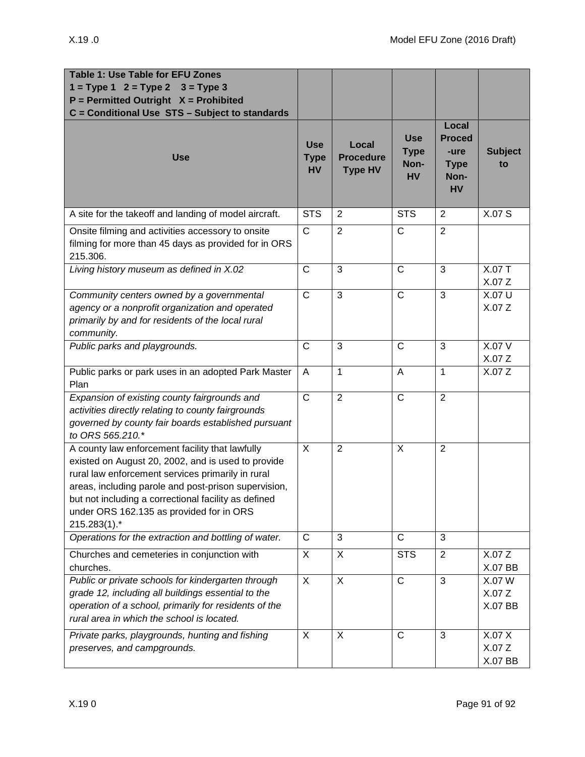| Table 1: Use Table for EFU Zones<br>1 = Type 1   2 = Type 2   3 = Type 3<br>P = Permitted Outright   X = Prohibited<br>C = Conditional Use  STS – Subject to standards | | | | | |
|---|---|---|---|---|---|
| **Use** | **Use Type HV** | **Local Procedure Type HV** | **Use Type Non-HV** | **Local Proced-ure Type Non-HV** | **Subject to** |
| A site for the takeoff and landing of model aircraft. | STS | 2 | STS | 2 | X.07 S |
| Onsite filming and activities accessory to onsite filming for more than 45 days as provided for in ORS 215.306. | C | 2 | C | 2 | |
| *Living history museum as defined in X.02* | C | 3 | C | 3 | X.07 T<br>X.07 Z |
| *Community centers owned by a governmental agency or a nonprofit organization and operated primarily by and for residents of the local rural community.* | C | 3 | C | 3 | X.07 U<br>X.07 Z |
| *Public parks and playgrounds.* | C | 3 | C | 3 | X.07 V<br>X.07 Z |
| Public parks or park uses in an adopted Park Master Plan | A | 1 | A | 1 | X.07 Z |
| *Expansion of existing county fairgrounds and activities directly relating to county fairgrounds governed by county fair boards established pursuant to ORS 565.210.** | C | 2 | C | 2 | |
| A county law enforcement facility that lawfully existed on August 20, 2002, and is used to provide rural law enforcement services primarily in rural areas, including parole and post-prison supervision, but not including a correctional facility as defined under ORS 162.135 as provided for in ORS 215.283(1).* | X | 2 | X | 2 | |
| *Operations for the extraction and bottling of water.* | C | 3 | C | 3 | |
| Churches and cemeteries in conjunction with churches. | X | X | STS | 2 | X.07 Z<br>X.07 BB |
| *Public or private schools for kindergarten through grade 12, including all buildings essential to the operation of a school, primarily for residents of the rural area in which the school is located.* | X | X | C | 3 | X.07 W<br>X.07 Z<br>X.07 BB |
| *Private parks, playgrounds, hunting and fishing preserves, and campgrounds.* | X | X | C | 3 | X.07 X<br>X.07 Z<br>X.07 BB |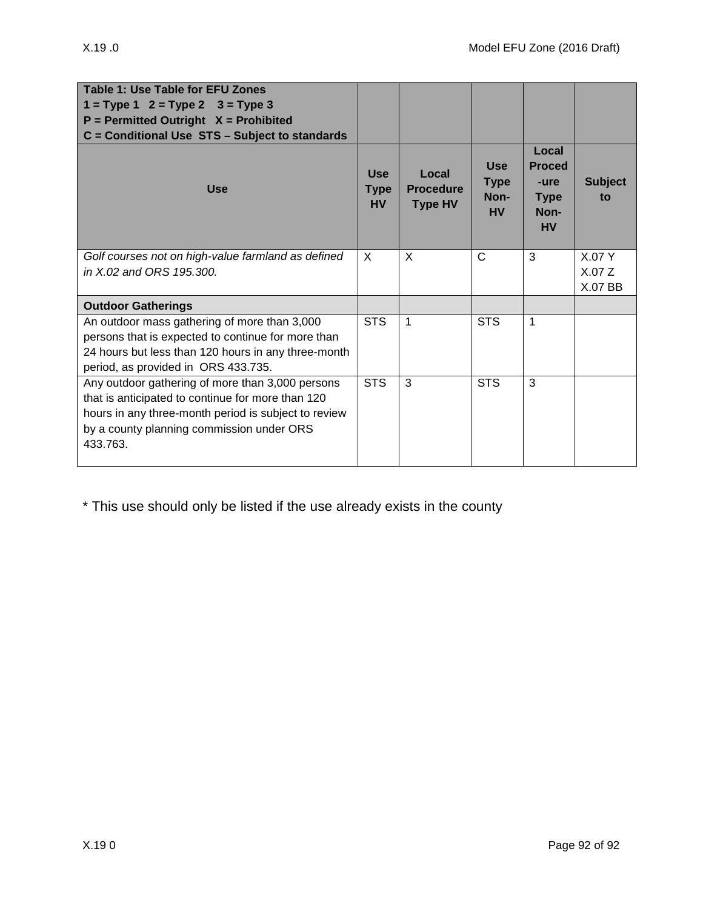| Table 1: Use Table for EFU Zones<br>1 = Type 1   2 = Type 2    3 = Type 3<br>P = Permitted Outright   X = Prohibited<br>C = Conditional Use  STS – Subject to standards | | | | | |
|---|---|---|---|---|---|
| **Use** | **Use Type HV** | **Local Procedure Type HV** | **Use Type Non-HV** | **Local Proced-ure Type Non-HV** | **Subject to** |
| *Golf courses not on high-value farmland as defined in X.02 and ORS 195.300.* | X | X | C | 3 | X.07 Y<br>X.07 Z<br>X.07 BB |
| **Outdoor Gatherings** | | | | | |
| An outdoor mass gathering of more than 3,000 persons that is expected to continue for more than 24 hours but less than 120 hours in any three-month period, as provided in  ORS 433.735. | STS | 1 | STS | 1 | |
| Any outdoor gathering of more than 3,000 persons that is anticipated to continue for more than 120 hours in any three-month period is subject to review by a county planning commission under ORS 433.763. | STS | 3 | STS | 3 | |

* This use should only be listed if the use already exists in the county